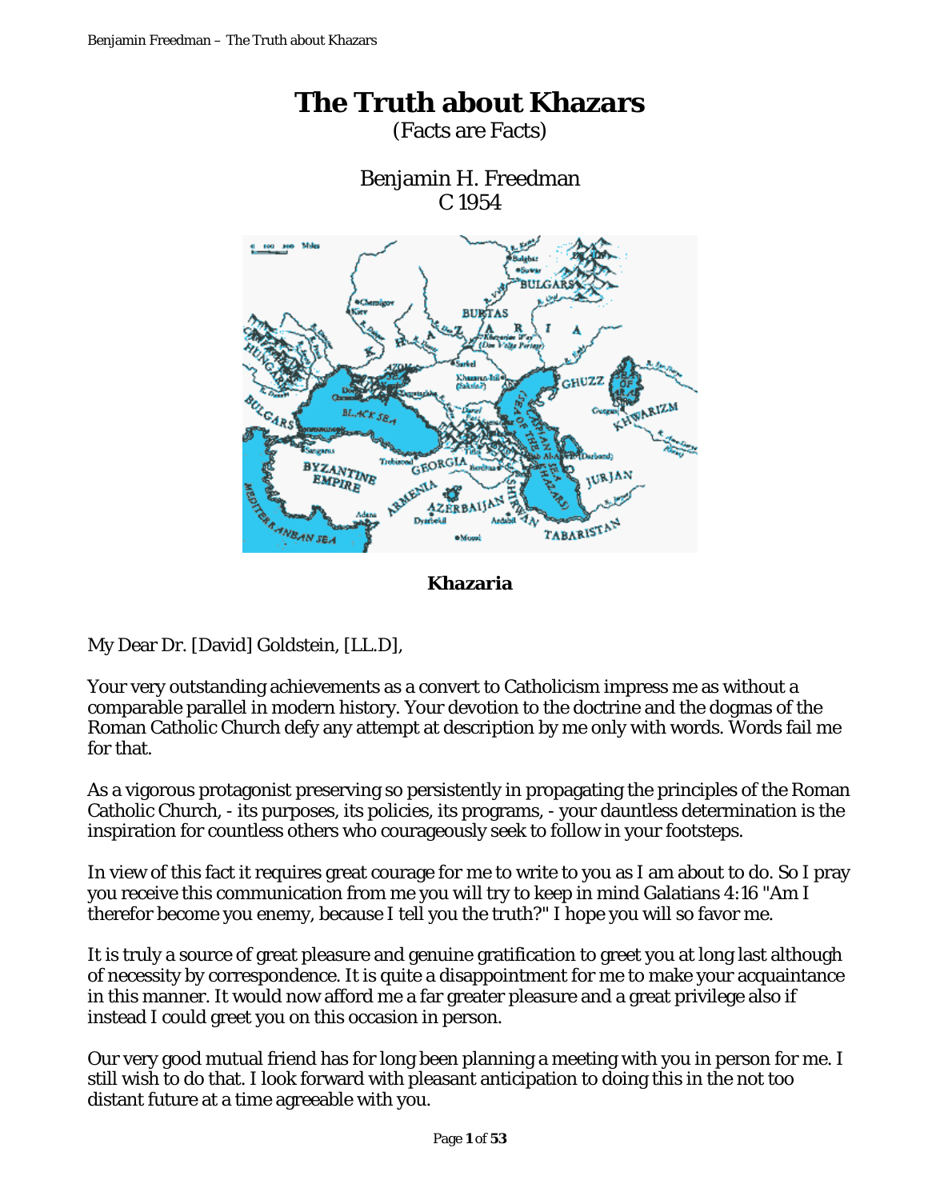# The Truth about Khazars

(Facts are Facts)

Benjamin H. Freedman
C 1954

**Khazaria**

My Dear Dr. [David] Goldstein, [LL.D],

Your very outstanding achievements as a convert to Catholicism impress me as without a comparable parallel in modern history. Your devotion to the doctrine and the dogmas of the Roman Catholic Church defy any attempt at description by me only with words. Words fail me for that.

As a vigorous protagonist preserving so persistently in propagating the principles of the Roman Catholic Church, - its purposes, its policies, its programs, - your dauntless determination is the inspiration for countless others who courageously seek to follow in your footsteps.

In view of this fact it requires great courage for me to write to you as I am about to do. So I pray you receive this communication from me you will try to keep in mind Galatians 4:16 "Am I therefor become you enemy, because I tell you the truth?" I hope you will so favor me.

It is truly a source of great pleasure and genuine gratification to greet you at long last although of necessity by correspondence. It is quite a disappointment for me to make your acquaintance in this manner. It would now afford me a far greater pleasure and a great privilege also if instead I could greet you on this occasion in person.

Our very good mutual friend has for long been planning a meeting with you in person for me. I still wish to do that. I look forward with pleasant anticipation to doing this in the not too distant future at a time agreeable with you.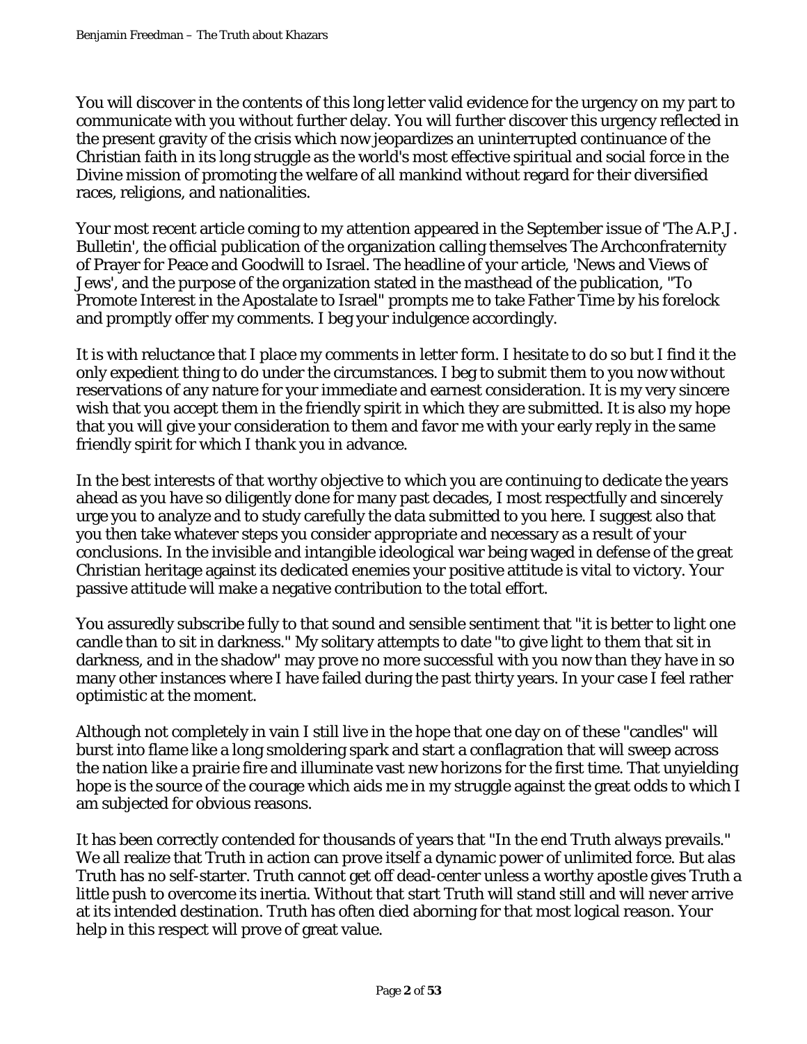You will discover in the contents of this long letter valid evidence for the urgency on my part to communicate with you without further delay. You will further discover this urgency reflected in the present gravity of the crisis which now jeopardizes an uninterrupted continuance of the Christian faith in its long struggle as the world's most effective spiritual and social force in the Divine mission of promoting the welfare of all mankind without regard for their diversified races, religions, and nationalities.

Your most recent article coming to my attention appeared in the September issue of 'The A.P.J. Bulletin', the official publication of the organization calling themselves The Archconfraternity of Prayer for Peace and Goodwill to Israel. The headline of your article, 'News and Views of Jews', and the purpose of the organization stated in the masthead of the publication, "To Promote Interest in the Apostalate to Israel" prompts me to take Father Time by his forelock and promptly offer my comments. I beg your indulgence accordingly.

It is with reluctance that I place my comments in letter form. I hesitate to do so but I find it the only expedient thing to do under the circumstances. I beg to submit them to you now without reservations of any nature for your immediate and earnest consideration. It is my very sincere wish that you accept them in the friendly spirit in which they are submitted. It is also my hope that you will give your consideration to them and favor me with your early reply in the same friendly spirit for which I thank you in advance.

In the best interests of that worthy objective to which you are continuing to dedicate the years ahead as you have so diligently done for many past decades, I most respectfully and sincerely urge you to analyze and to study carefully the data submitted to you here. I suggest also that you then take whatever steps you consider appropriate and necessary as a result of your conclusions. In the invisible and intangible ideological war being waged in defense of the great Christian heritage against its dedicated enemies your positive attitude is vital to victory. Your passive attitude will make a negative contribution to the total effort.

You assuredly subscribe fully to that sound and sensible sentiment that "it is better to light one candle than to sit in darkness." My solitary attempts to date "to give light to them that sit in darkness, and in the shadow" may prove no more successful with you now than they have in so many other instances where I have failed during the past thirty years. In your case I feel rather optimistic at the moment.

Although not completely in vain I still live in the hope that one day on of these "candles" will burst into flame like a long smoldering spark and start a conflagration that will sweep across the nation like a prairie fire and illuminate vast new horizons for the first time. That unyielding hope is the source of the courage which aids me in my struggle against the great odds to which I am subjected for obvious reasons.

It has been correctly contended for thousands of years that "In the end Truth always prevails." We all realize that Truth in action can prove itself a dynamic power of unlimited force. But alas Truth has no self-starter. Truth cannot get off dead-center unless a worthy apostle gives Truth a little push to overcome its inertia. Without that start Truth will stand still and will never arrive at its intended destination. Truth has often died aborning for that most logical reason. Your help in this respect will prove of great value.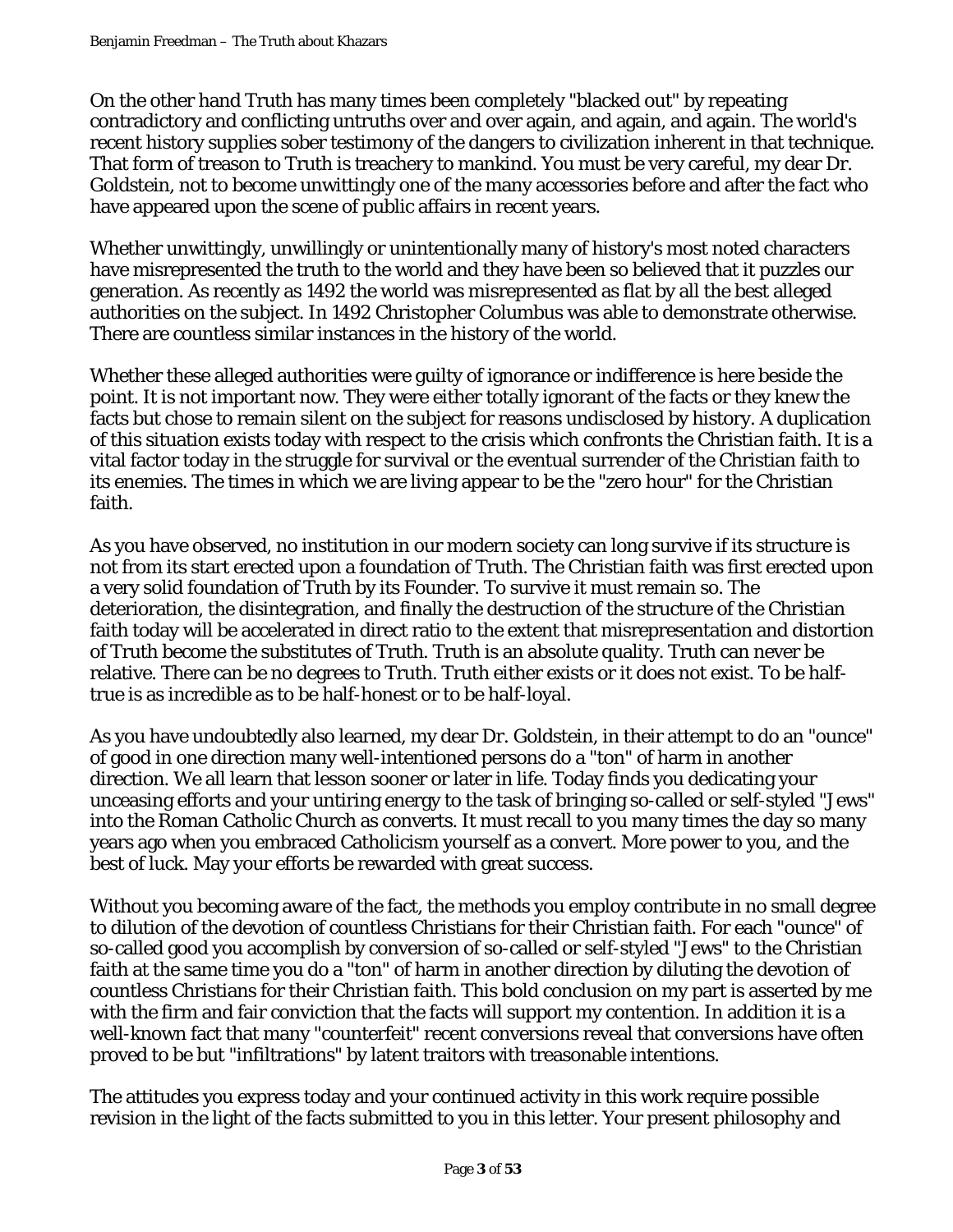On the other hand Truth has many times been completely "blacked out" by repeating contradictory and conflicting untruths over and over again, and again, and again. The world's recent history supplies sober testimony of the dangers to civilization inherent in that technique. That form of treason to Truth is treachery to mankind. You must be very careful, my dear Dr. Goldstein, not to become unwittingly one of the many accessories before and after the fact who have appeared upon the scene of public affairs in recent years.

Whether unwittingly, unwillingly or unintentionally many of history's most noted characters have misrepresented the truth to the world and they have been so believed that it puzzles our generation. As recently as 1492 the world was misrepresented as flat by all the best alleged authorities on the subject. In 1492 Christopher Columbus was able to demonstrate otherwise. There are countless similar instances in the history of the world.

Whether these alleged authorities were guilty of ignorance or indifference is here beside the point. It is not important now. They were either totally ignorant of the facts or they knew the facts but chose to remain silent on the subject for reasons undisclosed by history. A duplication of this situation exists today with respect to the crisis which confronts the Christian faith. It is a vital factor today in the struggle for survival or the eventual surrender of the Christian faith to its enemies. The times in which we are living appear to be the "zero hour" for the Christian faith.

As you have observed, no institution in our modern society can long survive if its structure is not from its start erected upon a foundation of Truth. The Christian faith was first erected upon a very solid foundation of Truth by its Founder. To survive it must remain so. The deterioration, the disintegration, and finally the destruction of the structure of the Christian faith today will be accelerated in direct ratio to the extent that misrepresentation and distortion of Truth become the substitutes of Truth. Truth is an absolute quality. Truth can never be relative. There can be no degrees to Truth. Truth either exists or it does not exist. To be half-true is as incredible as to be half-honest or to be half-loyal.

As you have undoubtedly also learned, my dear Dr. Goldstein, in their attempt to do an "ounce" of good in one direction many well-intentioned persons do a "ton" of harm in another direction. We all learn that lesson sooner or later in life. Today finds you dedicating your unceasing efforts and your untiring energy to the task of bringing so-called or self-styled "Jews" into the Roman Catholic Church as converts. It must recall to you many times the day so many years ago when you embraced Catholicism yourself as a convert. More power to you, and the best of luck. May your efforts be rewarded with great success.

Without you becoming aware of the fact, the methods you employ contribute in no small degree to dilution of the devotion of countless Christians for their Christian faith. For each "ounce" of so-called good you accomplish by conversion of so-called or self-styled "Jews" to the Christian faith at the same time you do a "ton" of harm in another direction by diluting the devotion of countless Christians for their Christian faith. This bold conclusion on my part is asserted by me with the firm and fair conviction that the facts will support my contention. In addition it is a well-known fact that many "counterfeit" recent conversions reveal that conversions have often proved to be but "infiltrations" by latent traitors with treasonable intentions.

The attitudes you express today and your continued activity in this work require possible revision in the light of the facts submitted to you in this letter. Your present philosophy and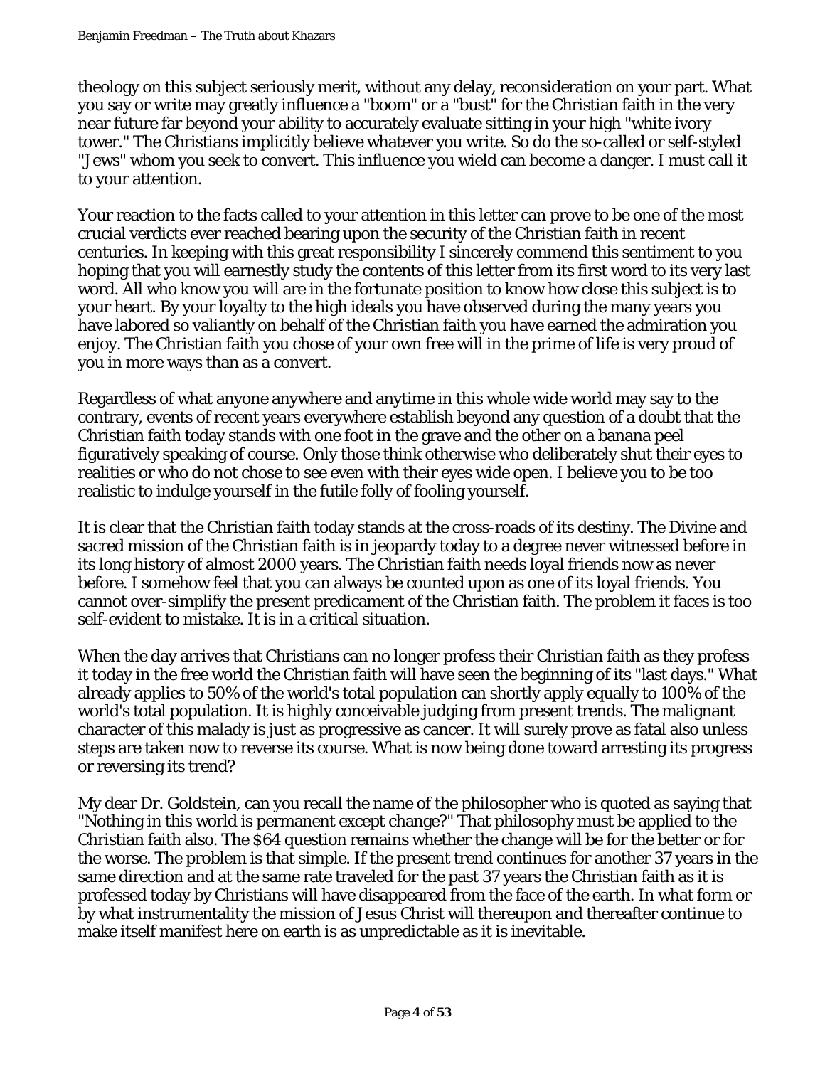theology on this subject seriously merit, without any delay, reconsideration on your part. What you say or write may greatly influence a "boom" or a "bust" for the Christian faith in the very near future far beyond your ability to accurately evaluate sitting in your high "white ivory tower." The Christians implicitly believe whatever you write. So do the so-called or self-styled "Jews" whom you seek to convert. This influence you wield can become a danger. I must call it to your attention.

Your reaction to the facts called to your attention in this letter can prove to be one of the most crucial verdicts ever reached bearing upon the security of the Christian faith in recent centuries. In keeping with this great responsibility I sincerely commend this sentiment to you hoping that you will earnestly study the contents of this letter from its first word to its very last word. All who know you will are in the fortunate position to know how close this subject is to your heart. By your loyalty to the high ideals you have observed during the many years you have labored so valiantly on behalf of the Christian faith you have earned the admiration you enjoy. The Christian faith you chose of your own free will in the prime of life is very proud of you in more ways than as a convert.

Regardless of what anyone anywhere and anytime in this whole wide world may say to the contrary, events of recent years everywhere establish beyond any question of a doubt that the Christian faith today stands with one foot in the grave and the other on a banana peel figuratively speaking of course. Only those think otherwise who deliberately shut their eyes to realities or who do not chose to see even with their eyes wide open. I believe you to be too realistic to indulge yourself in the futile folly of fooling yourself.

It is clear that the Christian faith today stands at the cross-roads of its destiny. The Divine and sacred mission of the Christian faith is in jeopardy today to a degree never witnessed before in its long history of almost 2000 years. The Christian faith needs loyal friends now as never before. I somehow feel that you can always be counted upon as one of its loyal friends. You cannot over-simplify the present predicament of the Christian faith. The problem it faces is too self-evident to mistake. It is in a critical situation.

When the day arrives that Christians can no longer profess their Christian faith as they profess it today in the free world the Christian faith will have seen the beginning of its "last days." What already applies to 50% of the world's total population can shortly apply equally to 100% of the world's total population. It is highly conceivable judging from present trends. The malignant character of this malady is just as progressive as cancer. It will surely prove as fatal also unless steps are taken now to reverse its course. What is now being done toward arresting its progress or reversing its trend?

My dear Dr. Goldstein, can you recall the name of the philosopher who is quoted as saying that "Nothing in this world is permanent except change?" That philosophy must be applied to the Christian faith also. The $64 question remains whether the change will be for the better or for the worse. The problem is that simple. If the present trend continues for another 37 years in the same direction and at the same rate traveled for the past 37 years the Christian faith as it is professed today by Christians will have disappeared from the face of the earth. In what form or by what instrumentality the mission of Jesus Christ will thereupon and thereafter continue to make itself manifest here on earth is as unpredictable as it is inevitable.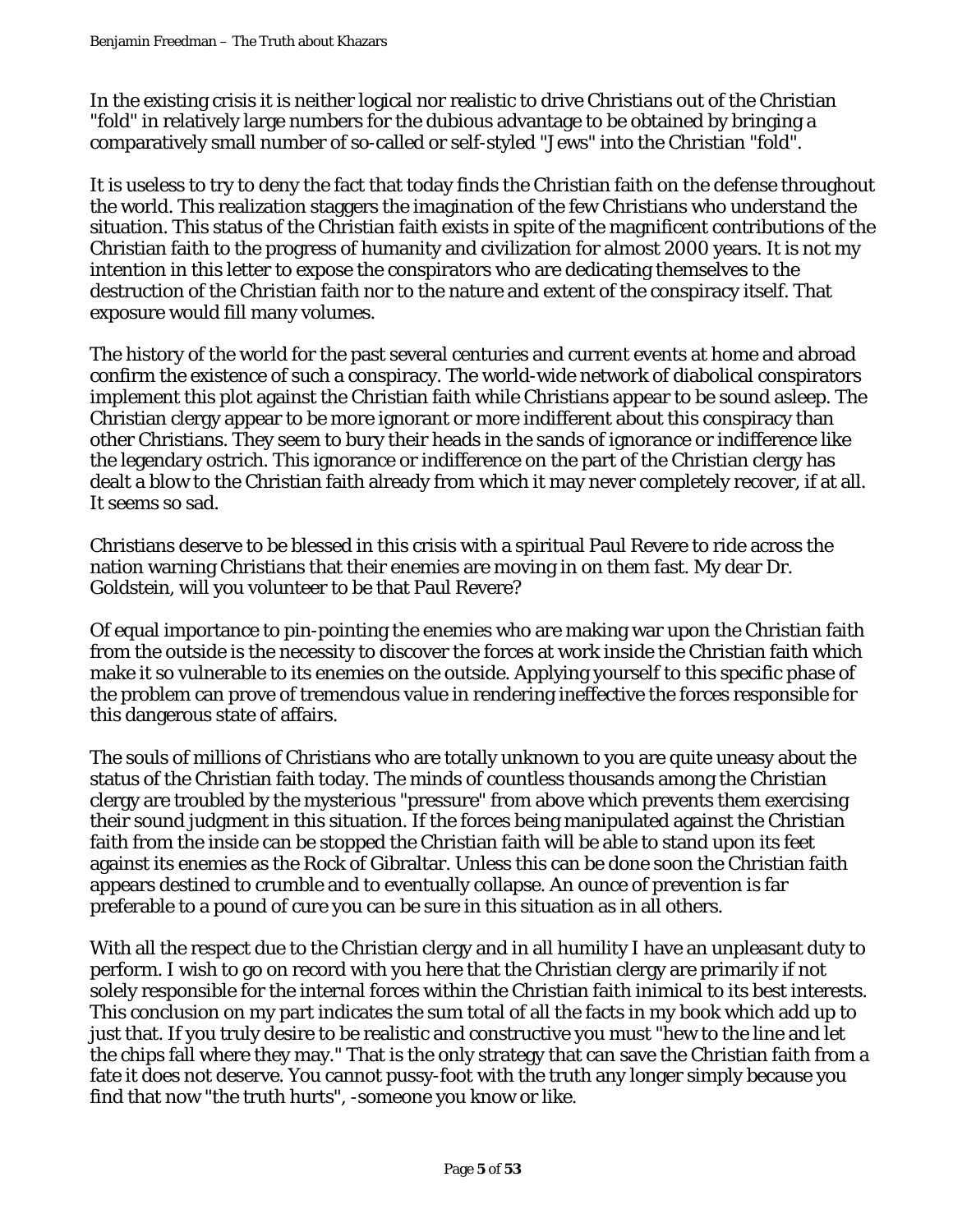In the existing crisis it is neither logical nor realistic to drive Christians out of the Christian "fold" in relatively large numbers for the dubious advantage to be obtained by bringing a comparatively small number of so-called or self-styled "Jews" into the Christian "fold".

It is useless to try to deny the fact that today finds the Christian faith on the defense throughout the world. This realization staggers the imagination of the few Christians who understand the situation. This status of the Christian faith exists in spite of the magnificent contributions of the Christian faith to the progress of humanity and civilization for almost 2000 years. It is not my intention in this letter to expose the conspirators who are dedicating themselves to the destruction of the Christian faith nor to the nature and extent of the conspiracy itself. That exposure would fill many volumes.

The history of the world for the past several centuries and current events at home and abroad confirm the existence of such a conspiracy. The world-wide network of diabolical conspirators implement this plot against the Christian faith while Christians appear to be sound asleep. The Christian clergy appear to be more ignorant or more indifferent about this conspiracy than other Christians. They seem to bury their heads in the sands of ignorance or indifference like the legendary ostrich. This ignorance or indifference on the part of the Christian clergy has dealt a blow to the Christian faith already from which it may never completely recover, if at all. It seems so sad.

Christians deserve to be blessed in this crisis with a spiritual Paul Revere to ride across the nation warning Christians that their enemies are moving in on them fast. My dear Dr. Goldstein, will you volunteer to be that Paul Revere?

Of equal importance to pin-pointing the enemies who are making war upon the Christian faith from the outside is the necessity to discover the forces at work inside the Christian faith which make it so vulnerable to its enemies on the outside. Applying yourself to this specific phase of the problem can prove of tremendous value in rendering ineffective the forces responsible for this dangerous state of affairs.

The souls of millions of Christians who are totally unknown to you are quite uneasy about the status of the Christian faith today. The minds of countless thousands among the Christian clergy are troubled by the mysterious "pressure" from above which prevents them exercising their sound judgment in this situation. If the forces being manipulated against the Christian faith from the inside can be stopped the Christian faith will be able to stand upon its feet against its enemies as the Rock of Gibraltar. Unless this can be done soon the Christian faith appears destined to crumble and to eventually collapse. An ounce of prevention is far preferable to a pound of cure you can be sure in this situation as in all others.

With all the respect due to the Christian clergy and in all humility I have an unpleasant duty to perform. I wish to go on record with you here that the Christian clergy are primarily if not solely responsible for the internal forces within the Christian faith inimical to its best interests. This conclusion on my part indicates the sum total of all the facts in my book which add up to just that. If you truly desire to be realistic and constructive you must "hew to the line and let the chips fall where they may." That is the only strategy that can save the Christian faith from a fate it does not deserve. You cannot pussy-foot with the truth any longer simply because you find that now "the truth hurts", -someone you know or like.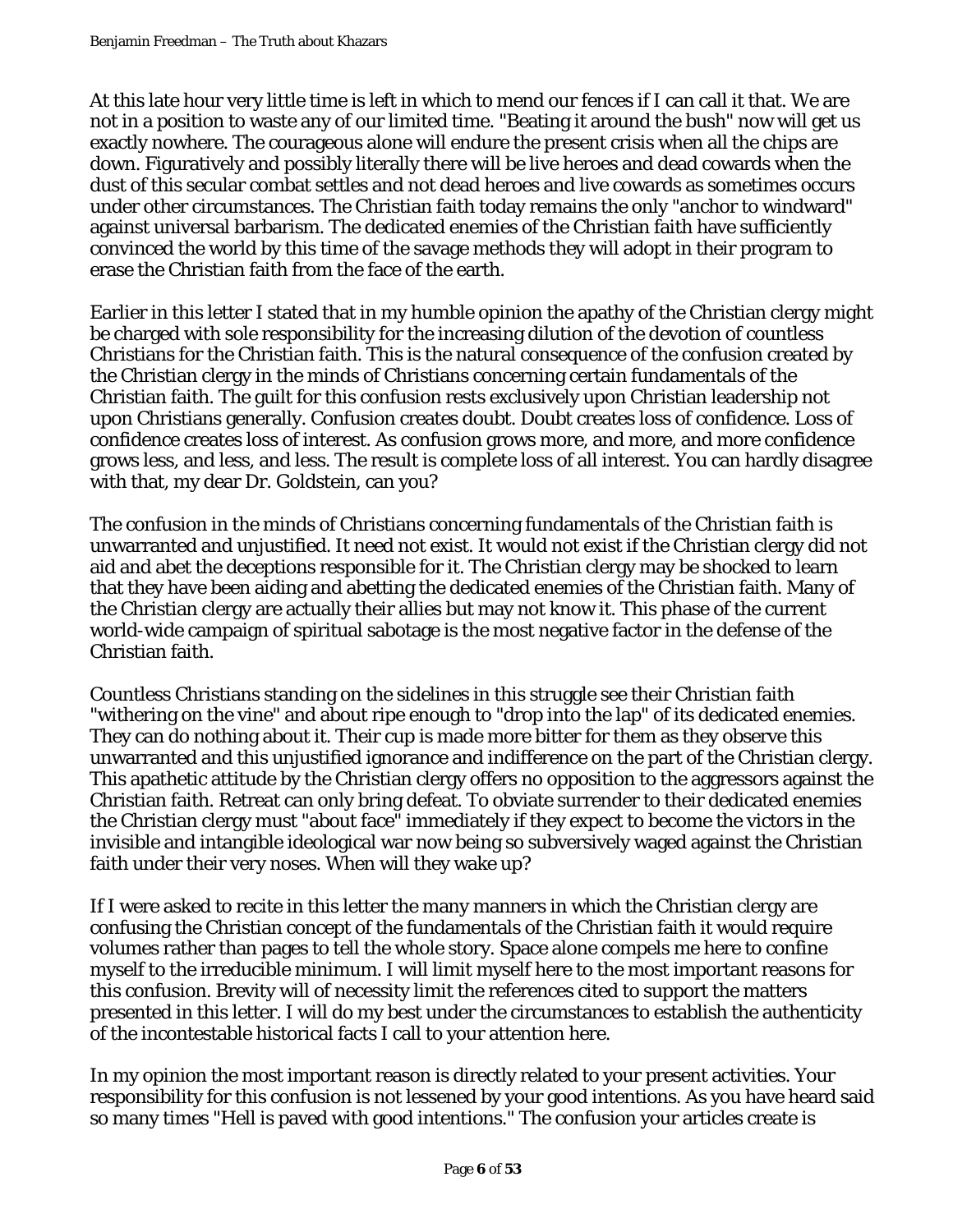At this late hour very little time is left in which to mend our fences if I can call it that. We are not in a position to waste any of our limited time. "Beating it around the bush" now will get us exactly nowhere. The courageous alone will endure the present crisis when all the chips are down. Figuratively and possibly literally there will be live heroes and dead cowards when the dust of this secular combat settles and not dead heroes and live cowards as sometimes occurs under other circumstances. The Christian faith today remains the only "anchor to windward" against universal barbarism. The dedicated enemies of the Christian faith have sufficiently convinced the world by this time of the savage methods they will adopt in their program to erase the Christian faith from the face of the earth.

Earlier in this letter I stated that in my humble opinion the apathy of the Christian clergy might be charged with sole responsibility for the increasing dilution of the devotion of countless Christians for the Christian faith. This is the natural consequence of the confusion created by the Christian clergy in the minds of Christians concerning certain fundamentals of the Christian faith. The guilt for this confusion rests exclusively upon Christian leadership not upon Christians generally. Confusion creates doubt. Doubt creates loss of confidence. Loss of confidence creates loss of interest. As confusion grows more, and more, and more confidence grows less, and less, and less. The result is complete loss of all interest. You can hardly disagree with that, my dear Dr. Goldstein, can you?

The confusion in the minds of Christians concerning fundamentals of the Christian faith is unwarranted and unjustified. It need not exist. It would not exist if the Christian clergy did not aid and abet the deceptions responsible for it. The Christian clergy may be shocked to learn that they have been aiding and abetting the dedicated enemies of the Christian faith. Many of the Christian clergy are actually their allies but may not know it. This phase of the current world-wide campaign of spiritual sabotage is the most negative factor in the defense of the Christian faith.

Countless Christians standing on the sidelines in this struggle see their Christian faith "withering on the vine" and about ripe enough to "drop into the lap" of its dedicated enemies. They can do nothing about it. Their cup is made more bitter for them as they observe this unwarranted and this unjustified ignorance and indifference on the part of the Christian clergy. This apathetic attitude by the Christian clergy offers no opposition to the aggressors against the Christian faith. Retreat can only bring defeat. To obviate surrender to their dedicated enemies the Christian clergy must "about face" immediately if they expect to become the victors in the invisible and intangible ideological war now being so subversively waged against the Christian faith under their very noses. When will they wake up?

If I were asked to recite in this letter the many manners in which the Christian clergy are confusing the Christian concept of the fundamentals of the Christian faith it would require volumes rather than pages to tell the whole story. Space alone compels me here to confine myself to the irreducible minimum. I will limit myself here to the most important reasons for this confusion. Brevity will of necessity limit the references cited to support the matters presented in this letter. I will do my best under the circumstances to establish the authenticity of the incontestable historical facts I call to your attention here.

In my opinion the most important reason is directly related to your present activities. Your responsibility for this confusion is not lessened by your good intentions. As you have heard said so many times "Hell is paved with good intentions." The confusion your articles create is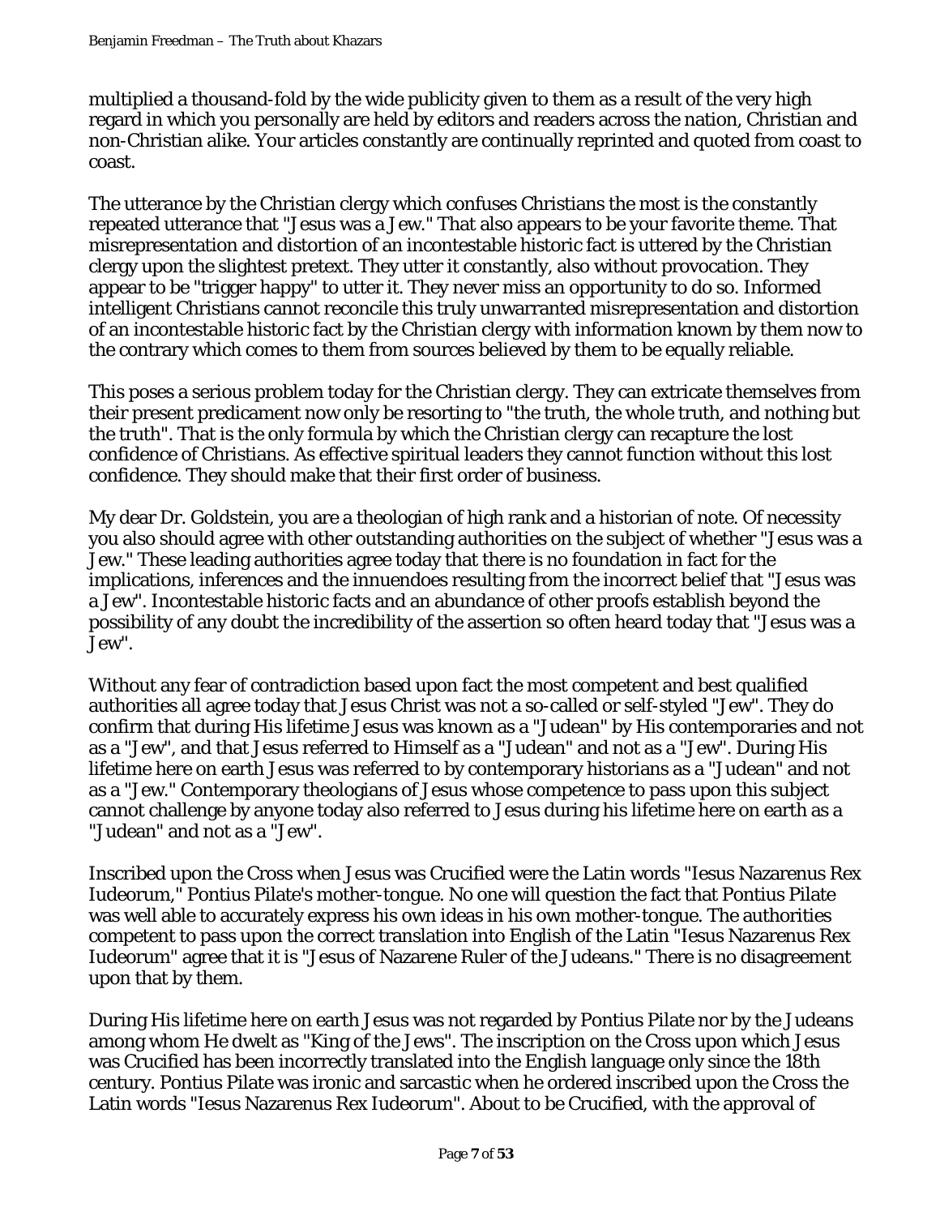multiplied a thousand-fold by the wide publicity given to them as a result of the very high regard in which you personally are held by editors and readers across the nation, Christian and non-Christian alike. Your articles constantly are continually reprinted and quoted from coast to coast.

The utterance by the Christian clergy which confuses Christians the most is the constantly repeated utterance that "Jesus was a Jew." That also appears to be your favorite theme. That misrepresentation and distortion of an incontestable historic fact is uttered by the Christian clergy upon the slightest pretext. They utter it constantly, also without provocation. They appear to be "trigger happy" to utter it. They never miss an opportunity to do so. Informed intelligent Christians cannot reconcile this truly unwarranted misrepresentation and distortion of an incontestable historic fact by the Christian clergy with information known by them now to the contrary which comes to them from sources believed by them to be equally reliable.

This poses a serious problem today for the Christian clergy. They can extricate themselves from their present predicament now only be resorting to "the truth, the whole truth, and nothing but the truth". That is the only formula by which the Christian clergy can recapture the lost confidence of Christians. As effective spiritual leaders they cannot function without this lost confidence. They should make that their first order of business.

My dear Dr. Goldstein, you are a theologian of high rank and a historian of note. Of necessity you also should agree with other outstanding authorities on the subject of whether "Jesus was a Jew." These leading authorities agree today that there is no foundation in fact for the implications, inferences and the innuendoes resulting from the incorrect belief that "Jesus was a Jew". Incontestable historic facts and an abundance of other proofs establish beyond the possibility of any doubt the incredibility of the assertion so often heard today that "Jesus was a Jew".

Without any fear of contradiction based upon fact the most competent and best qualified authorities all agree today that Jesus Christ was not a so-called or self-styled "Jew". They do confirm that during His lifetime Jesus was known as a "Judean" by His contemporaries and not as a "Jew", and that Jesus referred to Himself as a "Judean" and not as a "Jew". During His lifetime here on earth Jesus was referred to by contemporary historians as a "Judean" and not as a "Jew." Contemporary theologians of Jesus whose competence to pass upon this subject cannot challenge by anyone today also referred to Jesus during his lifetime here on earth as a "Judean" and not as a "Jew".

Inscribed upon the Cross when Jesus was Crucified were the Latin words "Iesus Nazarenus Rex Iudeorum," Pontius Pilate's mother-tongue. No one will question the fact that Pontius Pilate was well able to accurately express his own ideas in his own mother-tongue. The authorities competent to pass upon the correct translation into English of the Latin "Iesus Nazarenus Rex Iudeorum" agree that it is "Jesus of Nazarene Ruler of the Judeans." There is no disagreement upon that by them.

During His lifetime here on earth Jesus was not regarded by Pontius Pilate nor by the Judeans among whom He dwelt as "King of the Jews". The inscription on the Cross upon which Jesus was Crucified has been incorrectly translated into the English language only since the 18th century. Pontius Pilate was ironic and sarcastic when he ordered inscribed upon the Cross the Latin words "Iesus Nazarenus Rex Iudeorum". About to be Crucified, with the approval of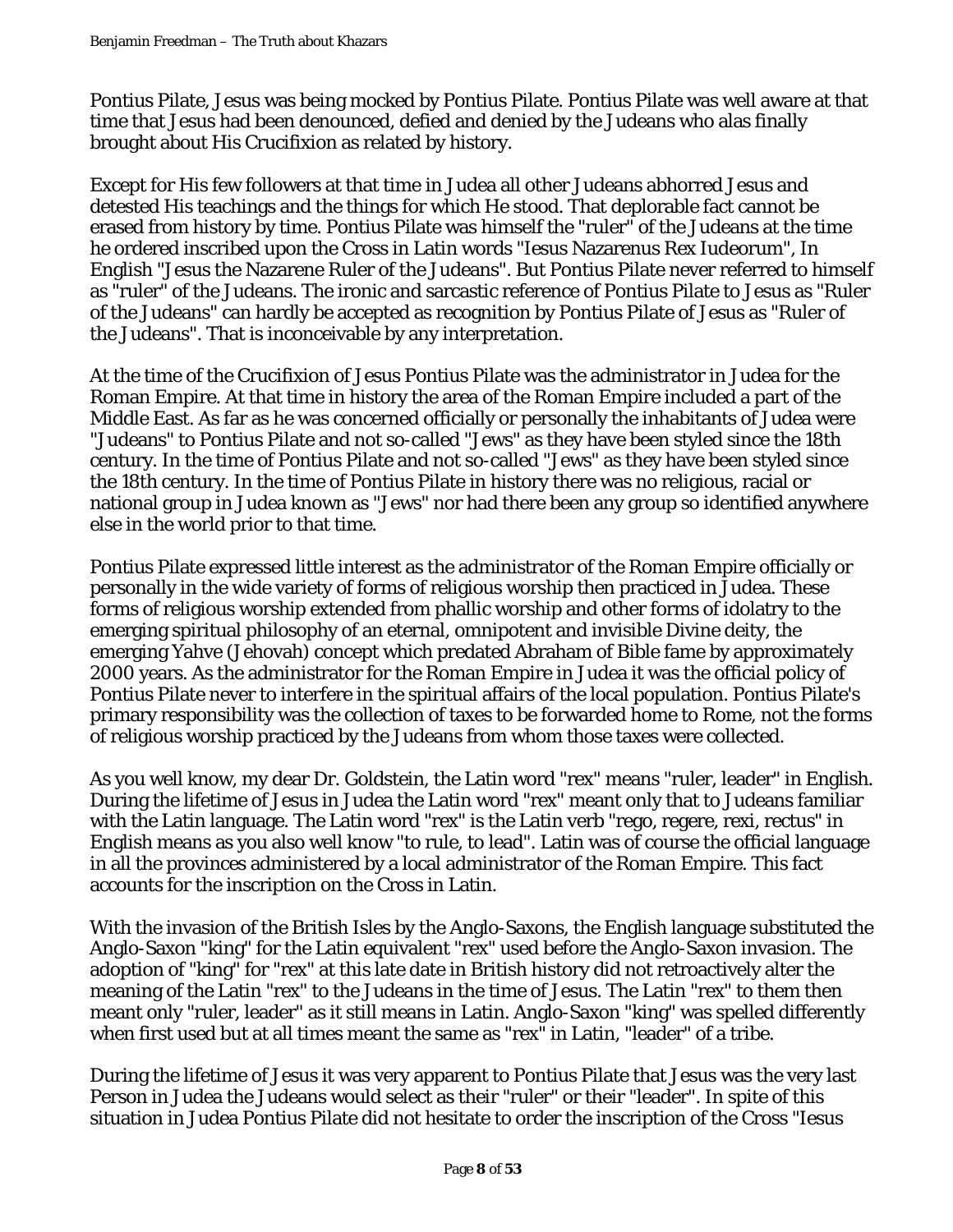Pontius Pilate, Jesus was being mocked by Pontius Pilate. Pontius Pilate was well aware at that time that Jesus had been denounced, defied and denied by the Judeans who alas finally brought about His Crucifixion as related by history.

Except for His few followers at that time in Judea all other Judeans abhorred Jesus and detested His teachings and the things for which He stood. That deplorable fact cannot be erased from history by time. Pontius Pilate was himself the "ruler" of the Judeans at the time he ordered inscribed upon the Cross in Latin words "Iesus Nazarenus Rex Iudeorum", In English "Jesus the Nazarene Ruler of the Judeans". But Pontius Pilate never referred to himself as "ruler" of the Judeans. The ironic and sarcastic reference of Pontius Pilate to Jesus as "Ruler of the Judeans" can hardly be accepted as recognition by Pontius Pilate of Jesus as "Ruler of the Judeans". That is inconceivable by any interpretation.

At the time of the Crucifixion of Jesus Pontius Pilate was the administrator in Judea for the Roman Empire. As that time in history the area of the Roman Empire included a part of the Middle East. As far as he was concerned officially or personally the inhabitants of Judea were "Judeans" to Pontius Pilate and not so-called "Jews" as they have been styled since the 18th century. In the time of Pontius Pilate and not so-called "Jews" as they have been styled since the 18th century. In the time of Pontius Pilate in history there was no religious, racial or national group in Judea known as "Jews" nor had there been any group so identified anywhere else in the world prior to that time.

Pontius Pilate expressed little interest as the administrator of the Roman Empire officially or personally in the wide variety of forms of religious worship then practiced in Judea. These forms of religious worship extended from phallic worship and other forms of idolatry to the emerging spiritual philosophy of an eternal, omnipotent and invisible Divine deity, the emerging Yahve (Jehovah) concept which predated Abraham of Bible fame by approximately 2000 years. As the administrator for the Roman Empire in Judea it was the official policy of Pontius Pilate never to interfere in the spiritual affairs of the local population. Pontius Pilate's primary responsibility was the collection of taxes to be forwarded home to Rome, not the forms of religious worship practiced by the Judeans from whom those taxes were collected.

As you well know, my dear Dr. Goldstein, the Latin word "rex" means "ruler, leader" in English. During the lifetime of Jesus in Judea the Latin word "rex" meant only that to Judeans familiar with the Latin language. The Latin word "rex" is the Latin verb "rego, regere, rexi, rectus" in English means as you also well know "to rule, to lead". Latin was of course the official language in all the provinces administered by a local administrator of the Roman Empire. This fact accounts for the inscription on the Cross in Latin.

With the invasion of the British Isles by the Anglo-Saxons, the English language substituted the Anglo-Saxon "king" for the Latin equivalent "rex" used before the Anglo-Saxon invasion. The adoption of "king" for "rex" at this late date in British history did not retroactively alter the meaning of the Latin "rex" to the Judeans in the time of Jesus. The Latin "rex" to them then meant only "ruler, leader" as it still means in Latin. Anglo-Saxon "king" was spelled differently when first used but at all times meant the same as "rex" in Latin, "leader" of a tribe.

During the lifetime of Jesus it was very apparent to Pontius Pilate that Jesus was the very last Person in Judea the Judeans would select as their "ruler" or their "leader". In spite of this situation in Judea Pontius Pilate did not hesitate to order the inscription of the Cross "Iesus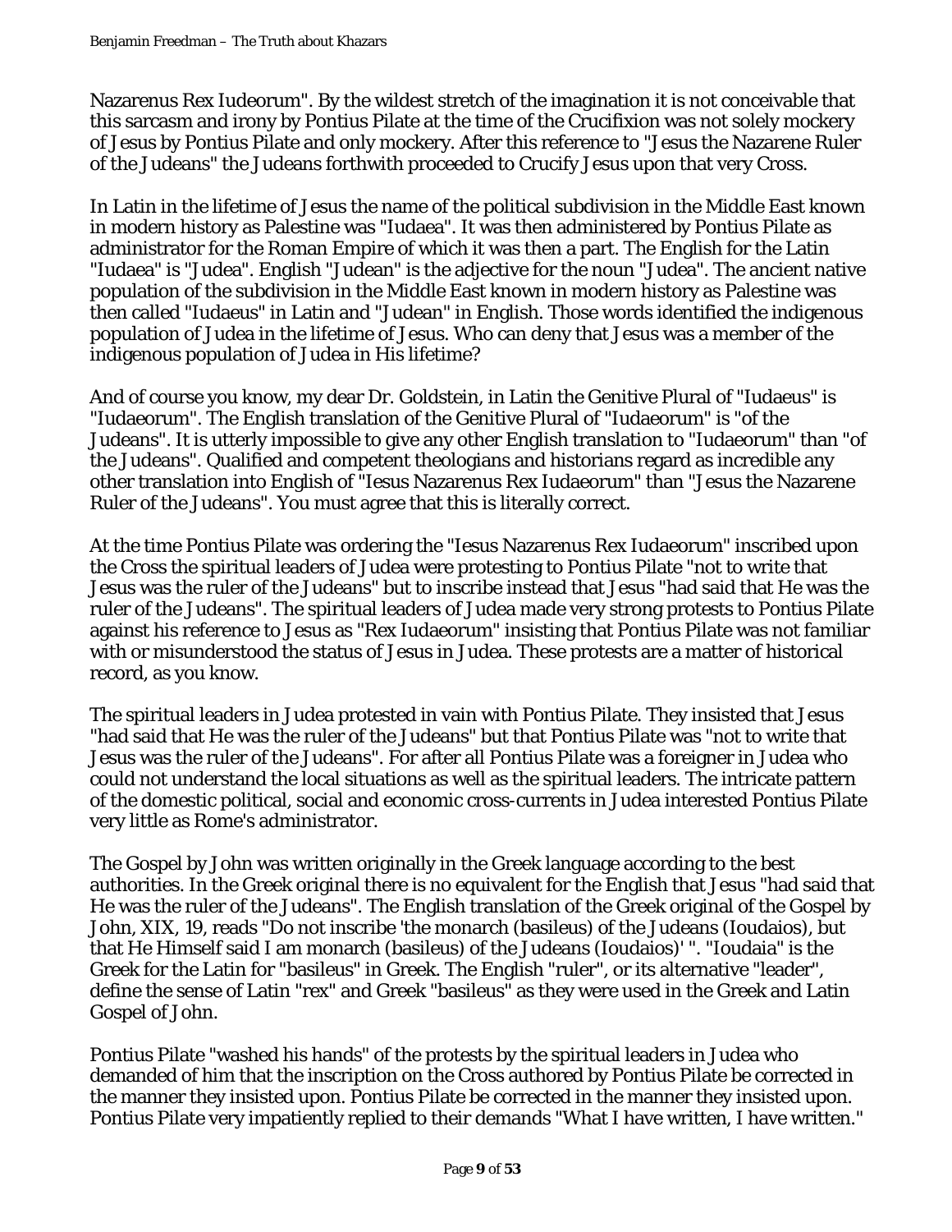Nazarenus Rex Iudeorum". By the wildest stretch of the imagination it is not conceivable that this sarcasm and irony by Pontius Pilate at the time of the Crucifixion was not solely mockery of Jesus by Pontius Pilate and only mockery. After this reference to "Jesus the Nazarene Ruler of the Judeans" the Judeans forthwith proceeded to Crucify Jesus upon that very Cross.

In Latin in the lifetime of Jesus the name of the political subdivision in the Middle East known in modern history as Palestine was "Iudaea". It was then administered by Pontius Pilate as administrator for the Roman Empire of which it was then a part. The English for the Latin "Iudaea" is "Judea". English "Judean" is the adjective for the noun "Judea". The ancient native population of the subdivision in the Middle East known in modern history as Palestine was then called "Iudaeus" in Latin and "Judean" in English. Those words identified the indigenous population of Judea in the lifetime of Jesus. Who can deny that Jesus was a member of the indigenous population of Judea in His lifetime?

And of course you know, my dear Dr. Goldstein, in Latin the Genitive Plural of "Iudaeus" is "Iudaeorum". The English translation of the Genitive Plural of "Iudaeorum" is "of the Judeans". It is utterly impossible to give any other English translation to "Iudaeorum" than "of the Judeans". Qualified and competent theologians and historians regard as incredible any other translation into English of "Iesus Nazarenus Rex Iudaeorum" than "Jesus the Nazarene Ruler of the Judeans". You must agree that this is literally correct.

At the time Pontius Pilate was ordering the "Iesus Nazarenus Rex Iudaeorum" inscribed upon the Cross the spiritual leaders of Judea were protesting to Pontius Pilate "not to write that Jesus was the ruler of the Judeans" but to inscribe instead that Jesus "had said that He was the ruler of the Judeans". The spiritual leaders of Judea made very strong protests to Pontius Pilate against his reference to Jesus as "Rex Iudaeorum" insisting that Pontius Pilate was not familiar with or misunderstood the status of Jesus in Judea. These protests are a matter of historical record, as you know.

The spiritual leaders in Judea protested in vain with Pontius Pilate. They insisted that Jesus "had said that He was the ruler of the Judeans" but that Pontius Pilate was "not to write that Jesus was the ruler of the Judeans". For after all Pontius Pilate was a foreigner in Judea who could not understand the local situations as well as the spiritual leaders. The intricate pattern of the domestic political, social and economic cross-currents in Judea interested Pontius Pilate very little as Rome's administrator.

The Gospel by John was written originally in the Greek language according to the best authorities. In the Greek original there is no equivalent for the English that Jesus "had said that He was the ruler of the Judeans". The English translation of the Greek original of the Gospel by John, XIX, 19, reads "Do not inscribe 'the monarch (basileus) of the Judeans (Ioudaios), but that He Himself said I am monarch (basileus) of the Judeans (Ioudaios)' ". "Ioudaia" is the Greek for the Latin for "basileus" in Greek. The English "ruler", or its alternative "leader", define the sense of Latin "rex" and Greek "basileus" as they were used in the Greek and Latin Gospel of John.

Pontius Pilate "washed his hands" of the protests by the spiritual leaders in Judea who demanded of him that the inscription on the Cross authored by Pontius Pilate be corrected in the manner they insisted upon. Pontius Pilate be corrected in the manner they insisted upon. Pontius Pilate very impatiently replied to their demands "What I have written, I have written."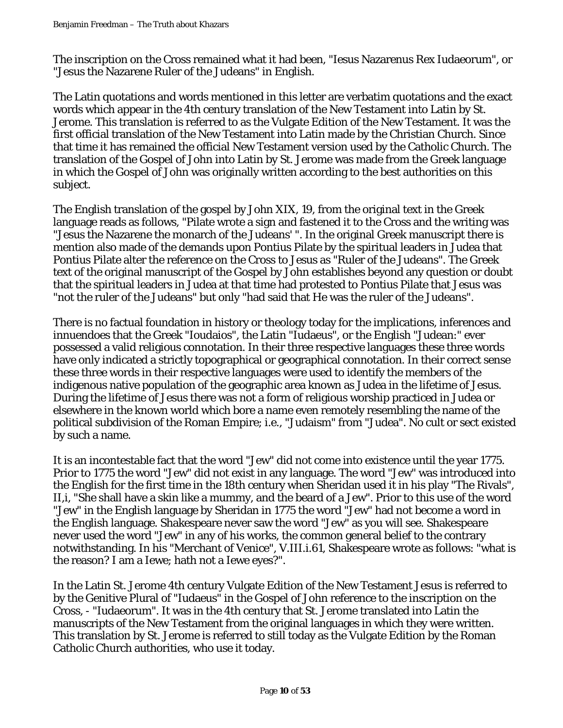The inscription on the Cross remained what it had been, "Iesus Nazarenus Rex Iudaeorum", or "Jesus the Nazarene Ruler of the Judeans" in English.

The Latin quotations and words mentioned in this letter are verbatim quotations and the exact words which appear in the 4th century translation of the New Testament into Latin by St. Jerome. This translation is referred to as the Vulgate Edition of the New Testament. It was the first official translation of the New Testament into Latin made by the Christian Church. Since that time it has remained the official New Testament version used by the Catholic Church. The translation of the Gospel of John into Latin by St. Jerome was made from the Greek language in which the Gospel of John was originally written according to the best authorities on this subject.

The English translation of the gospel by John XIX, 19, from the original text in the Greek language reads as follows, "Pilate wrote a sign and fastened it to the Cross and the writing was "Jesus the Nazarene the monarch of the Judeans' ". In the original Greek manuscript there is mention also made of the demands upon Pontius Pilate by the spiritual leaders in Judea that Pontius Pilate alter the reference on the Cross to Jesus as "Ruler of the Judeans". The Greek text of the original manuscript of the Gospel by John establishes beyond any question or doubt that the spiritual leaders in Judea at that time had protested to Pontius Pilate that Jesus was "not the ruler of the Judeans" but only "had said that He was the ruler of the Judeans".

There is no factual foundation in history or theology today for the implications, inferences and innuendoes that the Greek "Ioudaios", the Latin "Iudaeus", or the English "Judean:" ever possessed a valid religious connotation. In their three respective languages these three words have only indicated a strictly topographical or geographical connotation. In their correct sense these three words in their respective languages were used to identify the members of the indigenous native population of the geographic area known as Judea in the lifetime of Jesus. During the lifetime of Jesus there was not a form of religious worship practiced in Judea or elsewhere in the known world which bore a name even remotely resembling the name of the political subdivision of the Roman Empire; i.e., "Judaism" from "Judea". No cult or sect existed by such a name.

It is an incontestable fact that the word "Jew" did not come into existence until the year 1775. Prior to 1775 the word "Jew" did not exist in any language. The word "Jew" was introduced into the English for the first time in the 18th century when Sheridan used it in his play "The Rivals", II,i, "She shall have a skin like a mummy, and the beard of a Jew". Prior to this use of the word "Jew" in the English language by Sheridan in 1775 the word "Jew" had not become a word in the English language. Shakespeare never saw the word "Jew" as you will see. Shakespeare never used the word "Jew" in any of his works, the common general belief to the contrary notwithstanding. In his "Merchant of Venice", V.III.i.61, Shakespeare wrote as follows: "what is the reason? I am a Iewe; hath not a Iewe eyes?".

In the Latin St. Jerome 4th century Vulgate Edition of the New Testament Jesus is referred to by the Genitive Plural of "Iudaeus" in the Gospel of John reference to the inscription on the Cross, - "Iudaeorum". It was in the 4th century that St. Jerome translated into Latin the manuscripts of the New Testament from the original languages in which they were written. This translation by St. Jerome is referred to still today as the Vulgate Edition by the Roman Catholic Church authorities, who use it today.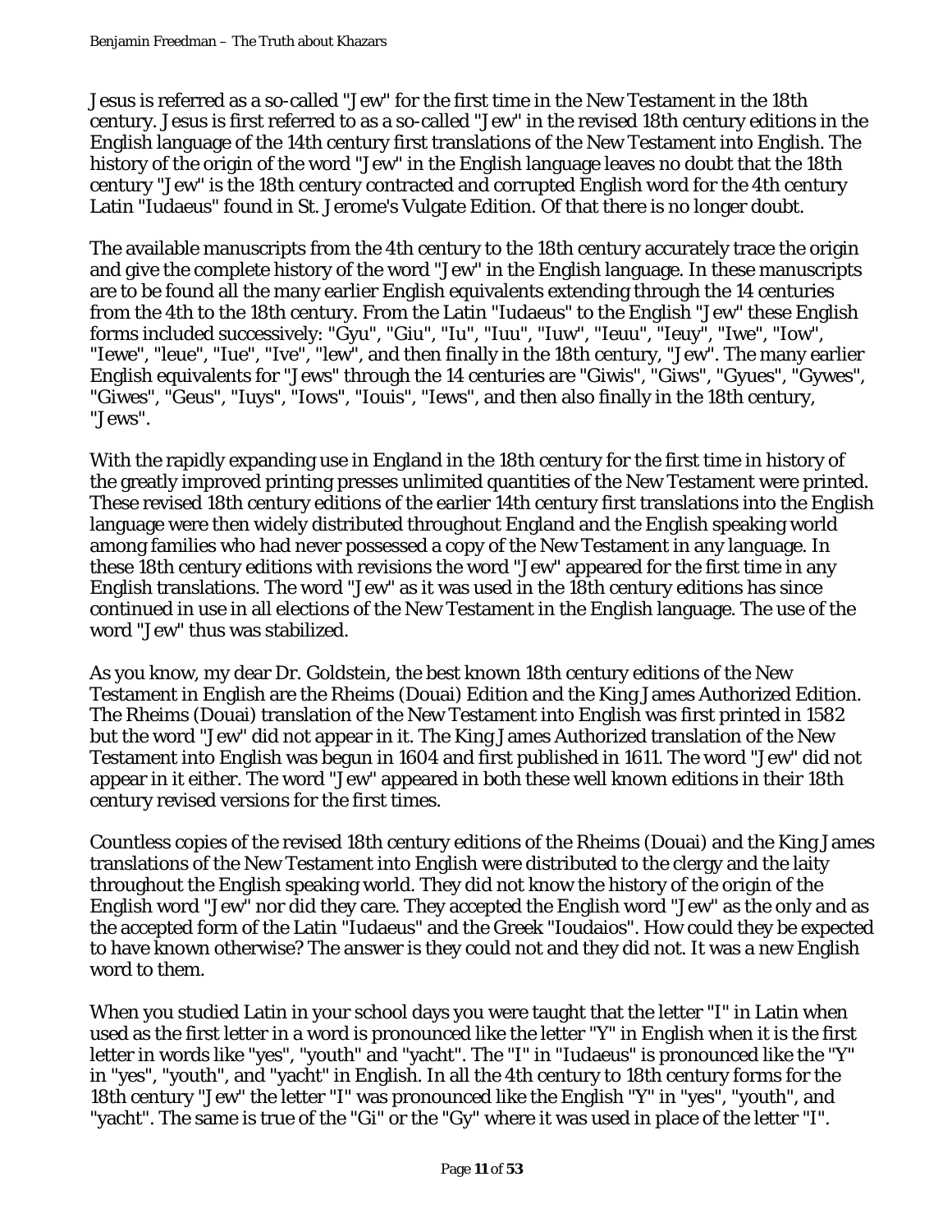Jesus is referred as a so-called "Jew" for the first time in the New Testament in the 18th century. Jesus is first referred to as a so-called "Jew" in the revised 18th century editions in the English language of the 14th century first translations of the New Testament into English. The history of the origin of the word "Jew" in the English language leaves no doubt that the 18th century "Jew" is the 18th century contracted and corrupted English word for the 4th century Latin "Iudaeus" found in St. Jerome's Vulgate Edition. Of that there is no longer doubt.

The available manuscripts from the 4th century to the 18th century accurately trace the origin and give the complete history of the word "Jew" in the English language. In these manuscripts are to be found all the many earlier English equivalents extending through the 14 centuries from the 4th to the 18th century. From the Latin "Iudaeus" to the English "Jew" these English forms included successively: "Gyu", "Giu", "Iu", "Iuu", "Iuw", "Ieuu", "Ieuy", "Iwe", "Iow", "Iewe", "leue", "Iue", "Ive", "lew", and then finally in the 18th century, "Jew". The many earlier English equivalents for "Jews" through the 14 centuries are "Giwis", "Giws", "Gyues", "Gywes", "Giwes", "Geus", "Iuys", "Iows", "Iouis", "Iews", and then also finally in the 18th century, "Jews".

With the rapidly expanding use in England in the 18th century for the first time in history of the greatly improved printing presses unlimited quantities of the New Testament were printed. These revised 18th century editions of the earlier 14th century first translations into the English language were then widely distributed throughout England and the English speaking world among families who had never possessed a copy of the New Testament in any language. In these 18th century editions with revisions the word "Jew" appeared for the first time in any English translations. The word "Jew" as it was used in the 18th century editions has since continued in use in all elections of the New Testament in the English language. The use of the word "Jew" thus was stabilized.

As you know, my dear Dr. Goldstein, the best known 18th century editions of the New Testament in English are the Rheims (Douai) Edition and the King James Authorized Edition. The Rheims (Douai) translation of the New Testament into English was first printed in 1582 but the word "Jew" did not appear in it. The King James Authorized translation of the New Testament into English was begun in 1604 and first published in 1611. The word "Jew" did not appear in it either. The word "Jew" appeared in both these well known editions in their 18th century revised versions for the first times.

Countless copies of the revised 18th century editions of the Rheims (Douai) and the King James translations of the New Testament into English were distributed to the clergy and the laity throughout the English speaking world. They did not know the history of the origin of the English word "Jew" nor did they care. They accepted the English word "Jew" as the only and as the accepted form of the Latin "Iudaeus" and the Greek "Ioudaios". How could they be expected to have known otherwise? The answer is they could not and they did not. It was a new English word to them.

When you studied Latin in your school days you were taught that the letter "I" in Latin when used as the first letter in a word is pronounced like the letter "Y" in English when it is the first letter in words like "yes", "youth" and "yacht". The "I" in "Iudaeus" is pronounced like the "Y" in "yes", "youth", and "yacht" in English. In all the 4th century to 18th century forms for the 18th century "Jew" the letter "I" was pronounced like the English "Y" in "yes", "youth", and "yacht". The same is true of the "Gi" or the "Gy" where it was used in place of the letter "I".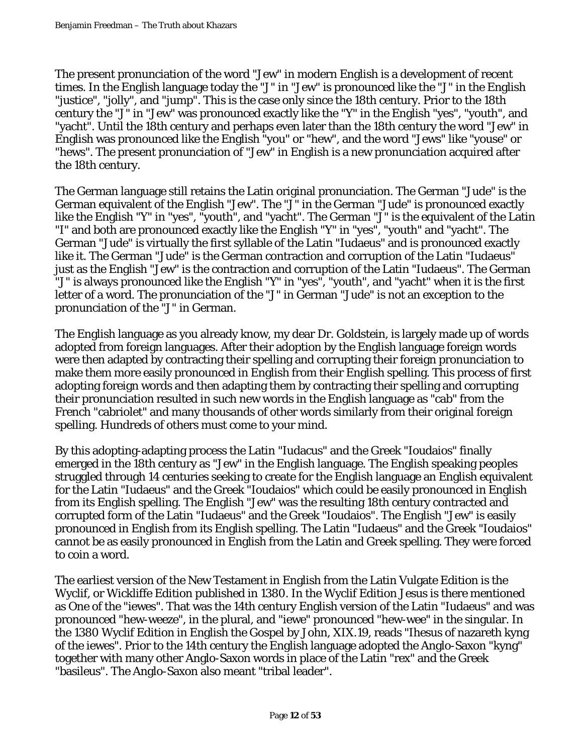The present pronunciation of the word "Jew" in modern English is a development of recent times. In the English language today the "J" in "Jew" is pronounced like the "J" in the English "justice", "jolly", and "jump". This is the case only since the 18th century. Prior to the 18th century the "J" in "Jew" was pronounced exactly like the "Y" in the English "yes", "youth", and "yacht". Until the 18th century and perhaps even later than the 18th century the word "Jew" in English was pronounced like the English "you" or "hew", and the word "Jews" like "youse" or "hews". The present pronunciation of "Jew" in English is a new pronunciation acquired after the 18th century.

The German language still retains the Latin original pronunciation. The German "Jude" is the German equivalent of the English "Jew". The "J" in the German "Jude" is pronounced exactly like the English "Y" in "yes", "youth", and "yacht". The German "J" is the equivalent of the Latin "I" and both are pronounced exactly like the English "Y" in "yes", "youth" and "yacht". The German "Jude" is virtually the first syllable of the Latin "Iudaeus" and is pronounced exactly like it. The German "Jude" is the German contraction and corruption of the Latin "Iudaeus" just as the English "Jew" is the contraction and corruption of the Latin "Iudaeus". The German "J" is always pronounced like the English "Y" in "yes", "youth", and "yacht" when it is the first letter of a word. The pronunciation of the "J" in German "Jude" is not an exception to the pronunciation of the "J" in German.

The English language as you already know, my dear Dr. Goldstein, is largely made up of words adopted from foreign languages. After their adoption by the English language foreign words were then adapted by contracting their spelling and corrupting their foreign pronunciation to make them more easily pronounced in English from their English spelling. This process of first adopting foreign words and then adapting them by contracting their spelling and corrupting their pronunciation resulted in such new words in the English language as "cab" from the French "cabriolet" and many thousands of other words similarly from their original foreign spelling. Hundreds of others must come to your mind.

By this adopting-adapting process the Latin "Iudacus" and the Greek "Ioudaios" finally emerged in the 18th century as "Jew" in the English language. The English speaking peoples struggled through 14 centuries seeking to create for the English language an English equivalent for the Latin "Iudaeus" and the Greek "Ioudaios" which could be easily pronounced in English from its English spelling. The English "Jew" was the resulting 18th century contracted and corrupted form of the Latin "Iudaeus" and the Greek "Ioudaios". The English "Jew" is easily pronounced in English from its English spelling. The Latin "Iudaeus" and the Greek "Ioudaios" cannot be as easily pronounced in English from the Latin and Greek spelling. They were forced to coin a word.

The earliest version of the New Testament in English from the Latin Vulgate Edition is the Wyclif, or Wickliffe Edition published in 1380. In the Wyclif Edition Jesus is there mentioned as One of the "iewes". That was the 14th century English version of the Latin "Iudaeus" and was pronounced "hew-weeze", in the plural, and "iewe" pronounced "hew-wee" in the singular. In the 1380 Wyclif Edition in English the Gospel by John, XIX.19, reads "Ihesus of nazareth kyng of the iewes". Prior to the 14th century the English language adopted the Anglo-Saxon "kyng" together with many other Anglo-Saxon words in place of the Latin "rex" and the Greek "basileus". The Anglo-Saxon also meant "tribal leader".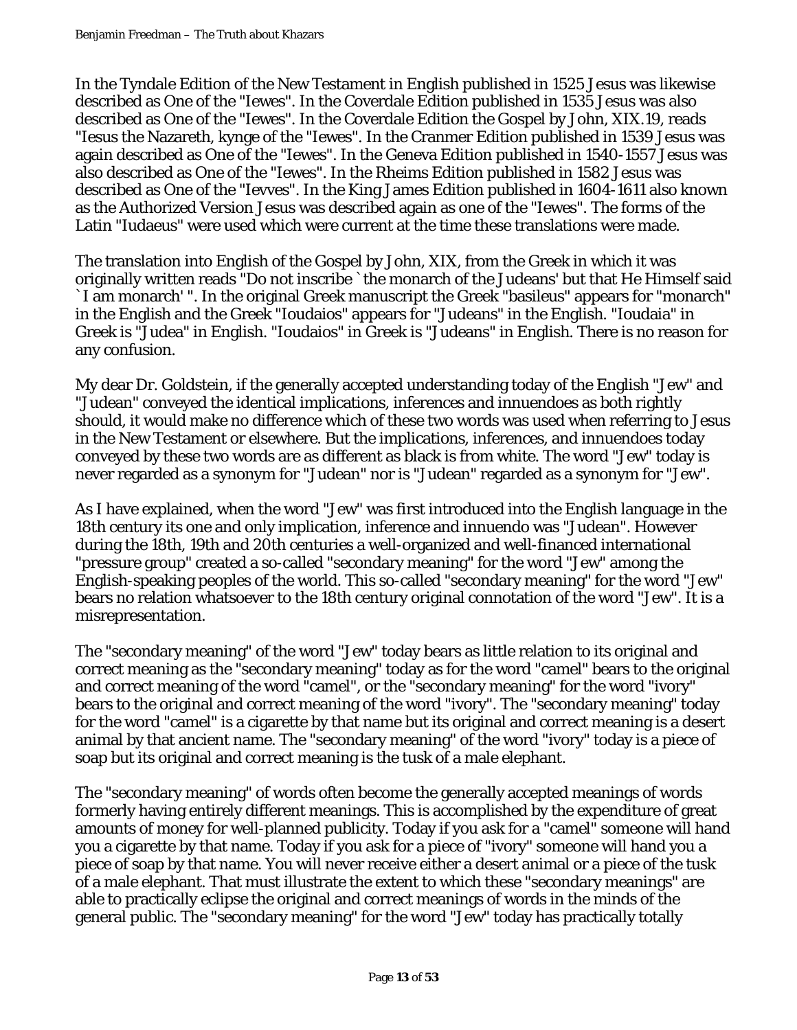In the Tyndale Edition of the New Testament in English published in 1525 Jesus was likewise described as One of the "Iewes". In the Coverdale Edition published in 1535 Jesus was also described as One of the "Iewes". In the Coverdale Edition the Gospel by John, XIX.19, reads "Iesus the Nazareth, kynge of the "Iewes". In the Cranmer Edition published in 1539 Jesus was again described as One of the "Iewes". In the Geneva Edition published in 1540-1557 Jesus was also described as One of the "Iewes". In the Rheims Edition published in 1582 Jesus was described as One of the "Ievves". In the King James Edition published in 1604-1611 also known as the Authorized Version Jesus was described again as one of the "Iewes". The forms of the Latin "Iudaeus" were used which were current at the time these translations were made.

The translation into English of the Gospel by John, XIX, from the Greek in which it was originally written reads "Do not inscribe `the monarch of the Judeans' but that He Himself said `I am monarch' ". In the original Greek manuscript the Greek "basileus" appears for "monarch" in the English and the Greek "Ioudaios" appears for "Judeans" in the English. "Ioudaia" in Greek is "Judea" in English. "Ioudaios" in Greek is "Judeans" in English. There is no reason for any confusion.

My dear Dr. Goldstein, if the generally accepted understanding today of the English "Jew" and "Judean" conveyed the identical implications, inferences and innuendoes as both rightly should, it would make no difference which of these two words was used when referring to Jesus in the New Testament or elsewhere. But the implications, inferences, and innuendoes today conveyed by these two words are as different as black is from white. The word "Jew" today is never regarded as a synonym for "Judean" nor is "Judean" regarded as a synonym for "Jew".

As I have explained, when the word "Jew" was first introduced into the English language in the 18th century its one and only implication, inference and innuendo was "Judean". However during the 18th, 19th and 20th centuries a well-organized and well-financed international "pressure group" created a so-called "secondary meaning" for the word "Jew" among the English-speaking peoples of the world. This so-called "secondary meaning" for the word "Jew" bears no relation whatsoever to the 18th century original connotation of the word "Jew". It is a misrepresentation.

The "secondary meaning" of the word "Jew" today bears as little relation to its original and correct meaning as the "secondary meaning" today as for the word "camel" bears to the original and correct meaning of the word "camel", or the "secondary meaning" for the word "ivory" bears to the original and correct meaning of the word "ivory". The "secondary meaning" today for the word "camel" is a cigarette by that name but its original and correct meaning is a desert animal by that ancient name. The "secondary meaning" of the word "ivory" today is a piece of soap but its original and correct meaning is the tusk of a male elephant.

The "secondary meaning" of words often become the generally accepted meanings of words formerly having entirely different meanings. This is accomplished by the expenditure of great amounts of money for well-planned publicity. Today if you ask for a "camel" someone will hand you a cigarette by that name. Today if you ask for a piece of "ivory" someone will hand you a piece of soap by that name. You will never receive either a desert animal or a piece of the tusk of a male elephant. That must illustrate the extent to which these "secondary meanings" are able to practically eclipse the original and correct meanings of words in the minds of the general public. The "secondary meaning" for the word "Jew" today has practically totally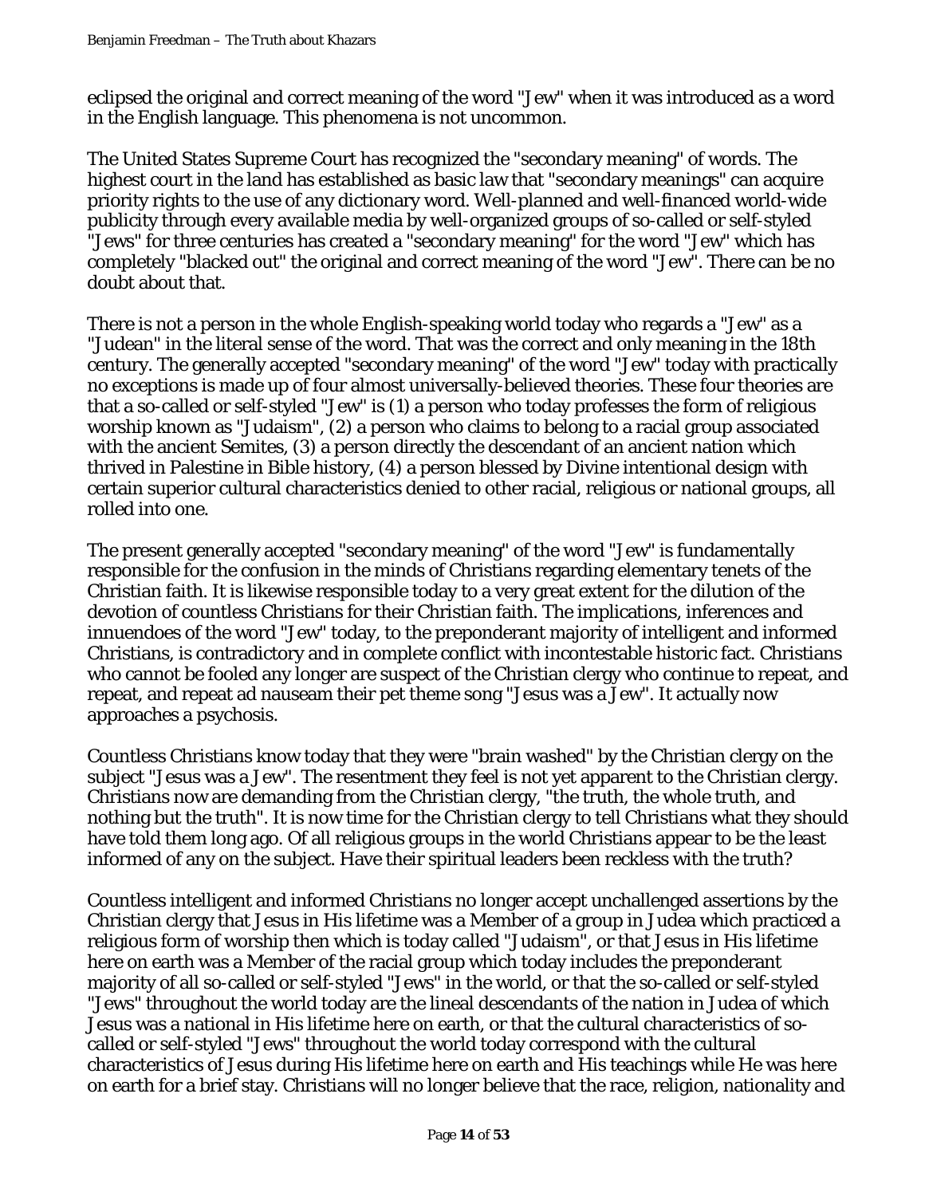eclipsed the original and correct meaning of the word "Jew" when it was introduced as a word in the English language. This phenomena is not uncommon.

The United States Supreme Court has recognized the "secondary meaning" of words. The highest court in the land has established as basic law that "secondary meanings" can acquire priority rights to the use of any dictionary word. Well-planned and well-financed world-wide publicity through every available media by well-organized groups of so-called or self-styled "Jews" for three centuries has created a "secondary meaning" for the word "Jew" which has completely "blacked out" the original and correct meaning of the word "Jew". There can be no doubt about that.

There is not a person in the whole English-speaking world today who regards a "Jew" as a "Judean" in the literal sense of the word. That was the correct and only meaning in the 18th century. The generally accepted "secondary meaning" of the word "Jew" today with practically no exceptions is made up of four almost universally-believed theories. These four theories are that a so-called or self-styled "Jew" is (1) a person who today professes the form of religious worship known as "Judaism", (2) a person who claims to belong to a racial group associated with the ancient Semites, (3) a person directly the descendant of an ancient nation which thrived in Palestine in Bible history, (4) a person blessed by Divine intentional design with certain superior cultural characteristics denied to other racial, religious or national groups, all rolled into one.

The present generally accepted "secondary meaning" of the word "Jew" is fundamentally responsible for the confusion in the minds of Christians regarding elementary tenets of the Christian faith. It is likewise responsible today to a very great extent for the dilution of the devotion of countless Christians for their Christian faith. The implications, inferences and innuendoes of the word "Jew" today, to the preponderant majority of intelligent and informed Christians, is contradictory and in complete conflict with incontestable historic fact. Christians who cannot be fooled any longer are suspect of the Christian clergy who continue to repeat, and repeat, and repeat ad nauseam their pet theme song "Jesus was a Jew". It actually now approaches a psychosis.

Countless Christians know today that they were "brain washed" by the Christian clergy on the subject "Jesus was a Jew". The resentment they feel is not yet apparent to the Christian clergy. Christians now are demanding from the Christian clergy, "the truth, the whole truth, and nothing but the truth". It is now time for the Christian clergy to tell Christians what they should have told them long ago. Of all religious groups in the world Christians appear to be the least informed of any on the subject. Have their spiritual leaders been reckless with the truth?

Countless intelligent and informed Christians no longer accept unchallenged assertions by the Christian clergy that Jesus in His lifetime was a Member of a group in Judea which practiced a religious form of worship then which is today called "Judaism", or that Jesus in His lifetime here on earth was a Member of the racial group which today includes the preponderant majority of all so-called or self-styled "Jews" in the world, or that the so-called or self-styled "Jews" throughout the world today are the lineal descendants of the nation in Judea of which Jesus was a national in His lifetime here on earth, or that the cultural characteristics of so-called or self-styled "Jews" throughout the world today correspond with the cultural characteristics of Jesus during His lifetime here on earth and His teachings while He was here on earth for a brief stay. Christians will no longer believe that the race, religion, nationality and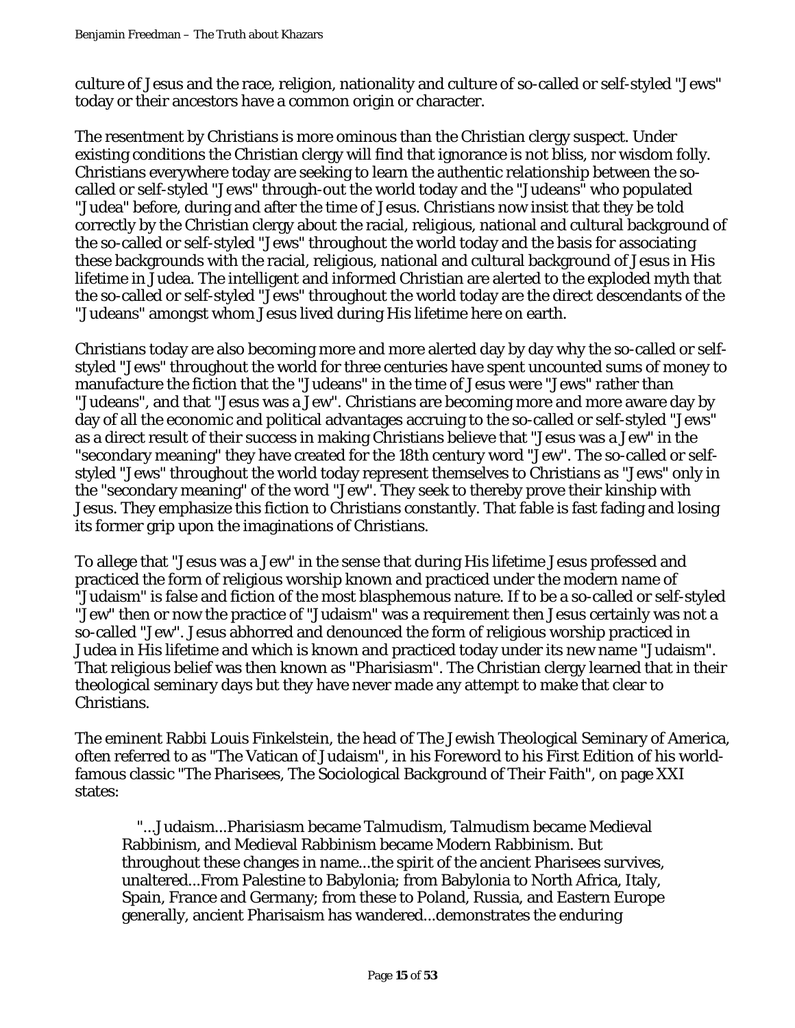culture of Jesus and the race, religion, nationality and culture of so-called or self-styled "Jews" today or their ancestors have a common origin or character.

The resentment by Christians is more ominous than the Christian clergy suspect. Under existing conditions the Christian clergy will find that ignorance is not bliss, nor wisdom folly. Christians everywhere today are seeking to learn the authentic relationship between the so-called or self-styled "Jews" through-out the world today and the "Judeans" who populated "Judea" before, during and after the time of Jesus. Christians now insist that they be told correctly by the Christian clergy about the racial, religious, national and cultural background of the so-called or self-styled "Jews" throughout the world today and the basis for associating these backgrounds with the racial, religious, national and cultural background of Jesus in His lifetime in Judea. The intelligent and informed Christian are alerted to the exploded myth that the so-called or self-styled "Jews" throughout the world today are the direct descendants of the "Judeans" amongst whom Jesus lived during His lifetime here on earth.

Christians today are also becoming more and more alerted day by day why the so-called or self-styled "Jews" throughout the world for three centuries have spent uncounted sums of money to manufacture the fiction that the "Judeans" in the time of Jesus were "Jews" rather than "Judeans", and that "Jesus was a Jew". Christians are becoming more and more aware day by day of all the economic and political advantages accruing to the so-called or self-styled "Jews" as a direct result of their success in making Christians believe that "Jesus was a Jew" in the "secondary meaning" they have created for the 18th century word "Jew". The so-called or self-styled "Jews" throughout the world today represent themselves to Christians as "Jews" only in the "secondary meaning" of the word "Jew". They seek to thereby prove their kinship with Jesus. They emphasize this fiction to Christians constantly. That fable is fast fading and losing its former grip upon the imaginations of Christians.

To allege that "Jesus was a Jew" in the sense that during His lifetime Jesus professed and practiced the form of religious worship known and practiced under the modern name of "Judaism" is false and fiction of the most blasphemous nature. If to be a so-called or self-styled "Jew" then or now the practice of "Judaism" was a requirement then Jesus certainly was not a so-called "Jew". Jesus abhorred and denounced the form of religious worship practiced in Judea in His lifetime and which is known and practiced today under its new name "Judaism". That religious belief was then known as "Pharisiasm". The Christian clergy learned that in their theological seminary days but they have never made any attempt to make that clear to Christians.

The eminent Rabbi Louis Finkelstein, the head of The Jewish Theological Seminary of America, often referred to as "The Vatican of Judaism", in his Foreword to his First Edition of his world-famous classic "The Pharisees, The Sociological Background of Their Faith", on page XXI states:

> "...Judaism...Pharisiasm became Talmudism, Talmudism became Medieval Rabbinism, and Medieval Rabbinism became Modern Rabbinism. But throughout these changes in name...the spirit of the ancient Pharisees survives, unaltered...From Palestine to Babylonia; from Babylonia to North Africa, Italy, Spain, France and Germany; from these to Poland, Russia, and Eastern Europe generally, ancient Pharisaism has wandered...demonstrates the enduring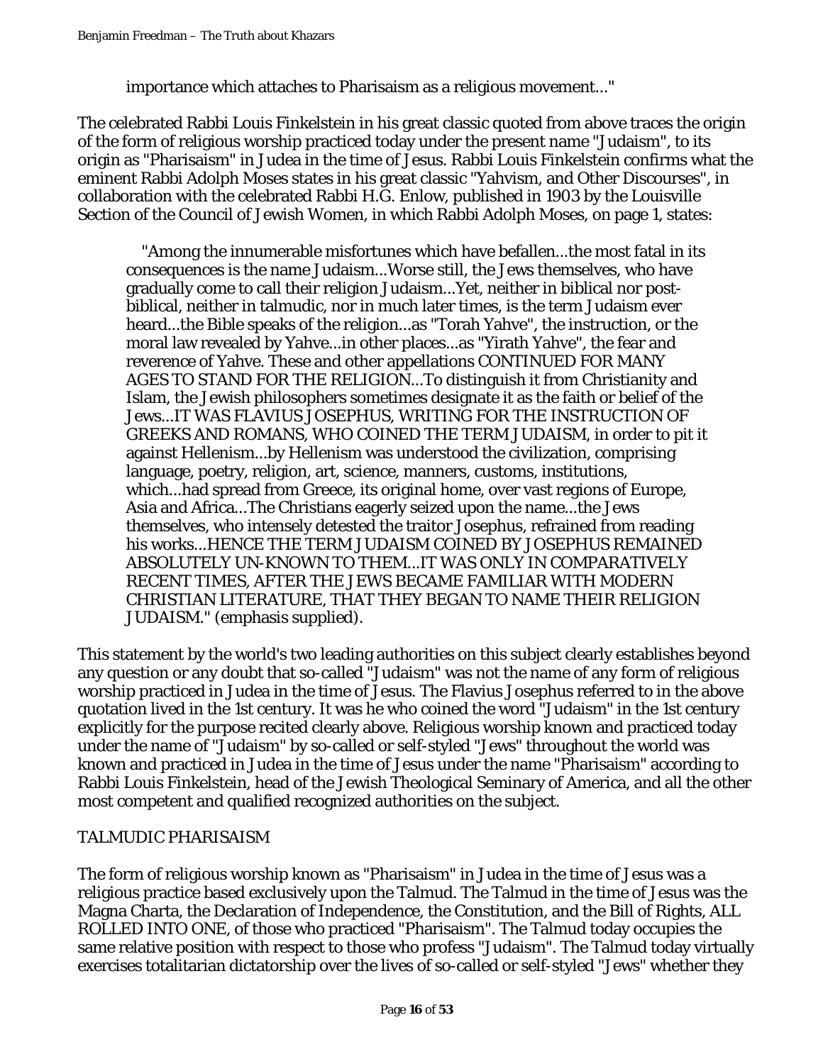importance which attaches to Pharisaism as a religious movement..."

The celebrated Rabbi Louis Finkelstein in his great classic quoted from above traces the origin of the form of religious worship practiced today under the present name "Judaism", to its origin as "Pharisaism" in Judea in the time of Jesus. Rabbi Louis Finkelstein confirms what the eminent Rabbi Adolph Moses states in his great classic "Yahvism, and Other Discourses", in collaboration with the celebrated Rabbi H.G. Enlow, published in 1903 by the Louisville Section of the Council of Jewish Women, in which Rabbi Adolph Moses, on page 1, states:

> "Among the innumerable misfortunes which have befallen...the most fatal in its consequences is the name Judaism...Worse still, the Jews themselves, who have gradually come to call their religion Judaism...Yet, neither in biblical nor post-biblical, neither in talmudic, nor in much later times, is the term Judaism ever heard...the Bible speaks of the religion...as "Torah Yahve", the instruction, or the moral law revealed by Yahve...in other places...as "Yirath Yahve", the fear and reverence of Yahve. These and other appellations CONTINUED FOR MANY AGES TO STAND FOR THE RELIGION...To distinguish it from Christianity and Islam, the Jewish philosophers sometimes designate it as the faith or belief of the Jews...IT WAS FLAVIUS JOSEPHUS, WRITING FOR THE INSTRUCTION OF GREEKS AND ROMANS, WHO COINED THE TERM JUDAISM, in order to pit it against Hellenism...by Hellenism was understood the civilization, comprising language, poetry, religion, art, science, manners, customs, institutions, which...had spread from Greece, its original home, over vast regions of Europe, Asia and Africa...The Christians eagerly seized upon the name...the Jews themselves, who intensely detested the traitor Josephus, refrained from reading his works...HENCE THE TERM JUDAISM COINED BY JOSEPHUS REMAINED ABSOLUTELY UN-KNOWN TO THEM...IT WAS ONLY IN COMPARATIVELY RECENT TIMES, AFTER THE JEWS BECAME FAMILIAR WITH MODERN CHRISTIAN LITERATURE, THAT THEY BEGAN TO NAME THEIR RELIGION JUDAISM." (emphasis supplied).

This statement by the world's two leading authorities on this subject clearly establishes beyond any question or any doubt that so-called "Judaism" was not the name of any form of religious worship practiced in Judea in the time of Jesus. The Flavius Josephus referred to in the above quotation lived in the 1st century. It was he who coined the word "Judaism" in the 1st century explicitly for the purpose recited clearly above. Religious worship known and practiced today under the name of "Judaism" by so-called or self-styled "Jews" throughout the world was known and practiced in Judea in the time of Jesus under the name "Pharisaism" according to Rabbi Louis Finkelstein, head of the Jewish Theological Seminary of America, and all the other most competent and qualified recognized authorities on the subject.

## TALMUDIC PHARISAISM

The form of religious worship known as "Pharisaism" in Judea in the time of Jesus was a religious practice based exclusively upon the Talmud. The Talmud in the time of Jesus was the Magna Charta, the Declaration of Independence, the Constitution, and the Bill of Rights, ALL ROLLED INTO ONE, of those who practiced "Pharisaism". The Talmud today occupies the same relative position with respect to those who profess "Judaism". The Talmud today virtually exercises totalitarian dictatorship over the lives of so-called or self-styled "Jews" whether they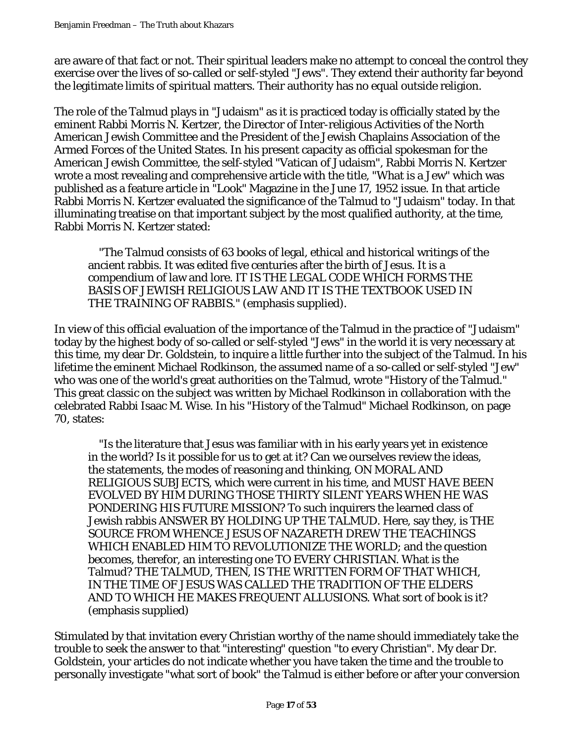are aware of that fact or not. Their spiritual leaders make no attempt to conceal the control they exercise over the lives of so-called or self-styled "Jews". They extend their authority far beyond the legitimate limits of spiritual matters. Their authority has no equal outside religion.

The role of the Talmud plays in "Judaism" as it is practiced today is officially stated by the eminent Rabbi Morris N. Kertzer, the Director of Inter-religious Activities of the North American Jewish Committee and the President of the Jewish Chaplains Association of the Armed Forces of the United States. In his present capacity as official spokesman for the American Jewish Committee, the self-styled "Vatican of Judaism", Rabbi Morris N. Kertzer wrote a most revealing and comprehensive article with the title, "What is a Jew" which was published as a feature article in "Look" Magazine in the June 17, 1952 issue. In that article Rabbi Morris N. Kertzer evaluated the significance of the Talmud to "Judaism" today. In that illuminating treatise on that important subject by the most qualified authority, at the time, Rabbi Morris N. Kertzer stated:

> "The Talmud consists of 63 books of legal, ethical and historical writings of the ancient rabbis. It was edited five centuries after the birth of Jesus. It is a compendium of law and lore. IT IS THE LEGAL CODE WHICH FORMS THE BASIS OF JEWISH RELIGIOUS LAW AND IT IS THE TEXTBOOK USED IN THE TRAINING OF RABBIS." (emphasis supplied).

In view of this official evaluation of the importance of the Talmud in the practice of "Judaism" today by the highest body of so-called or self-styled "Jews" in the world it is very necessary at this time, my dear Dr. Goldstein, to inquire a little further into the subject of the Talmud. In his lifetime the eminent Michael Rodkinson, the assumed name of a so-called or self-styled "Jew" who was one of the world's great authorities on the Talmud, wrote "History of the Talmud." This great classic on the subject was written by Michael Rodkinson in collaboration with the celebrated Rabbi Isaac M. Wise. In his "History of the Talmud" Michael Rodkinson, on page 70, states:

> "Is the literature that Jesus was familiar with in his early years yet in existence in the world? Is it possible for us to get at it? Can we ourselves review the ideas, the statements, the modes of reasoning and thinking, ON MORAL AND RELIGIOUS SUBJECTS, which were current in his time, and MUST HAVE BEEN EVOLVED BY HIM DURING THOSE THIRTY SILENT YEARS WHEN HE WAS PONDERING HIS FUTURE MISSION? To such inquirers the learned class of Jewish rabbis ANSWER BY HOLDING UP THE TALMUD. Here, say they, is THE SOURCE FROM WHENCE JESUS OF NAZARETH DREW THE TEACHINGS WHICH ENABLED HIM TO REVOLUTIONIZE THE WORLD; and the question becomes, therefor, an interesting one TO EVERY CHRISTIAN. What is the Talmud? THE TALMUD, THEN, IS THE WRITTEN FORM OF THAT WHICH, IN THE TIME OF JESUS WAS CALLED THE TRADITION OF THE ELDERS AND TO WHICH HE MAKES FREQUENT ALLUSIONS. What sort of book is it? (emphasis supplied)

Stimulated by that invitation every Christian worthy of the name should immediately take the trouble to seek the answer to that "interesting" question "to every Christian". My dear Dr. Goldstein, your articles do not indicate whether you have taken the time and the trouble to personally investigate "what sort of book" the Talmud is either before or after your conversion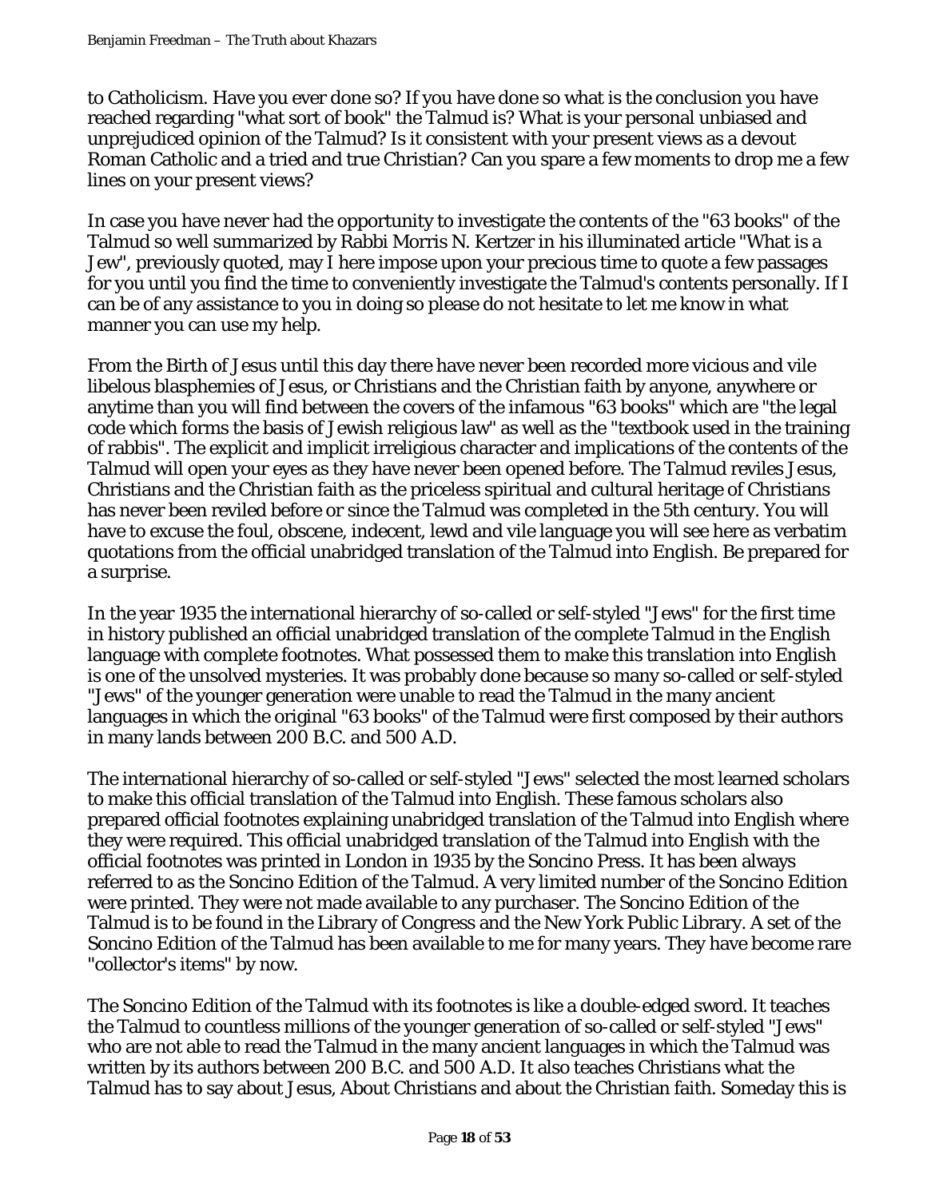to Catholicism. Have you ever done so? If you have done so what is the conclusion you have reached regarding "what sort of book" the Talmud is? What is your personal unbiased and unprejudiced opinion of the Talmud? Is it consistent with your present views as a devout Roman Catholic and a tried and true Christian? Can you spare a few moments to drop me a few lines on your present views?

In case you have never had the opportunity to investigate the contents of the "63 books" of the Talmud so well summarized by Rabbi Morris N. Kertzer in his illuminated article "What is a Jew", previously quoted, may I here impose upon your precious time to quote a few passages for you until you find the time to conveniently investigate the Talmud's contents personally. If I can be of any assistance to you in doing so please do not hesitate to let me know in what manner you can use my help.

From the Birth of Jesus until this day there have never been recorded more vicious and vile libelous blasphemies of Jesus, or Christians and the Christian faith by anyone, anywhere or anytime than you will find between the covers of the infamous "63 books" which are "the legal code which forms the basis of Jewish religious law" as well as the "textbook used in the training of rabbis". The explicit and implicit irreligious character and implications of the contents of the Talmud will open your eyes as they have never been opened before. The Talmud reviles Jesus, Christians and the Christian faith as the priceless spiritual and cultural heritage of Christians has never been reviled before or since the Talmud was completed in the 5th century. You will have to excuse the foul, obscene, indecent, lewd and vile language you will see here as verbatim quotations from the official unabridged translation of the Talmud into English. Be prepared for a surprise.

In the year 1935 the international hierarchy of so-called or self-styled "Jews" for the first time in history published an official unabridged translation of the complete Talmud in the English language with complete footnotes. What possessed them to make this translation into English is one of the unsolved mysteries. It was probably done because so many so-called or self-styled "Jews" of the younger generation were unable to read the Talmud in the many ancient languages in which the original "63 books" of the Talmud were first composed by their authors in many lands between 200 B.C. and 500 A.D.

The international hierarchy of so-called or self-styled "Jews" selected the most learned scholars to make this official translation of the Talmud into English. These famous scholars also prepared official footnotes explaining unabridged translation of the Talmud into English where they were required. This official unabridged translation of the Talmud into English with the official footnotes was printed in London in 1935 by the Soncino Press. It has been always referred to as the Soncino Edition of the Talmud. A very limited number of the Soncino Edition were printed. They were not made available to any purchaser. The Soncino Edition of the Talmud is to be found in the Library of Congress and the New York Public Library. A set of the Soncino Edition of the Talmud has been available to me for many years. They have become rare "collector's items" by now.

The Soncino Edition of the Talmud with its footnotes is like a double-edged sword. It teaches the Talmud to countless millions of the younger generation of so-called or self-styled "Jews" who are not able to read the Talmud in the many ancient languages in which the Talmud was written by its authors between 200 B.C. and 500 A.D. It also teaches Christians what the Talmud has to say about Jesus, About Christians and about the Christian faith. Someday this is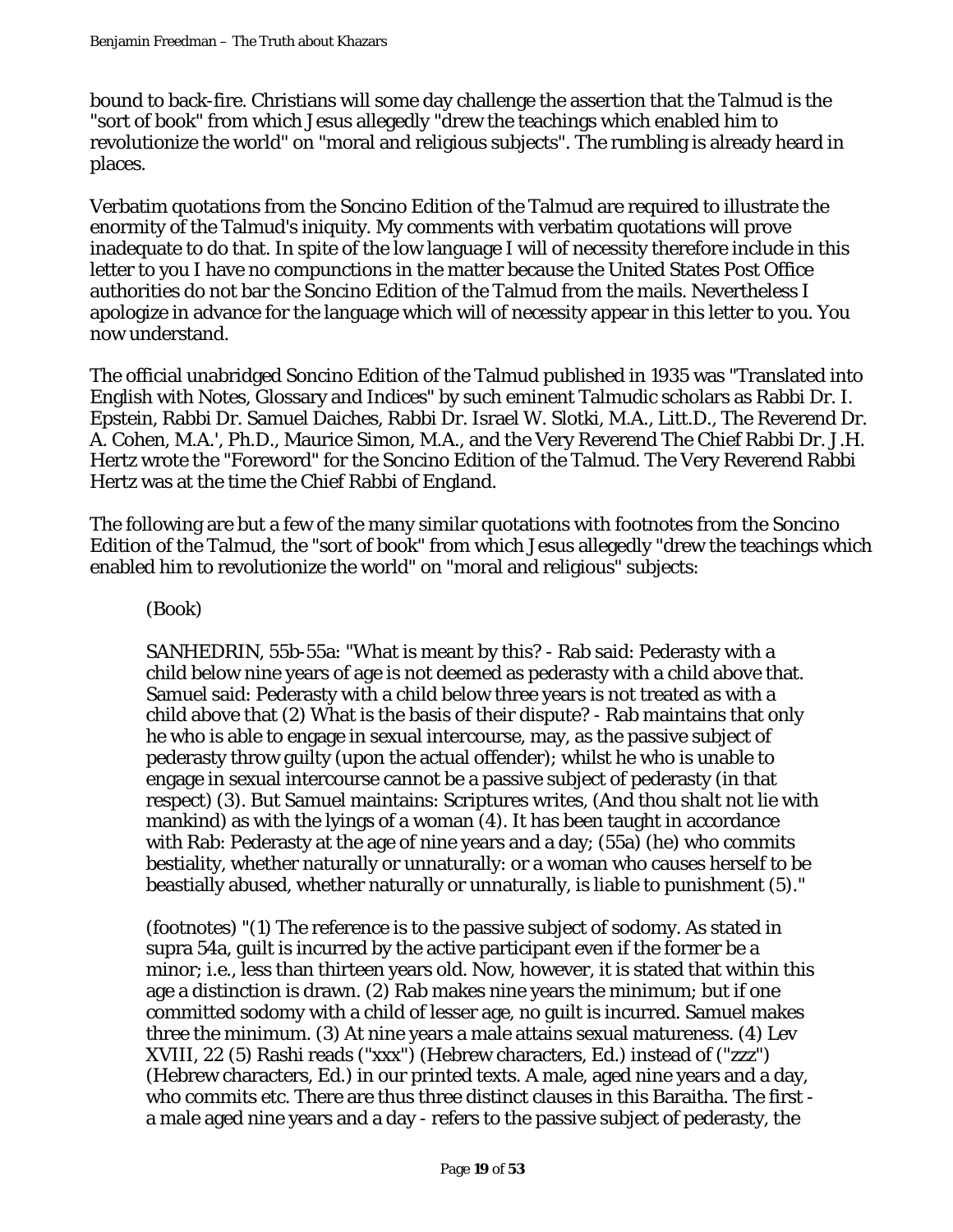bound to back-fire. Christians will some day challenge the assertion that the Talmud is the "sort of book" from which Jesus allegedly "drew the teachings which enabled him to revolutionize the world" on "moral and religious subjects". The rumbling is already heard in places.

Verbatim quotations from the Soncino Edition of the Talmud are required to illustrate the enormity of the Talmud's iniquity. My comments with verbatim quotations will prove inadequate to do that. In spite of the low language I will of necessity therefore include in this letter to you I have no compunctions in the matter because the United States Post Office authorities do not bar the Soncino Edition of the Talmud from the mails. Nevertheless I apologize in advance for the language which will of necessity appear in this letter to you. You now understand.

The official unabridged Soncino Edition of the Talmud published in 1935 was "Translated into English with Notes, Glossary and Indices" by such eminent Talmudic scholars as Rabbi Dr. I. Epstein, Rabbi Dr. Samuel Daiches, Rabbi Dr. Israel W. Slotki, M.A., Litt.D., The Reverend Dr. A. Cohen, M.A.', Ph.D., Maurice Simon, M.A., and the Very Reverend The Chief Rabbi Dr. J.H. Hertz wrote the "Foreword" for the Soncino Edition of the Talmud. The Very Reverend Rabbi Hertz was at the time the Chief Rabbi of England.

The following are but a few of the many similar quotations with footnotes from the Soncino Edition of the Talmud, the "sort of book" from which Jesus allegedly "drew the teachings which enabled him to revolutionize the world" on "moral and religious" subjects:

> (Book)
>
> SANHEDRIN, 55b-55a: "What is meant by this? - Rab said: Pederasty with a child below nine years of age is not deemed as pederasty with a child above that. Samuel said: Pederasty with a child below three years is not treated as with a child above that (2) What is the basis of their dispute? - Rab maintains that only he who is able to engage in sexual intercourse, may, as the passive subject of pederasty throw guilty (upon the actual offender); whilst he who is unable to engage in sexual intercourse cannot be a passive subject of pederasty (in that respect) (3). But Samuel maintains: Scriptures writes, (And thou shalt not lie with mankind) as with the lyings of a woman (4). It has been taught in accordance with Rab: Pederasty at the age of nine years and a day; (55a) (he) who commits bestiality, whether naturally or unnaturally: or a woman who causes herself to be beastially abused, whether naturally or unnaturally, is liable to punishment (5)."
>
> (footnotes) "(1) The reference is to the passive subject of sodomy. As stated in supra 54a, guilt is incurred by the active participant even if the former be a minor; i.e., less than thirteen years old. Now, however, it is stated that within this age a distinction is drawn. (2) Rab makes nine years the minimum; but if one committed sodomy with a child of lesser age, no guilt is incurred. Samuel makes three the minimum. (3) At nine years a male attains sexual matureness. (4) Lev XVIII, 22 (5) Rashi reads ("xxx") (Hebrew characters, Ed.) instead of ("zzz") (Hebrew characters, Ed.) in our printed texts. A male, aged nine years and a day, who commits etc. There are thus three distinct clauses in this Baraitha. The first - a male aged nine years and a day - refers to the passive subject of pederasty, the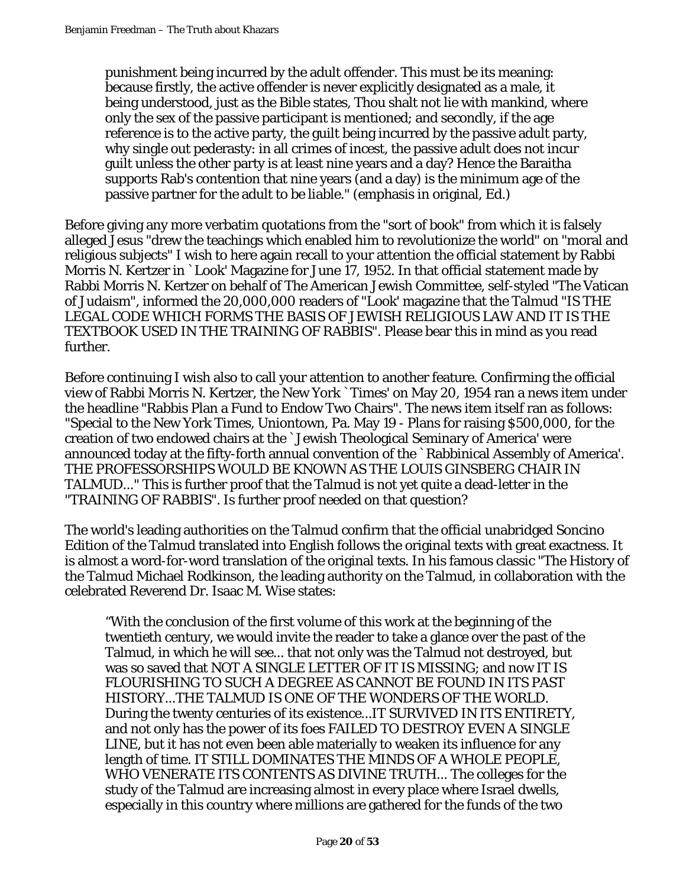> punishment being incurred by the adult offender. This must be its meaning: because firstly, the active offender is never explicitly designated as a male, it being understood, just as the Bible states, Thou shalt not lie with mankind, where only the sex of the passive participant is mentioned; and secondly, if the age reference is to the active party, the guilt being incurred by the passive adult party, why single out pederasty: in all crimes of incest, the passive adult does not incur guilt unless the other party is at least nine years and a day? Hence the Baraitha supports Rab's contention that nine years (and a day) is the minimum age of the passive partner for the adult to be liable." (emphasis in original, Ed.)

Before giving any more verbatim quotations from the "sort of book" from which it is falsely alleged Jesus "drew the teachings which enabled him to revolutionize the world" on "moral and religious subjects" I wish to here again recall to your attention the official statement by Rabbi Morris N. Kertzer in `Look' Magazine for June 17, 1952. In that official statement made by Rabbi Morris N. Kertzer on behalf of The American Jewish Committee, self-styled "The Vatican of Judaism", informed the 20,000,000 readers of "Look' magazine that the Talmud "IS THE LEGAL CODE WHICH FORMS THE BASIS OF JEWISH RELIGIOUS LAW AND IT IS THE TEXTBOOK USED IN THE TRAINING OF RABBIS". Please bear this in mind as you read further.

Before continuing I wish also to call your attention to another feature. Confirming the official view of Rabbi Morris N. Kertzer, the New York `Times' on May 20, 1954 ran a news item under the headline "Rabbis Plan a Fund to Endow Two Chairs". The news item itself ran as follows: "Special to the New York Times, Uniontown, Pa. May 19 - Plans for raising $500,000, for the creation of two endowed chairs at the `Jewish Theological Seminary of America' were announced today at the fifty-forth annual convention of the `Rabbinical Assembly of America'. THE PROFESSORSHIPS WOULD BE KNOWN AS THE LOUIS GINSBERG CHAIR IN TALMUD..." This is further proof that the Talmud is not yet quite a dead-letter in the "TRAINING OF RABBIS". Is further proof needed on that question?

The world's leading authorities on the Talmud confirm that the official unabridged Soncino Edition of the Talmud translated into English follows the original texts with great exactness. It is almost a word-for-word translation of the original texts. In his famous classic "The History of the Talmud Michael Rodkinson, the leading authority on the Talmud, in collaboration with the celebrated Reverend Dr. Isaac M. Wise states:

> "With the conclusion of the first volume of this work at the beginning of the twentieth century, we would invite the reader to take a glance over the past of the Talmud, in which he will see... that not only was the Talmud not destroyed, but was so saved that NOT A SINGLE LETTER OF IT IS MISSING; and now IT IS FLOURISHING TO SUCH A DEGREE AS CANNOT BE FOUND IN ITS PAST HISTORY...THE TALMUD IS ONE OF THE WONDERS OF THE WORLD. During the twenty centuries of its existence...IT SURVIVED IN ITS ENTIRETY, and not only has the power of its foes FAILED TO DESTROY EVEN A SINGLE LINE, but it has not even been able materially to weaken its influence for any length of time. IT STILL DOMINATES THE MINDS OF A WHOLE PEOPLE, WHO VENERATE ITS CONTENTS AS DIVINE TRUTH... The colleges for the study of the Talmud are increasing almost in every place where Israel dwells, especially in this country where millions are gathered for the funds of the two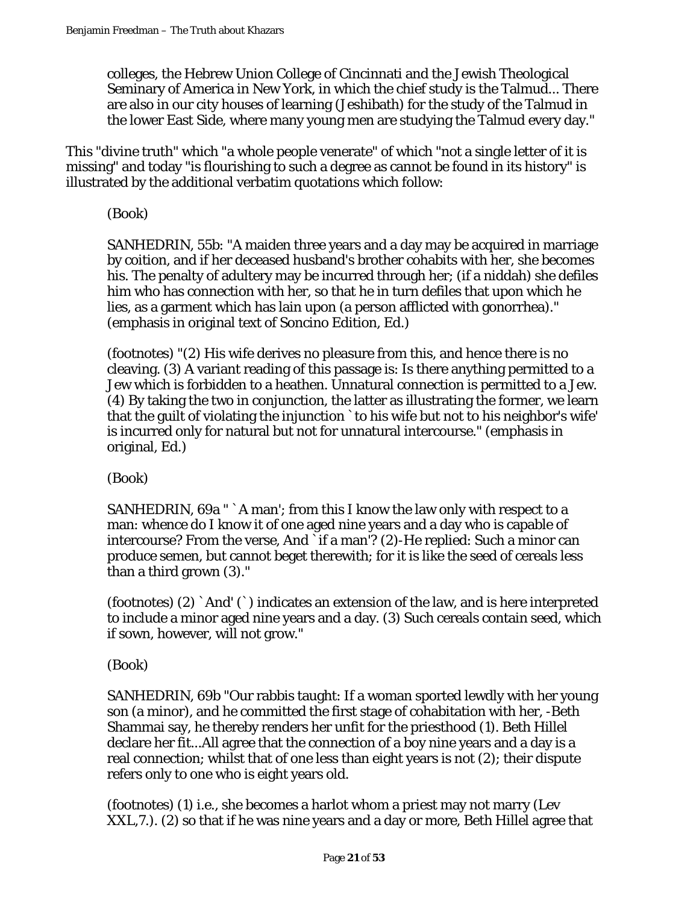colleges, the Hebrew Union College of Cincinnati and the Jewish Theological Seminary of America in New York, in which the chief study is the Talmud... There are also in our city houses of learning (Jeshibath) for the study of the Talmud in the lower East Side, where many young men are studying the Talmud every day."

This "divine truth" which "a whole people venerate" of which "not a single letter of it is missing" and today "is flourishing to such a degree as cannot be found in its history" is illustrated by the additional verbatim quotations which follow:

(Book)

SANHEDRIN, 55b: "A maiden three years and a day may be acquired in marriage by coition, and if her deceased husband's brother cohabits with her, she becomes his. The penalty of adultery may be incurred through her; (if a niddah) she defiles him who has connection with her, so that he in turn defiles that upon which he lies, as a garment which has lain upon (a person afflicted with gonorrhea)." (emphasis in original text of Soncino Edition, Ed.)

(footnotes) "(2) His wife derives no pleasure from this, and hence there is no cleaving. (3) A variant reading of this passage is: Is there anything permitted to a Jew which is forbidden to a heathen. Unnatural connection is permitted to a Jew. (4) By taking the two in conjunction, the latter as illustrating the former, we learn that the guilt of violating the injunction `to his wife but not to his neighbor's wife' is incurred only for natural but not for unnatural intercourse." (emphasis in original, Ed.)

(Book)

SANHEDRIN, 69a " `A man'; from this I know the law only with respect to a man: whence do I know it of one aged nine years and a day who is capable of intercourse? From the verse, And `if a man'? (2)-He replied: Such a minor can produce semen, but cannot beget therewith; for it is like the seed of cereals less than a third grown (3)."

(footnotes) (2) `And' (`) indicates an extension of the law, and is here interpreted to include a minor aged nine years and a day. (3) Such cereals contain seed, which if sown, however, will not grow."

(Book)

SANHEDRIN, 69b "Our rabbis taught: If a woman sported lewdly with her young son (a minor), and he committed the first stage of cohabitation with her, -Beth Shammai say, he thereby renders her unfit for the priesthood (1). Beth Hillel declare her fit...All agree that the connection of a boy nine years and a day is a real connection; whilst that of one less than eight years is not (2); their dispute refers only to one who is eight years old.

(footnotes) (1) i.e., she becomes a harlot whom a priest may not marry (Lev XXL,7.). (2) so that if he was nine years and a day or more, Beth Hillel agree that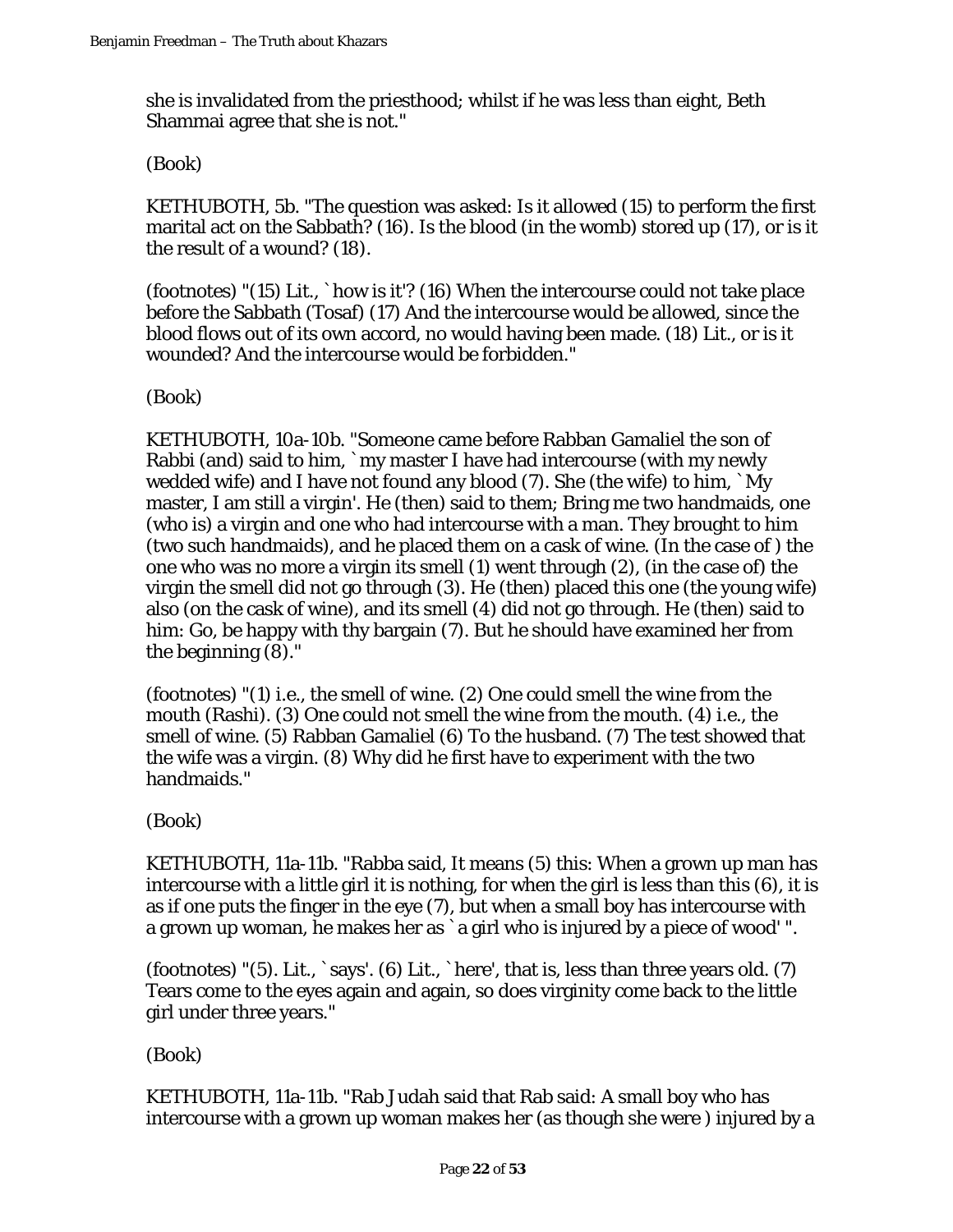she is invalidated from the priesthood; whilst if he was less than eight, Beth Shammai agree that she is not."

(Book)

KETHUBOTH, 5b. "The question was asked: Is it allowed (15) to perform the first marital act on the Sabbath? (16). Is the blood (in the womb) stored up (17), or is it the result of a wound? (18).

(footnotes) "(15) Lit., `how is it'? (16) When the intercourse could not take place before the Sabbath (Tosaf) (17) And the intercourse would be allowed, since the blood flows out of its own accord, no would having been made. (18) Lit., or is it wounded? And the intercourse would be forbidden."

(Book)

KETHUBOTH, 10a-10b. "Someone came before Rabban Gamaliel the son of Rabbi (and) said to him, `my master I have had intercourse (with my newly wedded wife) and I have not found any blood (7). She (the wife) to him, `My master, I am still a virgin'. He (then) said to them; Bring me two handmaids, one (who is) a virgin and one who had intercourse with a man. They brought to him (two such handmaids), and he placed them on a cask of wine. (In the case of ) the one who was no more a virgin its smell (1) went through (2), (in the case of) the virgin the smell did not go through (3). He (then) placed this one (the young wife) also (on the cask of wine), and its smell (4) did not go through. He (then) said to him: Go, be happy with thy bargain (7). But he should have examined her from the beginning (8)."

(footnotes) "(1) i.e., the smell of wine. (2) One could smell the wine from the mouth (Rashi). (3) One could not smell the wine from the mouth. (4) i.e., the smell of wine. (5) Rabban Gamaliel (6) To the husband. (7) The test showed that the wife was a virgin. (8) Why did he first have to experiment with the two handmaids."

(Book)

KETHUBOTH, 11a-11b. "Rabba said, It means (5) this: When a grown up man has intercourse with a little girl it is nothing, for when the girl is less than this (6), it is as if one puts the finger in the eye (7), but when a small boy has intercourse with a grown up woman, he makes her as `a girl who is injured by a piece of wood' ".

(footnotes) "(5). Lit., `says'. (6) Lit., `here', that is, less than three years old. (7) Tears come to the eyes again and again, so does virginity come back to the little girl under three years."

(Book)

KETHUBOTH, 11a-11b. "Rab Judah said that Rab said: A small boy who has intercourse with a grown up woman makes her (as though she were ) injured by a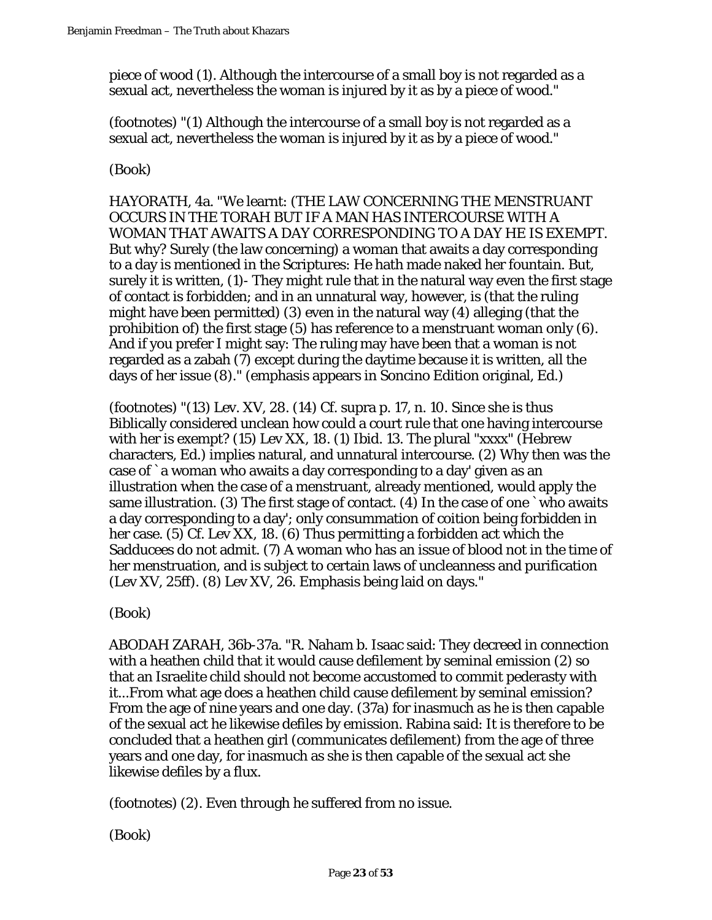piece of wood (1). Although the intercourse of a small boy is not regarded as a sexual act, nevertheless the woman is injured by it as by a piece of wood."

(footnotes) "(1) Although the intercourse of a small boy is not regarded as a sexual act, nevertheless the woman is injured by it as by a piece of wood."

(Book)

HAYORATH, 4a. "We learnt: (THE LAW CONCERNING THE MENSTRUANT OCCURS IN THE TORAH BUT IF A MAN HAS INTERCOURSE WITH A WOMAN THAT AWAITS A DAY CORRESPONDING TO A DAY HE IS EXEMPT. But why? Surely (the law concerning) a woman that awaits a day corresponding to a day is mentioned in the Scriptures: He hath made naked her fountain. But, surely it is written, (1)- They might rule that in the natural way even the first stage of contact is forbidden; and in an unnatural way, however, is (that the ruling might have been permitted) (3) even in the natural way (4) alleging (that the prohibition of) the first stage (5) has reference to a menstruant woman only (6). And if you prefer I might say: The ruling may have been that a woman is not regarded as a zabah (7) except during the daytime because it is written, all the days of her issue (8)." (emphasis appears in Soncino Edition original, Ed.)

(footnotes) "(13) Lev. XV, 28. (14) Cf. supra p. 17, n. 10. Since she is thus Biblically considered unclean how could a court rule that one having intercourse with her is exempt? (15) Lev XX, 18. (1) Ibid. 13. The plural "xxxx" (Hebrew characters, Ed.) implies natural, and unnatural intercourse. (2) Why then was the case of `a woman who awaits a day corresponding to a day' given as an illustration when the case of a menstruant, already mentioned, would apply the same illustration. (3) The first stage of contact. (4) In the case of one `who awaits a day corresponding to a day'; only consummation of coition being forbidden in her case. (5) Cf. Lev XX, 18. (6) Thus permitting a forbidden act which the Sadducees do not admit. (7) A woman who has an issue of blood not in the time of her menstruation, and is subject to certain laws of uncleanness and purification (Lev XV, 25ff). (8) Lev XV, 26. Emphasis being laid on days."

(Book)

ABODAH ZARAH, 36b-37a. "R. Naham b. Isaac said: They decreed in connection with a heathen child that it would cause defilement by seminal emission (2) so that an Israelite child should not become accustomed to commit pederasty with it...From what age does a heathen child cause defilement by seminal emission? From the age of nine years and one day. (37a) for inasmuch as he is then capable of the sexual act he likewise defiles by emission. Rabina said: It is therefore to be concluded that a heathen girl (communicates defilement) from the age of three years and one day, for inasmuch as she is then capable of the sexual act she likewise defiles by a flux.

(footnotes) (2). Even through he suffered from no issue.

(Book)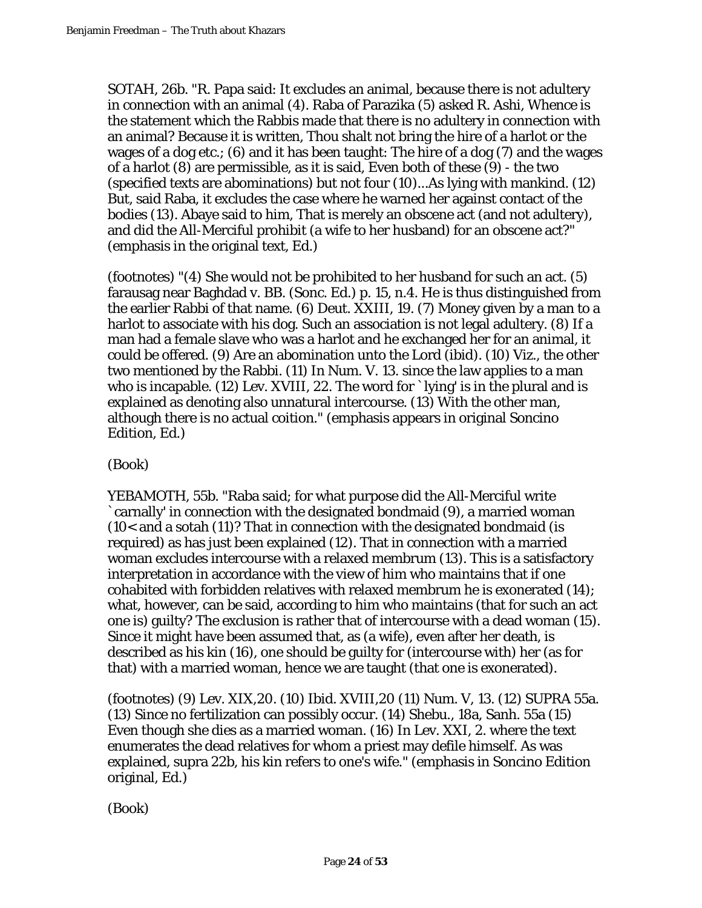SOTAH, 26b. "R. Papa said: It excludes an animal, because there is not adultery in connection with an animal (4). Raba of Parazika (5) asked R. Ashi, Whence is the statement which the Rabbis made that there is no adultery in connection with an animal? Because it is written, Thou shalt not bring the hire of a harlot or the wages of a dog etc.; (6) and it has been taught: The hire of a dog (7) and the wages of a harlot (8) are permissible, as it is said, Even both of these (9) - the two (specified texts are abominations) but not four (10)...As lying with mankind. (12) But, said Raba, it excludes the case where he warned her against contact of the bodies (13). Abaye said to him, That is merely an obscene act (and not adultery), and did the All-Merciful prohibit (a wife to her husband) for an obscene act?" (emphasis in the original text, Ed.)

(footnotes) "(4) She would not be prohibited to her husband for such an act. (5) farausag near Baghdad v. BB. (Sonc. Ed.) p. 15, n.4. He is thus distinguished from the earlier Rabbi of that name. (6) Deut. XXIII, 19. (7) Money given by a man to a harlot to associate with his dog. Such an association is not legal adultery. (8) If a man had a female slave who was a harlot and he exchanged her for an animal, it could be offered. (9) Are an abomination unto the Lord (ibid). (10) Viz., the other two mentioned by the Rabbi. (11) In Num. V. 13. since the law applies to a man who is incapable. (12) Lev. XVIII, 22. The word for `lying' is in the plural and is explained as denoting also unnatural intercourse. (13) With the other man, although there is no actual coition." (emphasis appears in original Soncino Edition, Ed.)

(Book)

YEBAMOTH, 55b. "Raba said; for what purpose did the All-Merciful write `carnally' in connection with the designated bondmaid (9), a married woman (10< and a sotah (11)? That in connection with the designated bondmaid (is required) as has just been explained (12). That in connection with a married woman excludes intercourse with a relaxed membrum (13). This is a satisfactory interpretation in accordance with the view of him who maintains that if one cohabited with forbidden relatives with relaxed membrum he is exonerated (14); what, however, can be said, according to him who maintains (that for such an act one is) guilty? The exclusion is rather that of intercourse with a dead woman (15). Since it might have been assumed that, as (a wife), even after her death, is described as his kin (16), one should be guilty for (intercourse with) her (as for that) with a married woman, hence we are taught (that one is exonerated).

(footnotes) (9) Lev. XIX,20. (10) Ibid. XVIII,20 (11) Num. V, 13. (12) SUPRA 55a. (13) Since no fertilization can possibly occur. (14) Shebu., 18a, Sanh. 55a (15) Even though she dies as a married woman. (16) In Lev. XXI, 2. where the text enumerates the dead relatives for whom a priest may defile himself. As was explained, supra 22b, his kin refers to one's wife." (emphasis in Soncino Edition original, Ed.)

(Book)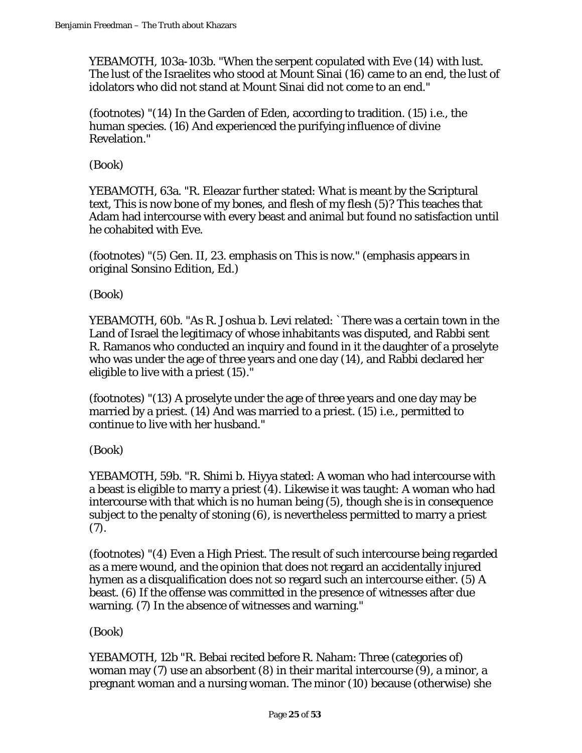YEBAMOTH, 103a-103b. "When the serpent copulated with Eve (14) with lust. The lust of the Israelites who stood at Mount Sinai (16) came to an end, the lust of idolators who did not stand at Mount Sinai did not come to an end."

(footnotes) "(14) In the Garden of Eden, according to tradition. (15) i.e., the human species. (16) And experienced the purifying influence of divine Revelation."

(Book)

YEBAMOTH, 63a. "R. Eleazar further stated: What is meant by the Scriptural text, This is now bone of my bones, and flesh of my flesh (5)? This teaches that Adam had intercourse with every beast and animal but found no satisfaction until he cohabited with Eve.

(footnotes) "(5) Gen. II, 23. emphasis on This is now." (emphasis appears in original Sonsino Edition, Ed.)

(Book)

YEBAMOTH, 60b. "As R. Joshua b. Levi related: `There was a certain town in the Land of Israel the legitimacy of whose inhabitants was disputed, and Rabbi sent R. Ramanos who conducted an inquiry and found in it the daughter of a proselyte who was under the age of three years and one day (14), and Rabbi declared her eligible to live with a priest (15)."

(footnotes) "(13) A proselyte under the age of three years and one day may be married by a priest. (14) And was married to a priest. (15) i.e., permitted to continue to live with her husband."

(Book)

YEBAMOTH, 59b. "R. Shimi b. Hiyya stated: A woman who had intercourse with a beast is eligible to marry a priest (4). Likewise it was taught: A woman who had intercourse with that which is no human being (5), though she is in consequence subject to the penalty of stoning (6), is nevertheless permitted to marry a priest (7).

(footnotes) "(4) Even a High Priest. The result of such intercourse being regarded as a mere wound, and the opinion that does not regard an accidentally injured hymen as a disqualification does not so regard such an intercourse either. (5) A beast. (6) If the offense was committed in the presence of witnesses after due warning. (7) In the absence of witnesses and warning."

(Book)

YEBAMOTH, 12b "R. Bebai recited before R. Naham: Three (categories of) woman may (7) use an absorbent (8) in their marital intercourse (9), a minor, a pregnant woman and a nursing woman. The minor (10) because (otherwise) she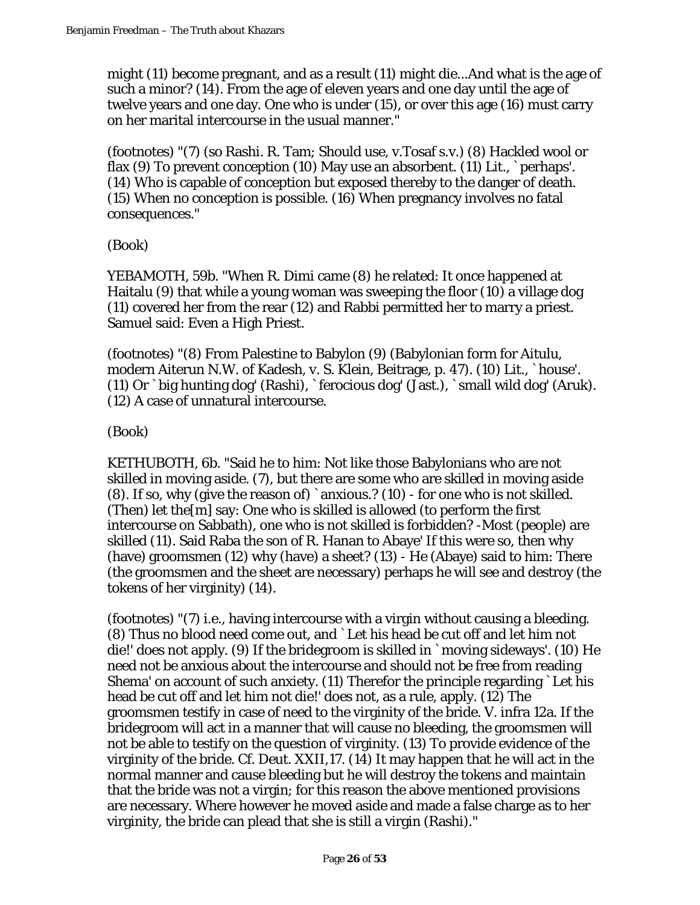might (11) become pregnant, and as a result (11) might die...And what is the age of such a minor? (14). From the age of eleven years and one day until the age of twelve years and one day. One who is under (15), or over this age (16) must carry on her marital intercourse in the usual manner."

(footnotes) "(7) (so Rashi. R. Tam; Should use, v.Tosaf s.v.) (8) Hackled wool or flax (9) To prevent conception (10) May use an absorbent. (11) Lit., `perhaps'. (14) Who is capable of conception but exposed thereby to the danger of death. (15) When no conception is possible. (16) When pregnancy involves no fatal consequences."

(Book)

YEBAMOTH, 59b. "When R. Dimi came (8) he related: It once happened at Haitalu (9) that while a young woman was sweeping the floor (10) a village dog (11) covered her from the rear (12) and Rabbi permitted her to marry a priest. Samuel said: Even a High Priest.

(footnotes) "(8) From Palestine to Babylon (9) (Babylonian form for Aitulu, modern Aiterun N.W. of Kadesh, v. S. Klein, Beitrage, p. 47). (10) Lit., `house'. (11) Or `big hunting dog' (Rashi), `ferocious dog' (Jast.), `small wild dog' (Aruk). (12) A case of unnatural intercourse.

(Book)

KETHUBOTH, 6b. "Said he to him: Not like those Babylonians who are not skilled in moving aside. (7), but there are some who are skilled in moving aside (8). If so, why (give the reason of) `anxious.? (10) - for one who is not skilled. (Then) let the[m] say: One who is skilled is allowed (to perform the first intercourse on Sabbath), one who is not skilled is forbidden? -Most (people) are skilled (11). Said Raba the son of R. Hanan to Abaye' If this were so, then why (have) groomsmen (12) why (have) a sheet? (13) - He (Abaye) said to him: There (the groomsmen and the sheet are necessary) perhaps he will see and destroy (the tokens of her virginity) (14).

(footnotes) "(7) i.e., having intercourse with a virgin without causing a bleeding. (8) Thus no blood need come out, and `Let his head be cut off and let him not die!' does not apply. (9) If the bridegroom is skilled in `moving sideways'. (10) He need not be anxious about the intercourse and should not be free from reading Shema' on account of such anxiety. (11) Therefor the principle regarding `Let his head be cut off and let him not die!' does not, as a rule, apply. (12) The groomsmen testify in case of need to the virginity of the bride. V. infra 12a. If the bridegroom will act in a manner that will cause no bleeding, the groomsmen will not be able to testify on the question of virginity. (13) To provide evidence of the virginity of the bride. Cf. Deut. XXII,17. (14) It may happen that he will act in the normal manner and cause bleeding but he will destroy the tokens and maintain that the bride was not a virgin; for this reason the above mentioned provisions are necessary. Where however he moved aside and made a false charge as to her virginity, the bride can plead that she is still a virgin (Rashi)."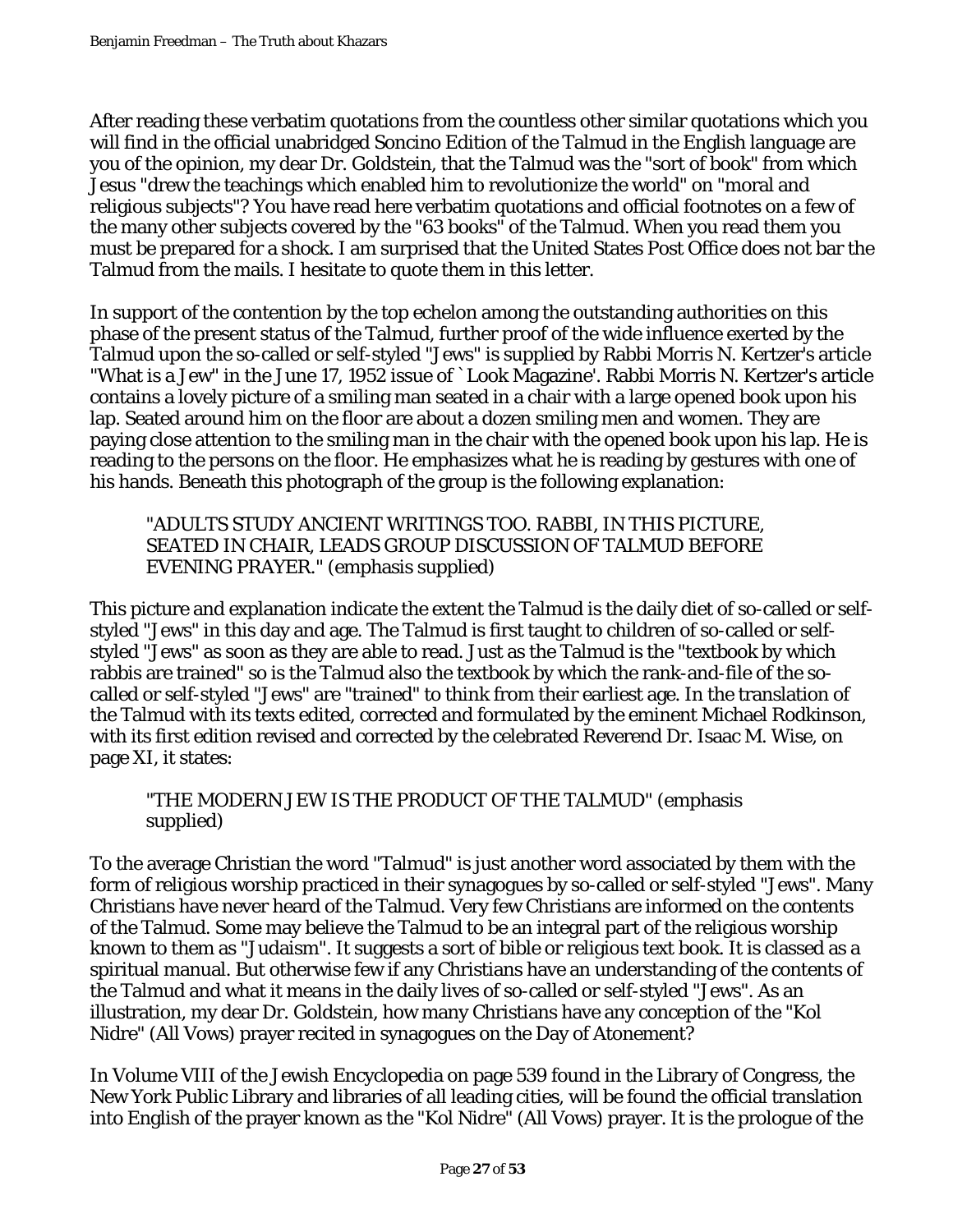After reading these verbatim quotations from the countless other similar quotations which you will find in the official unabridged Soncino Edition of the Talmud in the English language are you of the opinion, my dear Dr. Goldstein, that the Talmud was the "sort of book" from which Jesus "drew the teachings which enabled him to revolutionize the world" on "moral and religious subjects"? You have read here verbatim quotations and official footnotes on a few of the many other subjects covered by the "63 books" of the Talmud. When you read them you must be prepared for a shock. I am surprised that the United States Post Office does not bar the Talmud from the mails. I hesitate to quote them in this letter.

In support of the contention by the top echelon among the outstanding authorities on this phase of the present status of the Talmud, further proof of the wide influence exerted by the Talmud upon the so-called or self-styled "Jews" is supplied by Rabbi Morris N. Kertzer's article "What is a Jew" in the June 17, 1952 issue of `Look Magazine'. Rabbi Morris N. Kertzer's article contains a lovely picture of a smiling man seated in a chair with a large opened book upon his lap. Seated around him on the floor are about a dozen smiling men and women. They are paying close attention to the smiling man in the chair with the opened book upon his lap. He is reading to the persons on the floor. He emphasizes what he is reading by gestures with one of his hands. Beneath this photograph of the group is the following explanation:

> "ADULTS STUDY ANCIENT WRITINGS TOO. RABBI, IN THIS PICTURE, SEATED IN CHAIR, LEADS GROUP DISCUSSION OF TALMUD BEFORE EVENING PRAYER." (emphasis supplied)

This picture and explanation indicate the extent the Talmud is the daily diet of so-called or self-styled "Jews" in this day and age. The Talmud is first taught to children of so-called or self-styled "Jews" as soon as they are able to read. Just as the Talmud is the "textbook by which rabbis are trained" so is the Talmud also the textbook by which the rank-and-file of the so-called or self-styled "Jews" are "trained" to think from their earliest age. In the translation of the Talmud with its texts edited, corrected and formulated by the eminent Michael Rodkinson, with its first edition revised and corrected by the celebrated Reverend Dr. Isaac M. Wise, on page XI, it states:

> "THE MODERN JEW IS THE PRODUCT OF THE TALMUD" (emphasis supplied)

To the average Christian the word "Talmud" is just another word associated by them with the form of religious worship practiced in their synagogues by so-called or self-styled "Jews". Many Christians have never heard of the Talmud. Very few Christians are informed on the contents of the Talmud. Some may believe the Talmud to be an integral part of the religious worship known to them as "Judaism". It suggests a sort of bible or religious text book. It is classed as a spiritual manual. But otherwise few if any Christians have an understanding of the contents of the Talmud and what it means in the daily lives of so-called or self-styled "Jews". As an illustration, my dear Dr. Goldstein, how many Christians have any conception of the "Kol Nidre" (All Vows) prayer recited in synagogues on the Day of Atonement?

In Volume VIII of the Jewish Encyclopedia on page 539 found in the Library of Congress, the New York Public Library and libraries of all leading cities, will be found the official translation into English of the prayer known as the "Kol Nidre" (All Vows) prayer. It is the prologue of the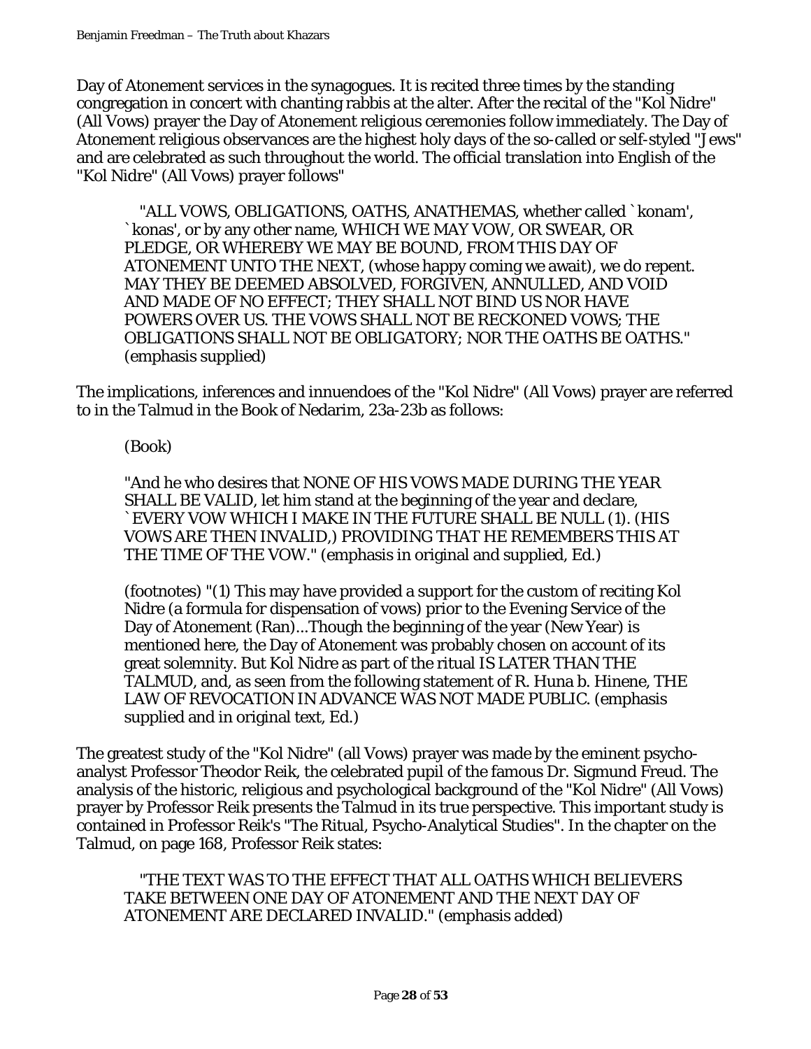Day of Atonement services in the synagogues. It is recited three times by the standing congregation in concert with chanting rabbis at the alter. After the recital of the "Kol Nidre" (All Vows) prayer the Day of Atonement religious ceremonies follow immediately. The Day of Atonement religious observances are the highest holy days of the so-called or self-styled "Jews" and are celebrated as such throughout the world. The official translation into English of the "Kol Nidre" (All Vows) prayer follows"

> "ALL VOWS, OBLIGATIONS, OATHS, ANATHEMAS, whether called `konam', `konas', or by any other name, WHICH WE MAY VOW, OR SWEAR, OR PLEDGE, OR WHEREBY WE MAY BE BOUND, FROM THIS DAY OF ATONEMENT UNTO THE NEXT, (whose happy coming we await), we do repent. MAY THEY BE DEEMED ABSOLVED, FORGIVEN, ANNULLED, AND VOID AND MADE OF NO EFFECT; THEY SHALL NOT BIND US NOR HAVE POWERS OVER US. THE VOWS SHALL NOT BE RECKONED VOWS; THE OBLIGATIONS SHALL NOT BE OBLIGATORY; NOR THE OATHS BE OATHS." (emphasis supplied)

The implications, inferences and innuendoes of the "Kol Nidre" (All Vows) prayer are referred to in the Talmud in the Book of Nedarim, 23a-23b as follows:

> (Book)
>
> "And he who desires that NONE OF HIS VOWS MADE DURING THE YEAR SHALL BE VALID, let him stand at the beginning of the year and declare, `EVERY VOW WHICH I MAKE IN THE FUTURE SHALL BE NULL (1). (HIS VOWS ARE THEN INVALID,) PROVIDING THAT HE REMEMBERS THIS AT THE TIME OF THE VOW." (emphasis in original and supplied, Ed.)
>
> (footnotes) "(1) This may have provided a support for the custom of reciting Kol Nidre (a formula for dispensation of vows) prior to the Evening Service of the Day of Atonement (Ran)...Though the beginning of the year (New Year) is mentioned here, the Day of Atonement was probably chosen on account of its great solemnity. But Kol Nidre as part of the ritual IS LATER THAN THE TALMUD, and, as seen from the following statement of R. Huna b. Hinene, THE LAW OF REVOCATION IN ADVANCE WAS NOT MADE PUBLIC. (emphasis supplied and in original text, Ed.)

The greatest study of the "Kol Nidre" (all Vows) prayer was made by the eminent psycho-analyst Professor Theodor Reik, the celebrated pupil of the famous Dr. Sigmund Freud. The analysis of the historic, religious and psychological background of the "Kol Nidre" (All Vows) prayer by Professor Reik presents the Talmud in its true perspective. This important study is contained in Professor Reik's "The Ritual, Psycho-Analytical Studies". In the chapter on the Talmud, on page 168, Professor Reik states:

> "THE TEXT WAS TO THE EFFECT THAT ALL OATHS WHICH BELIEVERS TAKE BETWEEN ONE DAY OF ATONEMENT AND THE NEXT DAY OF ATONEMENT ARE DECLARED INVALID." (emphasis added)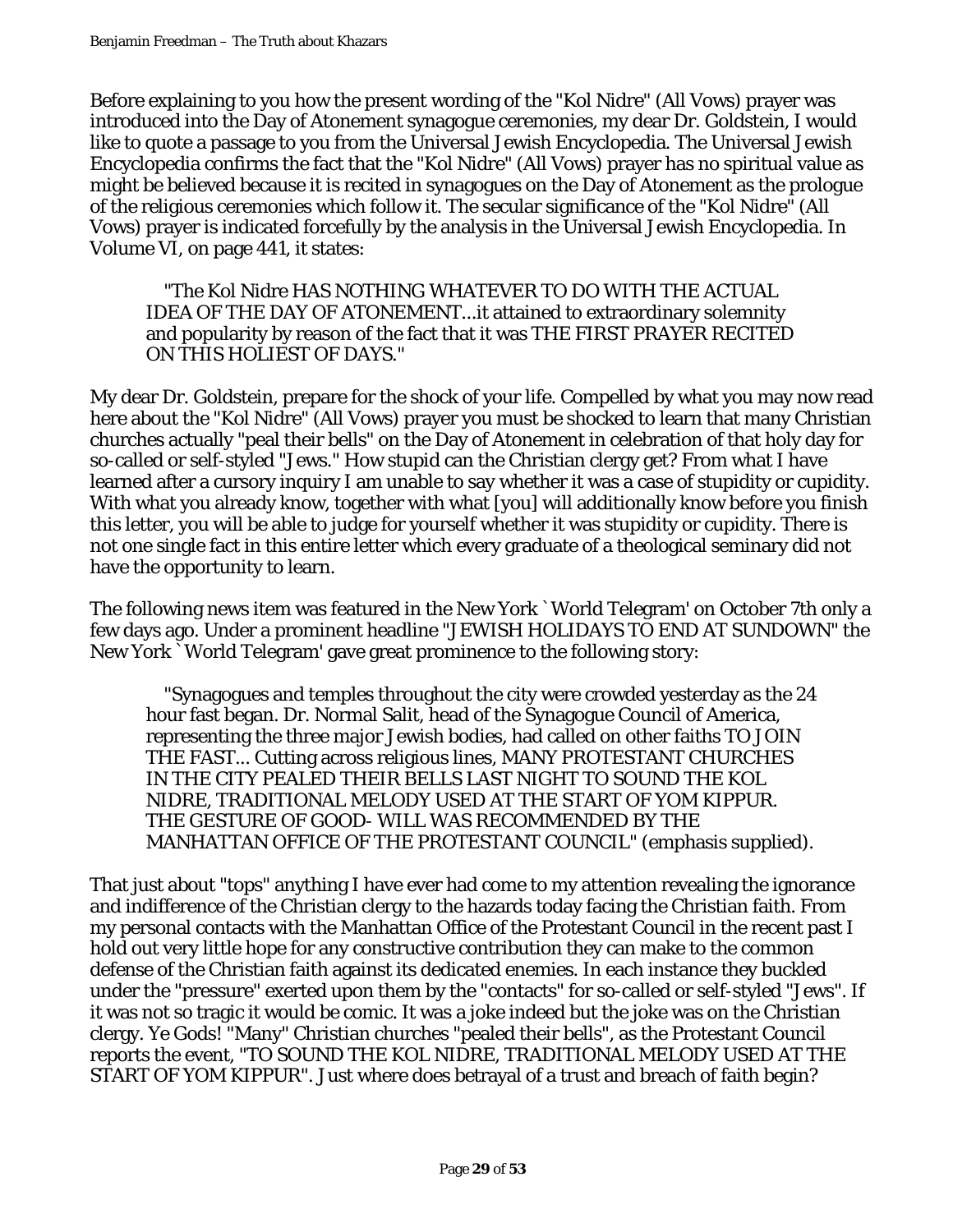Before explaining to you how the present wording of the "Kol Nidre" (All Vows) prayer was introduced into the Day of Atonement synagogue ceremonies, my dear Dr. Goldstein, I would like to quote a passage to you from the Universal Jewish Encyclopedia. The Universal Jewish Encyclopedia confirms the fact that the "Kol Nidre" (All Vows) prayer has no spiritual value as might be believed because it is recited in synagogues on the Day of Atonement as the prologue of the religious ceremonies which follow it. The secular significance of the "Kol Nidre" (All Vows) prayer is indicated forcefully by the analysis in the Universal Jewish Encyclopedia. In Volume VI, on page 441, it states:

> "The Kol Nidre HAS NOTHING WHATEVER TO DO WITH THE ACTUAL IDEA OF THE DAY OF ATONEMENT...it attained to extraordinary solemnity and popularity by reason of the fact that it was THE FIRST PRAYER RECITED ON THIS HOLIEST OF DAYS."

My dear Dr. Goldstein, prepare for the shock of your life. Compelled by what you may now read here about the "Kol Nidre" (All Vows) prayer you must be shocked to learn that many Christian churches actually "peal their bells" on the Day of Atonement in celebration of that holy day for so-called or self-styled "Jews." How stupid can the Christian clergy get? From what I have learned after a cursory inquiry I am unable to say whether it was a case of stupidity or cupidity. With what you already know, together with what [you] will additionally know before you finish this letter, you will be able to judge for yourself whether it was stupidity or cupidity. There is not one single fact in this entire letter which every graduate of a theological seminary did not have the opportunity to learn.

The following news item was featured in the New York `World Telegram' on October 7th only a few days ago. Under a prominent headline "JEWISH HOLIDAYS TO END AT SUNDOWN" the New York `World Telegram' gave great prominence to the following story:

> "Synagogues and temples throughout the city were crowded yesterday as the 24 hour fast began. Dr. Normal Salit, head of the Synagogue Council of America, representing the three major Jewish bodies, had called on other faiths TO JOIN THE FAST... Cutting across religious lines, MANY PROTESTANT CHURCHES IN THE CITY PEALED THEIR BELLS LAST NIGHT TO SOUND THE KOL NIDRE, TRADITIONAL MELODY USED AT THE START OF YOM KIPPUR. THE GESTURE OF GOOD- WILL WAS RECOMMENDED BY THE MANHATTAN OFFICE OF THE PROTESTANT COUNCIL" (emphasis supplied).

That just about "tops" anything I have ever had come to my attention revealing the ignorance and indifference of the Christian clergy to the hazards today facing the Christian faith. From my personal contacts with the Manhattan Office of the Protestant Council in the recent past I hold out very little hope for any constructive contribution they can make to the common defense of the Christian faith against its dedicated enemies. In each instance they buckled under the "pressure" exerted upon them by the "contacts" for so-called or self-styled "Jews". If it was not so tragic it would be comic. It was a joke indeed but the joke was on the Christian clergy. Ye Gods! "Many" Christian churches "pealed their bells", as the Protestant Council reports the event, "TO SOUND THE KOL NIDRE, TRADITIONAL MELODY USED AT THE START OF YOM KIPPUR". Just where does betrayal of a trust and breach of faith begin?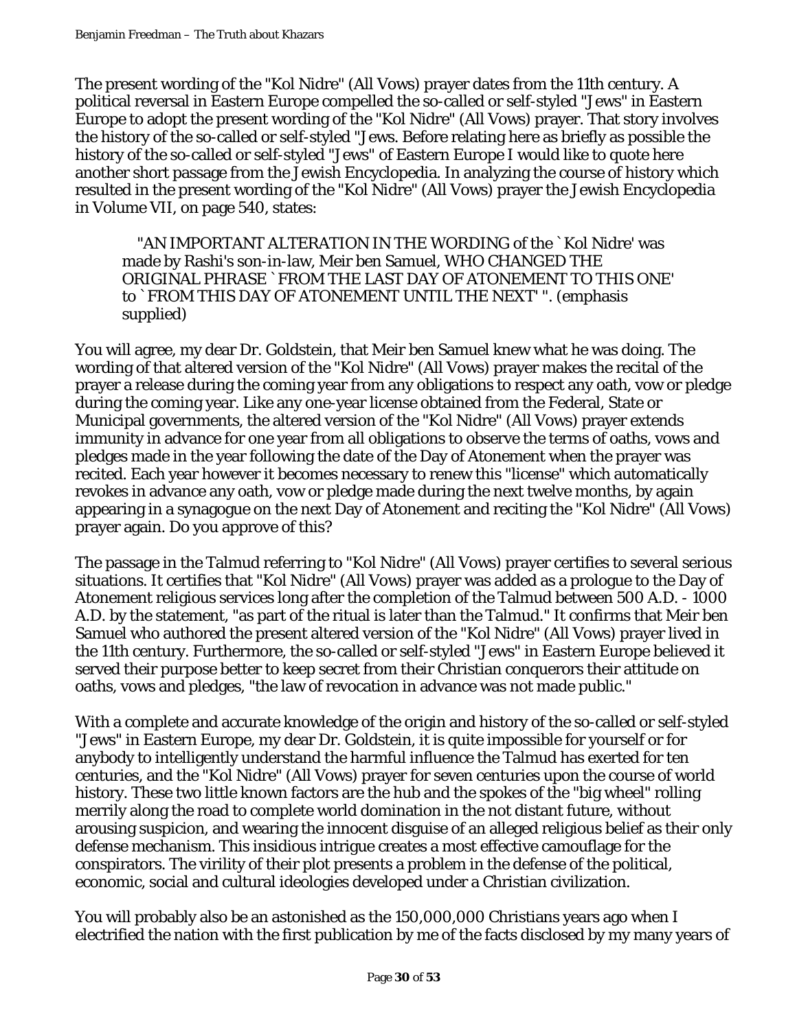The present wording of the "Kol Nidre" (All Vows) prayer dates from the 11th century. A political reversal in Eastern Europe compelled the so-called or self-styled "Jews" in Eastern Europe to adopt the present wording of the "Kol Nidre" (All Vows) prayer. That story involves the history of the so-called or self-styled "Jews. Before relating here as briefly as possible the history of the so-called or self-styled "Jews" of Eastern Europe I would like to quote here another short passage from the Jewish Encyclopedia. In analyzing the course of history which resulted in the present wording of the "Kol Nidre" (All Vows) prayer the Jewish Encyclopedia in Volume VII, on page 540, states:

> "AN IMPORTANT ALTERATION IN THE WORDING of the `Kol Nidre' was made by Rashi's son-in-law, Meir ben Samuel, WHO CHANGED THE ORIGINAL PHRASE `FROM THE LAST DAY OF ATONEMENT TO THIS ONE' to `FROM THIS DAY OF ATONEMENT UNTIL THE NEXT' ". (emphasis supplied)

You will agree, my dear Dr. Goldstein, that Meir ben Samuel knew what he was doing. The wording of that altered version of the "Kol Nidre" (All Vows) prayer makes the recital of the prayer a release during the coming year from any obligations to respect any oath, vow or pledge during the coming year. Like any one-year license obtained from the Federal, State or Municipal governments, the altered version of the "Kol Nidre" (All Vows) prayer extends immunity in advance for one year from all obligations to observe the terms of oaths, vows and pledges made in the year following the date of the Day of Atonement when the prayer was recited. Each year however it becomes necessary to renew this "license" which automatically revokes in advance any oath, vow or pledge made during the next twelve months, by again appearing in a synagogue on the next Day of Atonement and reciting the "Kol Nidre" (All Vows) prayer again. Do you approve of this?

The passage in the Talmud referring to "Kol Nidre" (All Vows) prayer certifies to several serious situations. It certifies that "Kol Nidre" (All Vows) prayer was added as a prologue to the Day of Atonement religious services long after the completion of the Talmud between 500 A.D. - 1000 A.D. by the statement, "as part of the ritual is later than the Talmud." It confirms that Meir ben Samuel who authored the present altered version of the "Kol Nidre" (All Vows) prayer lived in the 11th century. Furthermore, the so-called or self-styled "Jews" in Eastern Europe believed it served their purpose better to keep secret from their Christian conquerors their attitude on oaths, vows and pledges, "the law of revocation in advance was not made public."

With a complete and accurate knowledge of the origin and history of the so-called or self-styled "Jews" in Eastern Europe, my dear Dr. Goldstein, it is quite impossible for yourself or for anybody to intelligently understand the harmful influence the Talmud has exerted for ten centuries, and the "Kol Nidre" (All Vows) prayer for seven centuries upon the course of world history. These two little known factors are the hub and the spokes of the "big wheel" rolling merrily along the road to complete world domination in the not distant future, without arousing suspicion, and wearing the innocent disguise of an alleged religious belief as their only defense mechanism. This insidious intrigue creates a most effective camouflage for the conspirators. The virility of their plot presents a problem in the defense of the political, economic, social and cultural ideologies developed under a Christian civilization.

You will probably also be an astonished as the 150,000,000 Christians years ago when I electrified the nation with the first publication by me of the facts disclosed by my many years of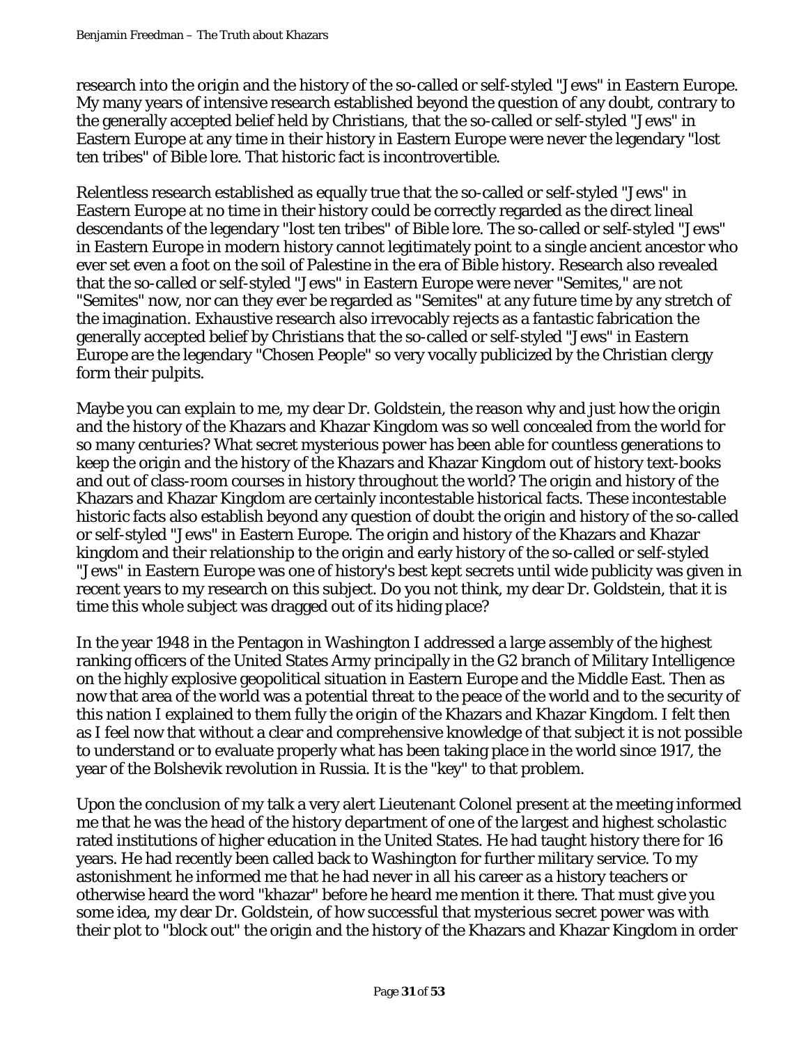research into the origin and the history of the so-called or self-styled "Jews" in Eastern Europe. My many years of intensive research established beyond the question of any doubt, contrary to the generally accepted belief held by Christians, that the so-called or self-styled "Jews" in Eastern Europe at any time in their history in Eastern Europe were never the legendary "lost ten tribes" of Bible lore. That historic fact is incontrovertible.

Relentless research established as equally true that the so-called or self-styled "Jews" in Eastern Europe at no time in their history could be correctly regarded as the direct lineal descendants of the legendary "lost ten tribes" of Bible lore. The so-called or self-styled "Jews" in Eastern Europe in modern history cannot legitimately point to a single ancient ancestor who ever set even a foot on the soil of Palestine in the era of Bible history. Research also revealed that the so-called or self-styled "Jews" in Eastern Europe were never "Semites," are not "Semites" now, nor can they ever be regarded as "Semites" at any future time by any stretch of the imagination. Exhaustive research also irrevocably rejects as a fantastic fabrication the generally accepted belief by Christians that the so-called or self-styled "Jews" in Eastern Europe are the legendary "Chosen People" so very vocally publicized by the Christian clergy form their pulpits.

Maybe you can explain to me, my dear Dr. Goldstein, the reason why and just how the origin and the history of the Khazars and Khazar Kingdom was so well concealed from the world for so many centuries? What secret mysterious power has been able for countless generations to keep the origin and the history of the Khazars and Khazar Kingdom out of history text-books and out of class-room courses in history throughout the world? The origin and history of the Khazars and Khazar Kingdom are certainly incontestable historical facts. These incontestable historic facts also establish beyond any question of doubt the origin and history of the so-called or self-styled "Jews" in Eastern Europe. The origin and history of the Khazars and Khazar kingdom and their relationship to the origin and early history of the so-called or self-styled "Jews" in Eastern Europe was one of history's best kept secrets until wide publicity was given in recent years to my research on this subject. Do you not think, my dear Dr. Goldstein, that it is time this whole subject was dragged out of its hiding place?

In the year 1948 in the Pentagon in Washington I addressed a large assembly of the highest ranking officers of the United States Army principally in the G2 branch of Military Intelligence on the highly explosive geopolitical situation in Eastern Europe and the Middle East. Then as now that area of the world was a potential threat to the peace of the world and to the security of this nation I explained to them fully the origin of the Khazars and Khazar Kingdom. I felt then as I feel now that without a clear and comprehensive knowledge of that subject it is not possible to understand or to evaluate properly what has been taking place in the world since 1917, the year of the Bolshevik revolution in Russia. It is the "key" to that problem.

Upon the conclusion of my talk a very alert Lieutenant Colonel present at the meeting informed me that he was the head of the history department of one of the largest and highest scholastic rated institutions of higher education in the United States. He had taught history there for 16 years. He had recently been called back to Washington for further military service. To my astonishment he informed me that he had never in all his career as a history teachers or otherwise heard the word "khazar" before he heard me mention it there. That must give you some idea, my dear Dr. Goldstein, of how successful that mysterious secret power was with their plot to "block out" the origin and the history of the Khazars and Khazar Kingdom in order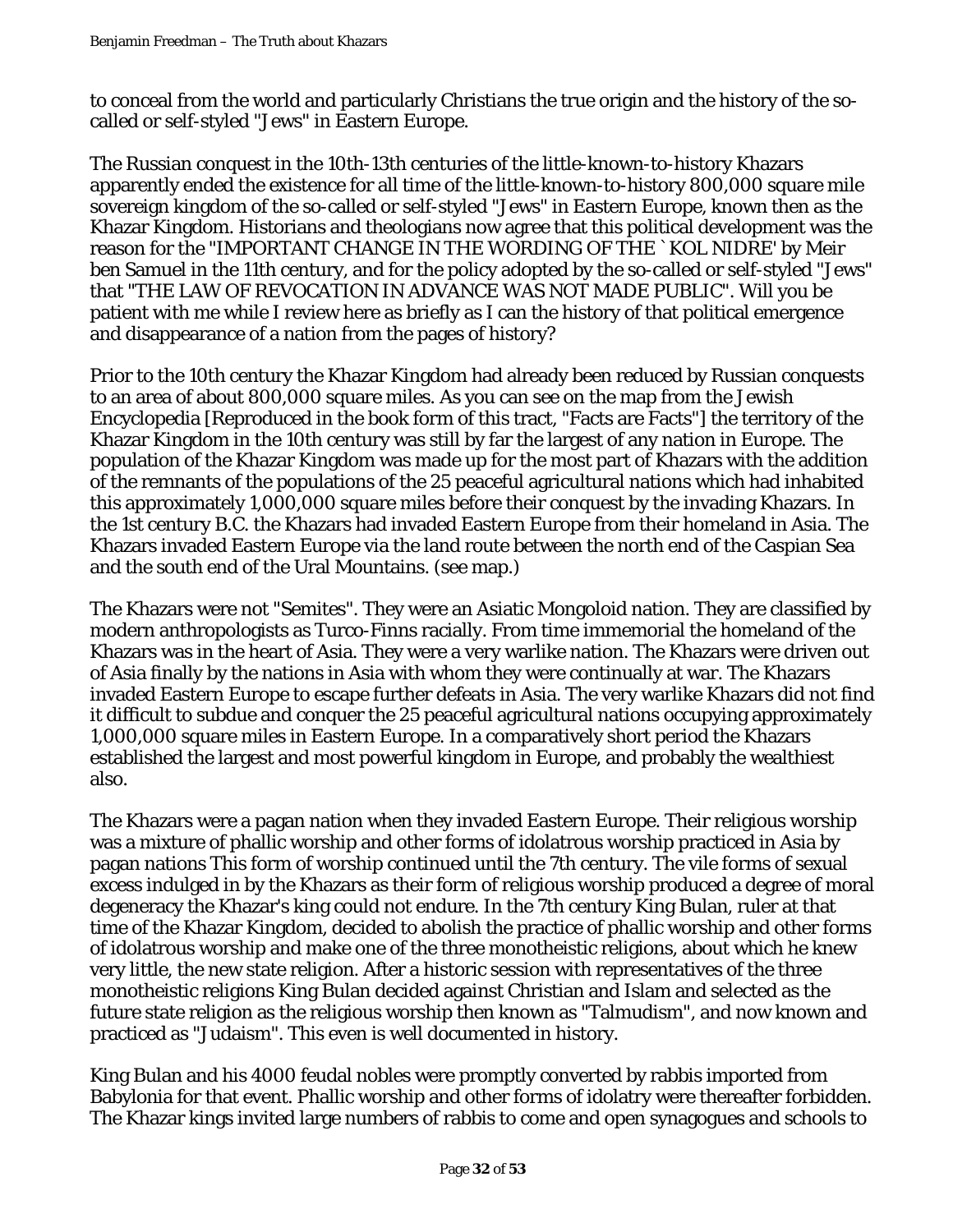to conceal from the world and particularly Christians the true origin and the history of the so-called or self-styled "Jews" in Eastern Europe.

The Russian conquest in the 10th-13th centuries of the little-known-to-history Khazars apparently ended the existence for all time of the little-known-to-history 800,000 square mile sovereign kingdom of the so-called or self-styled "Jews" in Eastern Europe, known then as the Khazar Kingdom. Historians and theologians now agree that this political development was the reason for the "IMPORTANT CHANGE IN THE WORDING OF THE `KOL NIDRE' by Meir ben Samuel in the 11th century, and for the policy adopted by the so-called or self-styled "Jews" that "THE LAW OF REVOCATION IN ADVANCE WAS NOT MADE PUBLIC". Will you be patient with me while I review here as briefly as I can the history of that political emergence and disappearance of a nation from the pages of history?

Prior to the 10th century the Khazar Kingdom had already been reduced by Russian conquests to an area of about 800,000 square miles. As you can see on the map from the Jewish Encyclopedia [Reproduced in the book form of this tract, "Facts are Facts"] the territory of the Khazar Kingdom in the 10th century was still by far the largest of any nation in Europe. The population of the Khazar Kingdom was made up for the most part of Khazars with the addition of the remnants of the populations of the 25 peaceful agricultural nations which had inhabited this approximately 1,000,000 square miles before their conquest by the invading Khazars. In the 1st century B.C. the Khazars had invaded Eastern Europe from their homeland in Asia. The Khazars invaded Eastern Europe via the land route between the north end of the Caspian Sea and the south end of the Ural Mountains. (see map.)

The Khazars were not "Semites". They were an Asiatic Mongoloid nation. They are classified by modern anthropologists as Turco-Finns racially. From time immemorial the homeland of the Khazars was in the heart of Asia. They were a very warlike nation. The Khazars were driven out of Asia finally by the nations in Asia with whom they were continually at war. The Khazars invaded Eastern Europe to escape further defeats in Asia. The very warlike Khazars did not find it difficult to subdue and conquer the 25 peaceful agricultural nations occupying approximately 1,000,000 square miles in Eastern Europe. In a comparatively short period the Khazars established the largest and most powerful kingdom in Europe, and probably the wealthiest also.

The Khazars were a pagan nation when they invaded Eastern Europe. Their religious worship was a mixture of phallic worship and other forms of idolatrous worship practiced in Asia by pagan nations This form of worship continued until the 7th century. The vile forms of sexual excess indulged in by the Khazars as their form of religious worship produced a degree of moral degeneracy the Khazar's king could not endure. In the 7th century King Bulan, ruler at that time of the Khazar Kingdom, decided to abolish the practice of phallic worship and other forms of idolatrous worship and make one of the three monotheistic religions, about which he knew very little, the new state religion. After a historic session with representatives of the three monotheistic religions King Bulan decided against Christian and Islam and selected as the future state religion as the religious worship then known as "Talmudism", and now known and practiced as "Judaism". This even is well documented in history.

King Bulan and his 4000 feudal nobles were promptly converted by rabbis imported from Babylonia for that event. Phallic worship and other forms of idolatry were thereafter forbidden. The Khazar kings invited large numbers of rabbis to come and open synagogues and schools to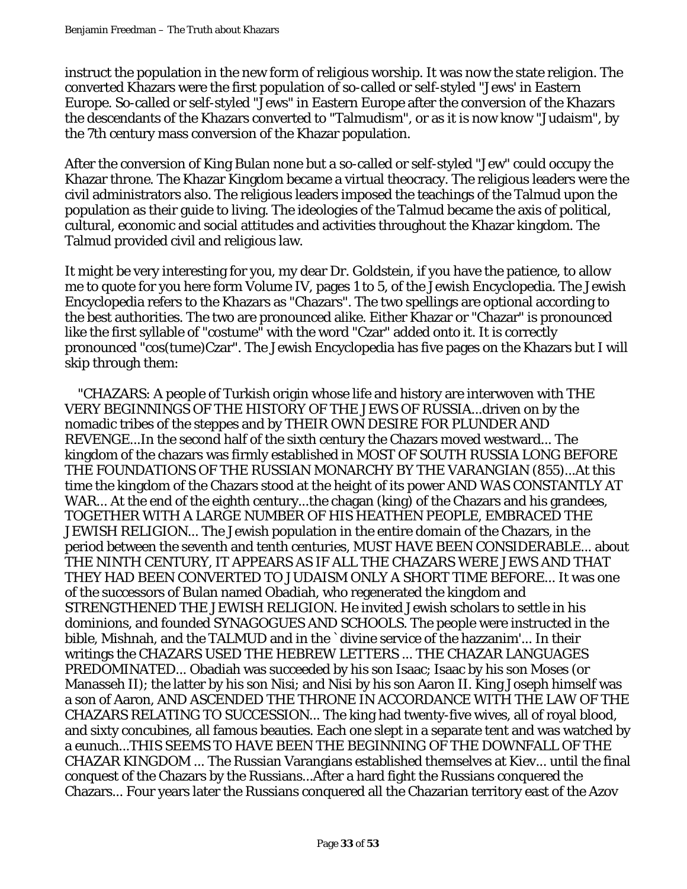instruct the population in the new form of religious worship. It was now the state religion. The converted Khazars were the first population of so-called or self-styled "Jews' in Eastern Europe. So-called or self-styled "Jews" in Eastern Europe after the conversion of the Khazars the descendants of the Khazars converted to "Talmudism", or as it is now know "Judaism", by the 7th century mass conversion of the Khazar population.

After the conversion of King Bulan none but a so-called or self-styled "Jew" could occupy the Khazar throne. The Khazar Kingdom became a virtual theocracy. The religious leaders were the civil administrators also. The religious leaders imposed the teachings of the Talmud upon the population as their guide to living. The ideologies of the Talmud became the axis of political, cultural, economic and social attitudes and activities throughout the Khazar kingdom. The Talmud provided civil and religious law.

It might be very interesting for you, my dear Dr. Goldstein, if you have the patience, to allow me to quote for you here form Volume IV, pages 1 to 5, of the Jewish Encyclopedia. The Jewish Encyclopedia refers to the Khazars as "Chazars". The two spellings are optional according to the best authorities. The two are pronounced alike. Either Khazar or "Chazar" is pronounced like the first syllable of "costume" with the word "Czar" added onto it. It is correctly pronounced "cos(tume)Czar". The Jewish Encyclopedia has five pages on the Khazars but I will skip through them:

"CHAZARS: A people of Turkish origin whose life and history are interwoven with THE VERY BEGINNINGS OF THE HISTORY OF THE JEWS OF RUSSIA...driven on by the nomadic tribes of the steppes and by THEIR OWN DESIRE FOR PLUNDER AND REVENGE...In the second half of the sixth century the Chazars moved westward... The kingdom of the chazars was firmly established in MOST OF SOUTH RUSSIA LONG BEFORE THE FOUNDATIONS OF THE RUSSIAN MONARCHY BY THE VARANGIAN (855)...At this time the kingdom of the Chazars stood at the height of its power AND WAS CONSTANTLY AT WAR... At the end of the eighth century...the chagan (king) of the Chazars and his grandees, TOGETHER WITH A LARGE NUMBER OF HIS HEATHEN PEOPLE, EMBRACED THE JEWISH RELIGION... The Jewish population in the entire domain of the Chazars, in the period between the seventh and tenth centuries, MUST HAVE BEEN CONSIDERABLE... about THE NINTH CENTURY, IT APPEARS AS IF ALL THE CHAZARS WERE JEWS AND THAT THEY HAD BEEN CONVERTED TO JUDAISM ONLY A SHORT TIME BEFORE... It was one of the successors of Bulan named Obadiah, who regenerated the kingdom and STRENGTHENED THE JEWISH RELIGION. He invited Jewish scholars to settle in his dominions, and founded SYNAGOGUES AND SCHOOLS. The people were instructed in the bible, Mishnah, and the TALMUD and in the `divine service of the hazzanim'... In their writings the CHAZARS USED THE HEBREW LETTERS ... THE CHAZAR LANGUAGES PREDOMINATED... Obadiah was succeeded by his son Isaac; Isaac by his son Moses (or Manasseh II); the latter by his son Nisi; and Nisi by his son Aaron II. King Joseph himself was a son of Aaron, AND ASCENDED THE THRONE IN ACCORDANCE WITH THE LAW OF THE CHAZARS RELATING TO SUCCESSION... The king had twenty-five wives, all of royal blood, and sixty concubines, all famous beauties. Each one slept in a separate tent and was watched by a eunuch...THIS SEEMS TO HAVE BEEN THE BEGINNING OF THE DOWNFALL OF THE CHAZAR KINGDOM ... The Russian Varangians established themselves at Kiev... until the final conquest of the Chazars by the Russians...After a hard fight the Russians conquered the Chazars... Four years later the Russians conquered all the Chazarian territory east of the Azov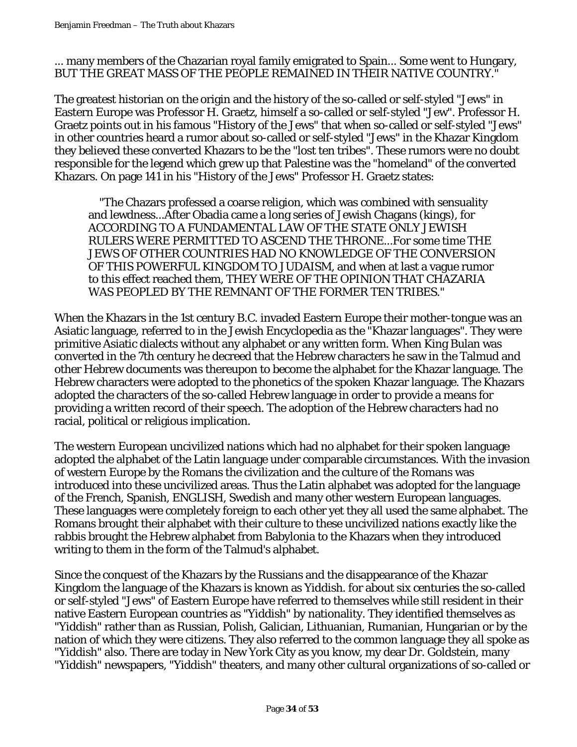... many members of the Chazarian royal family emigrated to Spain... Some went to Hungary, BUT THE GREAT MASS OF THE PEOPLE REMAINED IN THEIR NATIVE COUNTRY."

The greatest historian on the origin and the history of the so-called or self-styled "Jews" in Eastern Europe was Professor H. Graetz, himself a so-called or self-styled "Jew". Professor H. Graetz points out in his famous "History of the Jews" that when so-called or self-styled "Jews" in other countries heard a rumor about so-called or self-styled "Jews" in the Khazar Kingdom they believed these converted Khazars to be the "lost ten tribes". These rumors were no doubt responsible for the legend which grew up that Palestine was the "homeland" of the converted Khazars. On page 141 in his "History of the Jews" Professor H. Graetz states:

> "The Chazars professed a coarse religion, which was combined with sensuality and lewdness...After Obadia came a long series of Jewish Chagans (kings), for ACCORDING TO A FUNDAMENTAL LAW OF THE STATE ONLY JEWISH RULERS WERE PERMITTED TO ASCEND THE THRONE...For some time THE JEWS OF OTHER COUNTRIES HAD NO KNOWLEDGE OF THE CONVERSION OF THIS POWERFUL KINGDOM TO JUDAISM, and when at last a vague rumor to this effect reached them, THEY WERE OF THE OPINION THAT CHAZARIA WAS PEOPLED BY THE REMNANT OF THE FORMER TEN TRIBES."

When the Khazars in the 1st century B.C. invaded Eastern Europe their mother-tongue was an Asiatic language, referred to in the Jewish Encyclopedia as the "Khazar languages". They were primitive Asiatic dialects without any alphabet or any written form. When King Bulan was converted in the 7th century he decreed that the Hebrew characters he saw in the Talmud and other Hebrew documents was thereupon to become the alphabet for the Khazar language. The Hebrew characters were adopted to the phonetics of the spoken Khazar language. The Khazars adopted the characters of the so-called Hebrew language in order to provide a means for providing a written record of their speech. The adoption of the Hebrew characters had no racial, political or religious implication.

The western European uncivilized nations which had no alphabet for their spoken language adopted the alphabet of the Latin language under comparable circumstances. With the invasion of western Europe by the Romans the civilization and the culture of the Romans was introduced into these uncivilized areas. Thus the Latin alphabet was adopted for the language of the French, Spanish, ENGLISH, Swedish and many other western European languages. These languages were completely foreign to each other yet they all used the same alphabet. The Romans brought their alphabet with their culture to these uncivilized nations exactly like the rabbis brought the Hebrew alphabet from Babylonia to the Khazars when they introduced writing to them in the form of the Talmud's alphabet.

Since the conquest of the Khazars by the Russians and the disappearance of the Khazar Kingdom the language of the Khazars is known as Yiddish. for about six centuries the so-called or self-styled "Jews" of Eastern Europe have referred to themselves while still resident in their native Eastern European countries as "Yiddish" by nationality. They identified themselves as "Yiddish" rather than as Russian, Polish, Galician, Lithuanian, Rumanian, Hungarian or by the nation of which they were citizens. They also referred to the common language they all spoke as "Yiddish" also. There are today in New York City as you know, my dear Dr. Goldstein, many "Yiddish" newspapers, "Yiddish" theaters, and many other cultural organizations of so-called or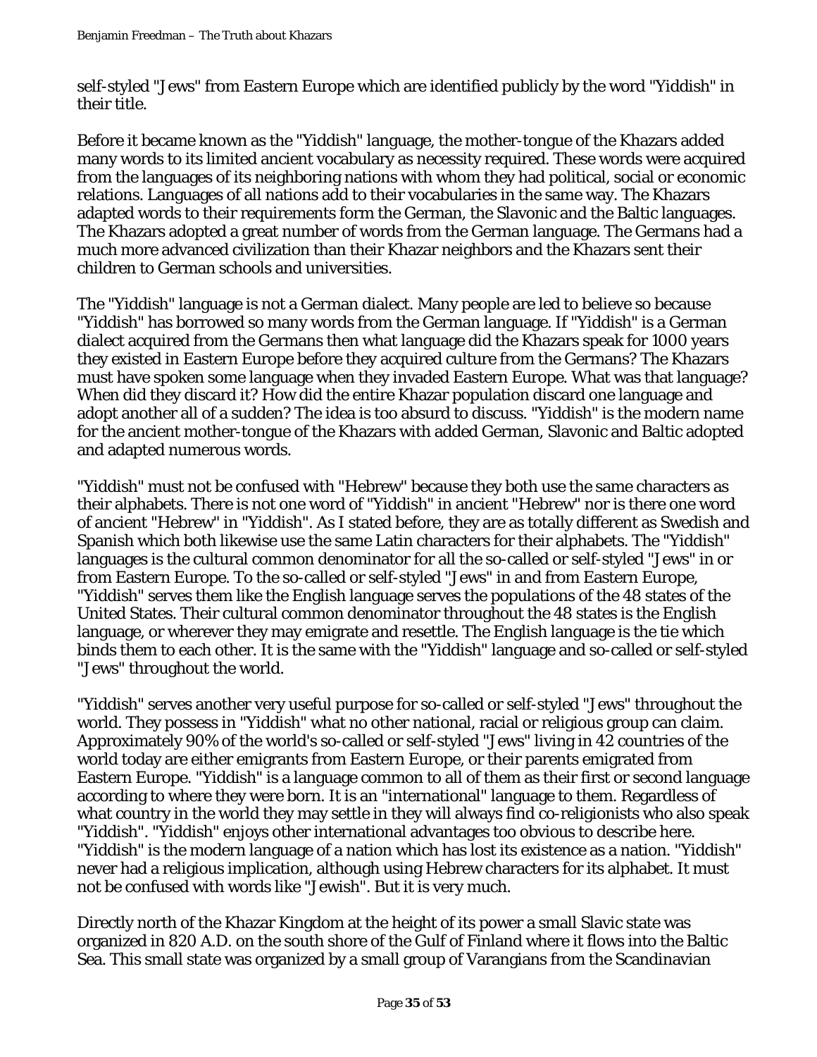self-styled "Jews" from Eastern Europe which are identified publicly by the word "Yiddish" in their title.

Before it became known as the "Yiddish" language, the mother-tongue of the Khazars added many words to its limited ancient vocabulary as necessity required. These words were acquired from the languages of its neighboring nations with whom they had political, social or economic relations. Languages of all nations add to their vocabularies in the same way. The Khazars adapted words to their requirements form the German, the Slavonic and the Baltic languages. The Khazars adopted a great number of words from the German language. The Germans had a much more advanced civilization than their Khazar neighbors and the Khazars sent their children to German schools and universities.

The "Yiddish" language is not a German dialect. Many people are led to believe so because "Yiddish" has borrowed so many words from the German language. If "Yiddish" is a German dialect acquired from the Germans then what language did the Khazars speak for 1000 years they existed in Eastern Europe before they acquired culture from the Germans? The Khazars must have spoken some language when they invaded Eastern Europe. What was that language? When did they discard it? How did the entire Khazar population discard one language and adopt another all of a sudden? The idea is too absurd to discuss. "Yiddish" is the modern name for the ancient mother-tongue of the Khazars with added German, Slavonic and Baltic adopted and adapted numerous words.

"Yiddish" must not be confused with "Hebrew" because they both use the same characters as their alphabets. There is not one word of "Yiddish" in ancient "Hebrew" nor is there one word of ancient "Hebrew" in "Yiddish". As I stated before, they are as totally different as Swedish and Spanish which both likewise use the same Latin characters for their alphabets. The "Yiddish" languages is the cultural common denominator for all the so-called or self-styled "Jews" in or from Eastern Europe. To the so-called or self-styled "Jews" in and from Eastern Europe, "Yiddish" serves them like the English language serves the populations of the 48 states of the United States. Their cultural common denominator throughout the 48 states is the English language, or wherever they may emigrate and resettle. The English language is the tie which binds them to each other. It is the same with the "Yiddish" language and so-called or self-styled "Jews" throughout the world.

"Yiddish" serves another very useful purpose for so-called or self-styled "Jews" throughout the world. They possess in "Yiddish" what no other national, racial or religious group can claim. Approximately 90% of the world's so-called or self-styled "Jews" living in 42 countries of the world today are either emigrants from Eastern Europe, or their parents emigrated from Eastern Europe. "Yiddish" is a language common to all of them as their first or second language according to where they were born. It is an "international" language to them. Regardless of what country in the world they may settle in they will always find co-religionists who also speak "Yiddish". "Yiddish" enjoys other international advantages too obvious to describe here. "Yiddish" is the modern language of a nation which has lost its existence as a nation. "Yiddish" never had a religious implication, although using Hebrew characters for its alphabet. It must not be confused with words like "Jewish". But it is very much.

Directly north of the Khazar Kingdom at the height of its power a small Slavic state was organized in 820 A.D. on the south shore of the Gulf of Finland where it flows into the Baltic Sea. This small state was organized by a small group of Varangians from the Scandinavian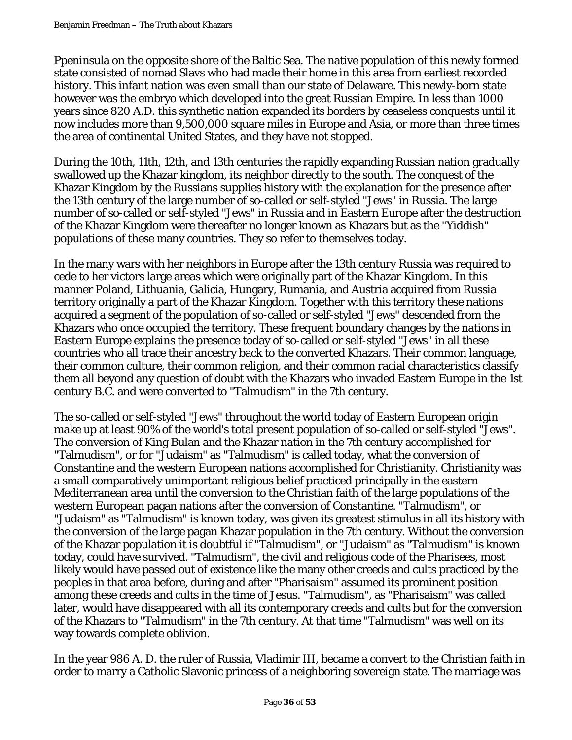Ppeninsula on the opposite shore of the Baltic Sea. The native population of this newly formed state consisted of nomad Slavs who had made their home in this area from earliest recorded history. This infant nation was even small than our state of Delaware. This newly-born state however was the embryo which developed into the great Russian Empire. In less than 1000 years since 820 A.D. this synthetic nation expanded its borders by ceaseless conquests until it now includes more than 9,500,000 square miles in Europe and Asia, or more than three times the area of continental United States, and they have not stopped.

During the 10th, 11th, 12th, and 13th centuries the rapidly expanding Russian nation gradually swallowed up the Khazar kingdom, its neighbor directly to the south. The conquest of the Khazar Kingdom by the Russians supplies history with the explanation for the presence after the 13th century of the large number of so-called or self-styled "Jews" in Russia. The large number of so-called or self-styled "Jews" in Russia and in Eastern Europe after the destruction of the Khazar Kingdom were thereafter no longer known as Khazars but as the "Yiddish" populations of these many countries. They so refer to themselves today.

In the many wars with her neighbors in Europe after the 13th century Russia was required to cede to her victors large areas which were originally part of the Khazar Kingdom. In this manner Poland, Lithuania, Galicia, Hungary, Rumania, and Austria acquired from Russia territory originally a part of the Khazar Kingdom. Together with this territory these nations acquired a segment of the population of so-called or self-styled "Jews" descended from the Khazars who once occupied the territory. These frequent boundary changes by the nations in Eastern Europe explains the presence today of so-called or self-styled "Jews" in all these countries who all trace their ancestry back to the converted Khazars. Their common language, their common culture, their common religion, and their common racial characteristics classify them all beyond any question of doubt with the Khazars who invaded Eastern Europe in the 1st century B.C. and were converted to "Talmudism" in the 7th century.

The so-called or self-styled "Jews" throughout the world today of Eastern European origin make up at least 90% of the world's total present population of so-called or self-styled "Jews". The conversion of King Bulan and the Khazar nation in the 7th century accomplished for "Talmudism", or for "Judaism" as "Talmudism" is called today, what the conversion of Constantine and the western European nations accomplished for Christianity. Christianity was a small comparatively unimportant religious belief practiced principally in the eastern Mediterranean area until the conversion to the Christian faith of the large populations of the western European pagan nations after the conversion of Constantine. "Talmudism", or "Judaism" as "Talmudism" is known today, was given its greatest stimulus in all its history with the conversion of the large pagan Khazar population in the 7th century. Without the conversion of the Khazar population it is doubtful if "Talmudism", or "Judaism" as "Talmudism" is known today, could have survived. "Talmudism", the civil and religious code of the Pharisees, most likely would have passed out of existence like the many other creeds and cults practiced by the peoples in that area before, during and after "Pharisaism" assumed its prominent position among these creeds and cults in the time of Jesus. "Talmudism", as "Pharisaism" was called later, would have disappeared with all its contemporary creeds and cults but for the conversion of the Khazars to "Talmudism" in the 7th century. At that time "Talmudism" was well on its way towards complete oblivion.

In the year 986 A. D. the ruler of Russia, Vladimir III, became a convert to the Christian faith in order to marry a Catholic Slavonic princess of a neighboring sovereign state. The marriage was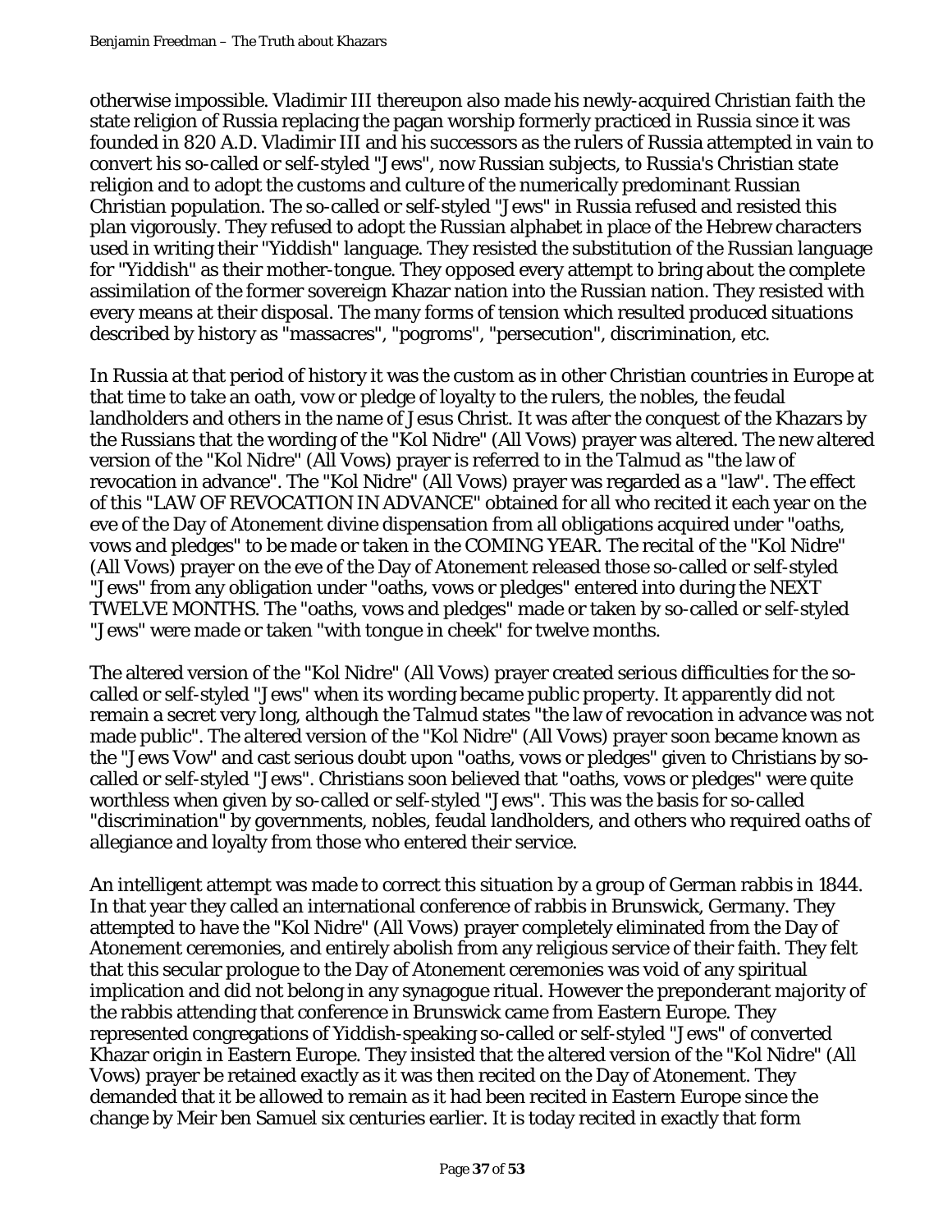otherwise impossible. Vladimir III thereupon also made his newly-acquired Christian faith the state religion of Russia replacing the pagan worship formerly practiced in Russia since it was founded in 820 A.D. Vladimir III and his successors as the rulers of Russia attempted in vain to convert his so-called or self-styled "Jews", now Russian subjects, to Russia's Christian state religion and to adopt the customs and culture of the numerically predominant Russian Christian population. The so-called or self-styled "Jews" in Russia refused and resisted this plan vigorously. They refused to adopt the Russian alphabet in place of the Hebrew characters used in writing their "Yiddish" language. They resisted the substitution of the Russian language for "Yiddish" as their mother-tongue. They opposed every attempt to bring about the complete assimilation of the former sovereign Khazar nation into the Russian nation. They resisted with every means at their disposal. The many forms of tension which resulted produced situations described by history as "massacres", "pogroms", "persecution", discrimination, etc.

In Russia at that period of history it was the custom as in other Christian countries in Europe at that time to take an oath, vow or pledge of loyalty to the rulers, the nobles, the feudal landholders and others in the name of Jesus Christ. It was after the conquest of the Khazars by the Russians that the wording of the "Kol Nidre" (All Vows) prayer was altered. The new version of the "Kol Nidre" (All Vows) prayer is referred to in the Talmud as "the law of revocation in advance". The "Kol Nidre" (All Vows) prayer was regarded as a "law". The effect of this "LAW OF REVOCATION IN ADVANCE" obtained for all who recited it each year on the eve of the Day of Atonement divine dispensation from all obligations acquired under "oaths, vows and pledges" to be made or taken in the COMING YEAR. The recital of the "Kol Nidre" (All Vows) prayer on the eve of the Day of Atonement released those so-called or self-styled "Jews" from any obligation under "oaths, vows or pledges" entered into during the NEXT TWELVE MONTHS. The "oaths, vows and pledges" made or taken by so-called or self-styled "Jews" were made or taken "with tongue in cheek" for twelve months.

The altered version of the "Kol Nidre" (All Vows) prayer created serious difficulties for the so-called or self-styled "Jews" when its wording became public property. It apparently did not remain a secret very long, although the Talmud states "the law of revocation in advance was not made public". The altered version of the "Kol Nidre" (All Vows) prayer soon became known as the "Jews Vow" and cast serious doubt upon "oaths, vows or pledges" given to Christians by so-called or self-styled "Jews". Christians soon believed that "oaths, vows or pledges" were quite worthless when given by so-called or self-styled "Jews". This was the basis for so-called "discrimination" by governments, nobles, feudal landholders, and others who required oaths of allegiance and loyalty from those who entered their service.

An intelligent attempt was made to correct this situation by a group of German rabbis in 1844. In that year they called an international conference of rabbis in Brunswick, Germany. They attempted to have the "Kol Nidre" (All Vows) prayer completely eliminated from the Day of Atonement ceremonies, and entirely abolish from any religious service of their faith. They felt that this secular prologue to the Day of Atonement ceremonies was void of any spiritual implication and did not belong in any synagogue ritual. However the preponderant majority of the rabbis attending that conference in Brunswick came from Eastern Europe. They represented congregations of Yiddish-speaking so-called or self-styled "Jews" of converted Khazar origin in Eastern Europe. They insisted that the altered version of the "Kol Nidre" (All Vows) prayer be retained exactly as it was then recited on the Day of Atonement. They demanded that it be allowed to remain as it had been recited in Eastern Europe since the change by Meir ben Samuel six centuries earlier. It is today recited in exactly that form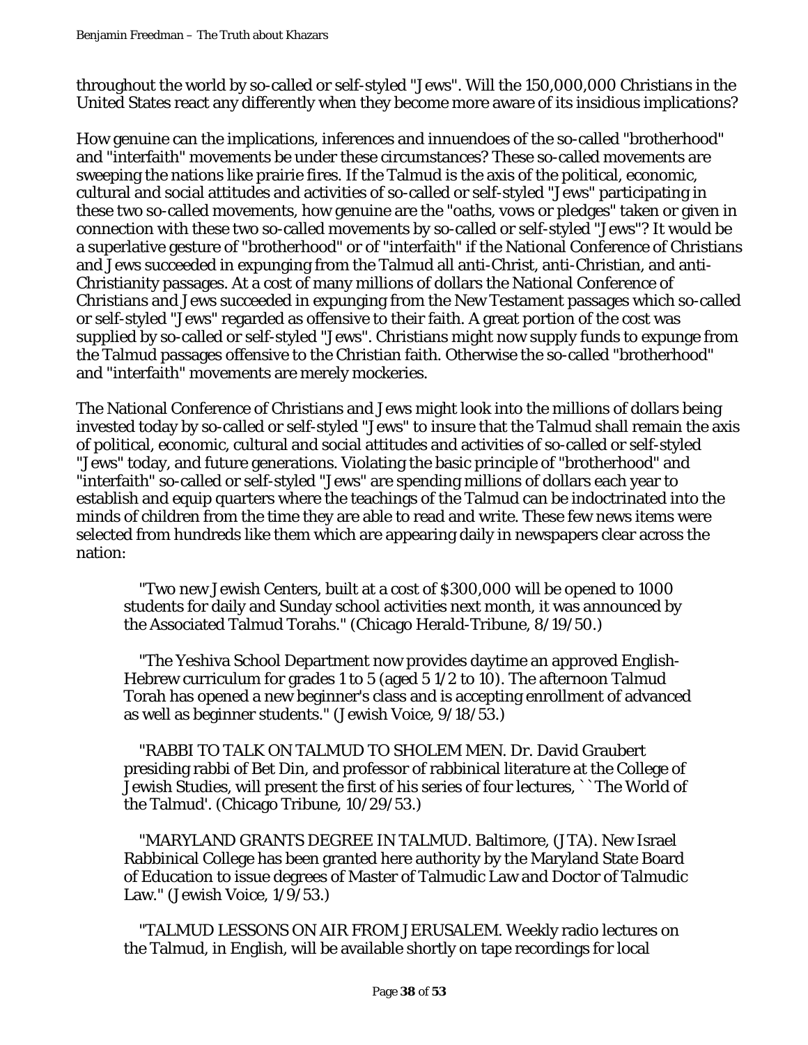throughout the world by so-called or self-styled "Jews". Will the 150,000,000 Christians in the United States react any differently when they become more aware of its insidious implications?

How genuine can the implications, inferences and innuendoes of the so-called "brotherhood" and "interfaith" movements be under these circumstances? These so-called movements are sweeping the nations like prairie fires. If the Talmud is the axis of the political, economic, cultural and social attitudes and activities of so-called or self-styled "Jews" participating in these two so-called movements, how genuine are the "oaths, vows or pledges" taken or given in connection with these two so-called movements by so-called or self-styled "Jews"? It would be a superlative gesture of "brotherhood" or of "interfaith" if the National Conference of Christians and Jews succeeded in expunging from the Talmud all anti-Christ, anti-Christian, and anti-Christianity passages. At a cost of many millions of dollars the National Conference of Christians and Jews succeeded in expunging from the New Testament passages which so-called or self-styled "Jews" regarded as offensive to their faith. A great portion of the cost was supplied by so-called or self-styled "Jews". Christians might now supply funds to expunge from the Talmud passages offensive to the Christian faith. Otherwise the so-called "brotherhood" and "interfaith" movements are merely mockeries.

The National Conference of Christians and Jews might look into the millions of dollars being invested today by so-called or self-styled "Jews" to insure that the Talmud shall remain the axis of political, economic, cultural and social attitudes and activities of so-called or self-styled "Jews" today, and future generations. Violating the basic principle of "brotherhood" and "interfaith" so-called or self-styled "Jews" are spending millions of dollars each year to establish and equip quarters where the teachings of the Talmud can be indoctrinated into the minds of children from the time they are able to read and write. These few news items were selected from hundreds like them which are appearing daily in newspapers clear across the nation:

> "Two new Jewish Centers, built at a cost of $300,000 will be opened to 1000 students for daily and Sunday school activities next month, it was announced by the Associated Talmud Torahs." (Chicago Herald-Tribune, 8/19/50.)

> "The Yeshiva School Department now provides daytime an approved English-Hebrew curriculum for grades 1 to 5 (aged 5 1/2 to 10). The afternoon Talmud Torah has opened a new beginner's class and is accepting enrollment of advanced as well as beginner students." (Jewish Voice, 9/18/53.)

> "RABBI TO TALK ON TALMUD TO SHOLEM MEN. Dr. David Graubert presiding rabbi of Bet Din, and professor of rabbinical literature at the College of Jewish Studies, will present the first of his series of four lectures, ``The World of the Talmud'. (Chicago Tribune, 10/29/53.)

> "MARYLAND GRANTS DEGREE IN TALMUD. Baltimore, (JTA). New Israel Rabbinical College has been granted here authority by the Maryland State Board of Education to issue degrees of Master of Talmudic Law and Doctor of Talmudic Law." (Jewish Voice, 1/9/53.)

> "TALMUD LESSONS ON AIR FROM JERUSALEM. Weekly radio lectures on the Talmud, in English, will be available shortly on tape recordings for local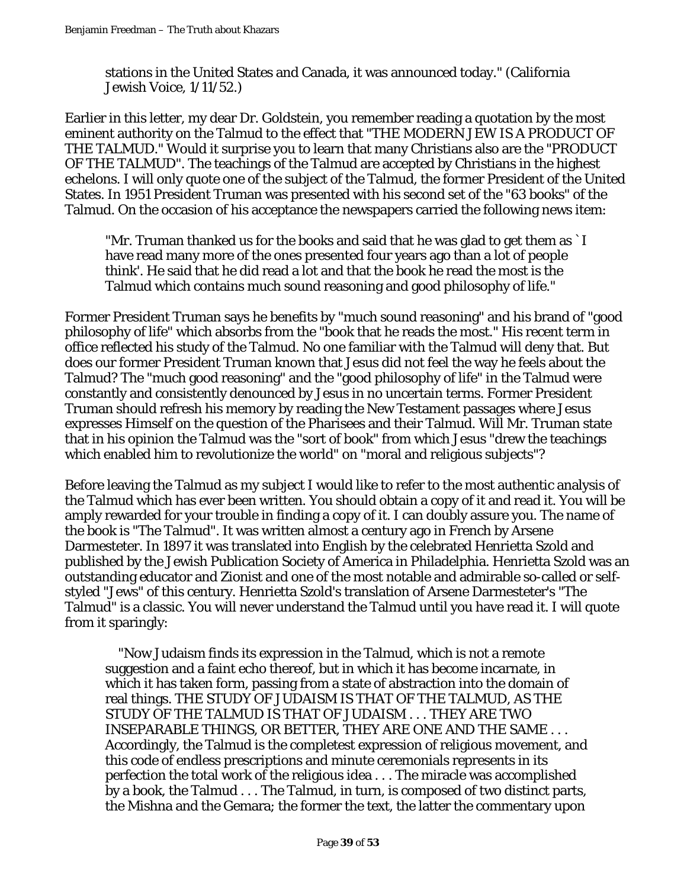> stations in the United States and Canada, it was announced today." (California Jewish Voice, 1/11/52.)

Earlier in this letter, my dear Dr. Goldstein, you remember reading a quotation by the most eminent authority on the Talmud to the effect that "THE MODERN JEW IS A PRODUCT OF THE TALMUD." Would it surprise you to learn that many Christians also are the "PRODUCT OF THE TALMUD". The teachings of the Talmud are accepted by Christians in the highest echelons. I will only quote one of the subject of the Talmud, the former President of the United States. In 1951 President Truman was presented with his second set of the "63 books" of the Talmud. On the occasion of his acceptance the newspapers carried the following news item:

> "Mr. Truman thanked us for the books and said that he was glad to get them as `I have read many more of the ones presented four years ago than a lot of people think'. He said that he did read a lot and that the book he read the most is the Talmud which contains much sound reasoning and good philosophy of life."

Former President Truman says he benefits by "much sound reasoning" and his brand of "good philosophy of life" which absorbs from the "book that he reads the most." His recent term in office reflected his study of the Talmud. No one familiar with the Talmud will deny that. But does our former President Truman known that Jesus did not feel the way he feels about the Talmud? The "much good reasoning" and the "good philosophy of life" in the Talmud were constantly and consistently denounced by Jesus in no uncertain terms. Former President Truman should refresh his memory by reading the New Testament passages where Jesus expresses Himself on the question of the Pharisees and their Talmud. Will Mr. Truman state that in his opinion the Talmud was the "sort of book" from which Jesus "drew the teachings which enabled him to revolutionize the world" on "moral and religious subjects"?

Before leaving the Talmud as my subject I would like to refer to the most authentic analysis of the Talmud which has ever been written. You should obtain a copy of it and read it. You will be amply rewarded for your trouble in finding a copy of it. I can doubly assure you. The name of the book is "The Talmud". It was written almost a century ago in French by Arsene Darmesteter. In 1897 it was translated into English by the celebrated Henrietta Szold and published by the Jewish Publication Society of America in Philadelphia. Henrietta Szold was an outstanding educator and Zionist and one of the most notable and admirable so-called or self-styled "Jews" of this century. Henrietta Szold's translation of Arsene Darmesteter's "The Talmud" is a classic. You will never understand the Talmud until you have read it. I will quote from it sparingly:

> "Now Judaism finds its expression in the Talmud, which is not a remote suggestion and a faint echo thereof, but in which it has become incarnate, in which it has taken form, passing from a state of abstraction into the domain of real things. THE STUDY OF JUDAISM IS THAT OF THE TALMUD, AS THE STUDY OF THE TALMUD IS THAT OF JUDAISM . . . THEY ARE TWO INSEPARABLE THINGS, OR BETTER, THEY ARE ONE AND THE SAME . . . Accordingly, the Talmud is the completest expression of religious movement, and this code of endless prescriptions and minute ceremonials represents in its perfection the total work of the religious idea . . . The miracle was accomplished by a book, the Talmud . . . The Talmud, in turn, is composed of two distinct parts, the Mishna and the Gemara; the former the text, the latter the commentary upon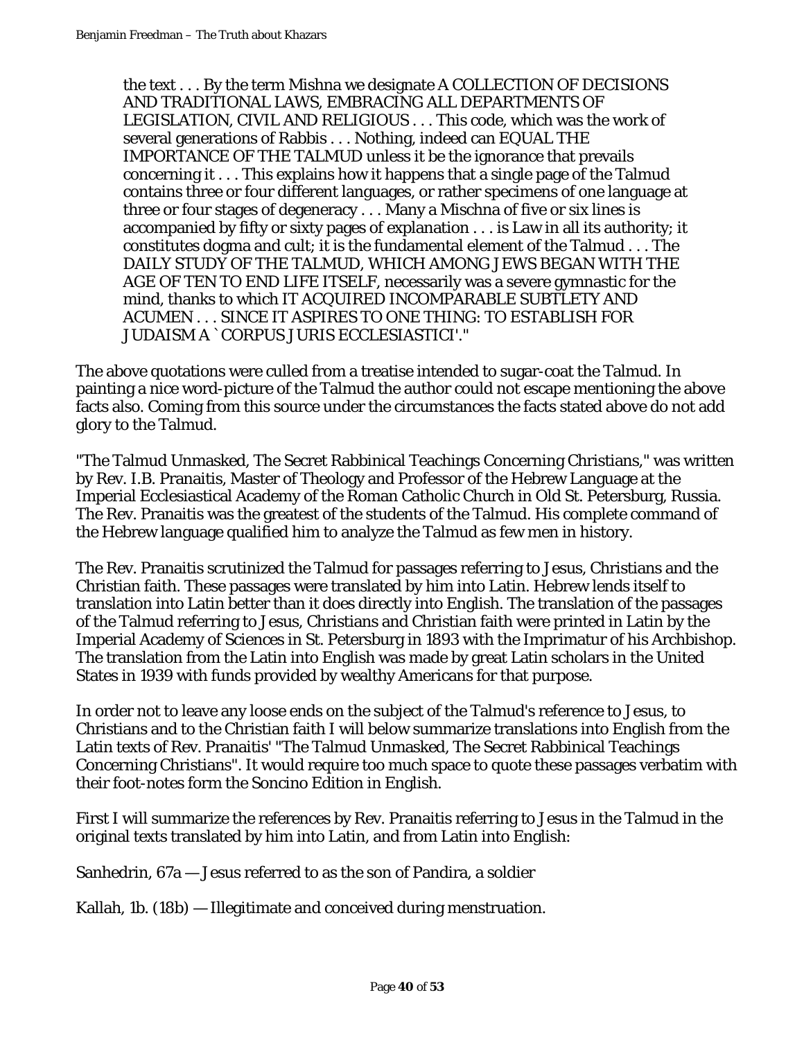> the text . . . By the term Mishna we designate A COLLECTION OF DECISIONS AND TRADITIONAL LAWS, EMBRACING ALL DEPARTMENTS OF LEGISLATION, CIVIL AND RELIGIOUS . . . This code, which was the work of several generations of Rabbis . . . Nothing, indeed can EQUAL THE IMPORTANCE OF THE TALMUD unless it be the ignorance that prevails concerning it . . . This explains how it happens that a single page of the Talmud contains three or four different languages, or rather specimens of one language at three or four stages of degeneracy . . . Many a Mischna of five or six lines is accompanied by fifty or sixty pages of explanation . . . is Law in all its authority; it constitutes dogma and cult; it is the fundamental element of the Talmud . . . The DAILY STUDY OF THE TALMUD, WHICH AMONG JEWS BEGAN WITH THE AGE OF TEN TO END LIFE ITSELF, necessarily was a severe gymnastic for the mind, thanks to which IT ACQUIRED INCOMPARABLE SUBTLETY AND ACUMEN . . . SINCE IT ASPIRES TO ONE THING: TO ESTABLISH FOR JUDAISM A `CORPUS JURIS ECCLESIASTICI'."

The above quotations were culled from a treatise intended to sugar-coat the Talmud. In painting a nice word-picture of the Talmud the author could not escape mentioning the above facts also. Coming from this source under the circumstances the facts stated above do not add glory to the Talmud.

"The Talmud Unmasked, The Secret Rabbinical Teachings Concerning Christians," was written by Rev. I.B. Pranaitis, Master of Theology and Professor of the Hebrew Language at the Imperial Ecclesiastical Academy of the Roman Catholic Church in Old St. Petersburg, Russia. The Rev. Pranaitis was the greatest of the students of the Talmud. His complete command of the Hebrew language qualified him to analyze the Talmud as few men in history.

The Rev. Pranaitis scrutinized the Talmud for passages referring to Jesus, Christians and the Christian faith. These passages were translated by him into Latin. Hebrew lends itself to translation into Latin better than it does directly into English. The translation of the passages of the Talmud referring to Jesus, Christians and Christian faith were printed in Latin by the Imperial Academy of Sciences in St. Petersburg in 1893 with the Imprimatur of his Archbishop. The translation from the Latin into English was made by great Latin scholars in the United States in 1939 with funds provided by wealthy Americans for that purpose.

In order not to leave any loose ends on the subject of the Talmud's reference to Jesus, to Christians and to the Christian faith I will below summarize translations into English from the Latin texts of Rev. Pranaitis' "The Talmud Unmasked, The Secret Rabbinical Teachings Concerning Christians". It would require too much space to quote these passages verbatim with their foot-notes form the Soncino Edition in English.

First I will summarize the references by Rev. Pranaitis referring to Jesus in the Talmud in the original texts translated by him into Latin, and from Latin into English:

Sanhedrin, 67a — Jesus referred to as the son of Pandira, a soldier

Kallah, 1b. (18b) — Illegitimate and conceived during menstruation.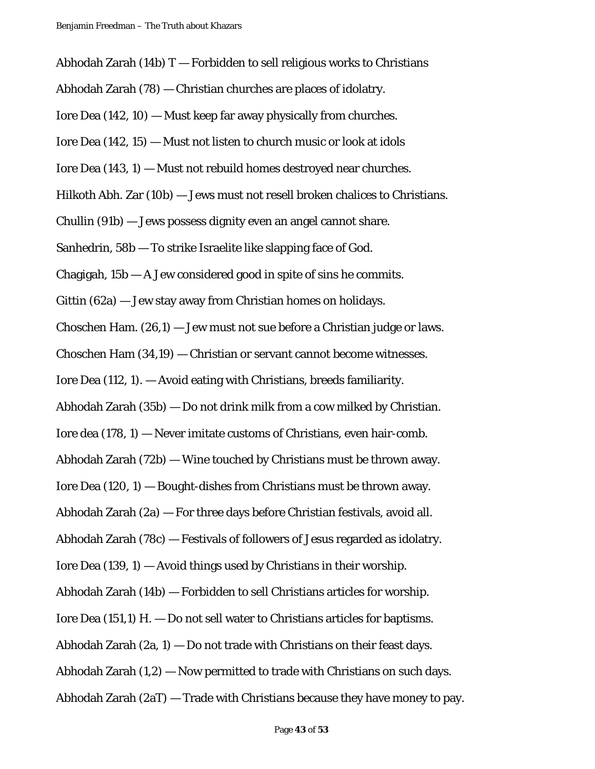Abhodah Zarah (14b) T — Forbidden to sell religious works to Christians

Abhodah Zarah (78) — Christian churches are places of idolatry.

Iore Dea (142, 10) — Must keep far away physically from churches.

Iore Dea (142, 15) — Must not listen to church music or look at idols

Iore Dea (143, 1) — Must not rebuild homes destroyed near churches.

Hilkoth Abh. Zar (10b) — Jews must not resell broken chalices to Christians.

Chullin (91b) — Jews possess dignity even an angel cannot share.

Sanhedrin, 58b — To strike Israelite like slapping face of God.

Chagigah, 15b — A Jew considered good in spite of sins he commits.

Gittin (62a) — Jew stay away from Christian homes on holidays.

Choschen Ham. (26,1) — Jew must not sue before a Christian judge or laws.

Choschen Ham (34,19) — Christian or servant cannot become witnesses.

Iore Dea (112, 1). — Avoid eating with Christians, breeds familiarity.

Abhodah Zarah (35b) — Do not drink milk from a cow milked by Christian.

Iore dea (178, 1) — Never imitate customs of Christians, even hair-comb.

Abhodah Zarah (72b) — Wine touched by Christians must be thrown away.

Iore Dea (120, 1) — Bought-dishes from Christians must be thrown away.

Abhodah Zarah (2a) — For three days before Christian festivals, avoid all.

Abhodah Zarah (78c) — Festivals of followers of Jesus regarded as idolatry.

Iore Dea (139, 1) — Avoid things used by Christians in their worship.

Abhodah Zarah (14b) — Forbidden to sell Christians articles for worship.

Iore Dea (151,1) H. — Do not sell water to Christians articles for baptisms.

Abhodah Zarah (2a, 1) — Do not trade with Christians on their feast days.

Abhodah Zarah (1,2) — Now permitted to trade with Christians on such days.

Abhodah Zarah (2aT) — Trade with Christians because they have money to pay.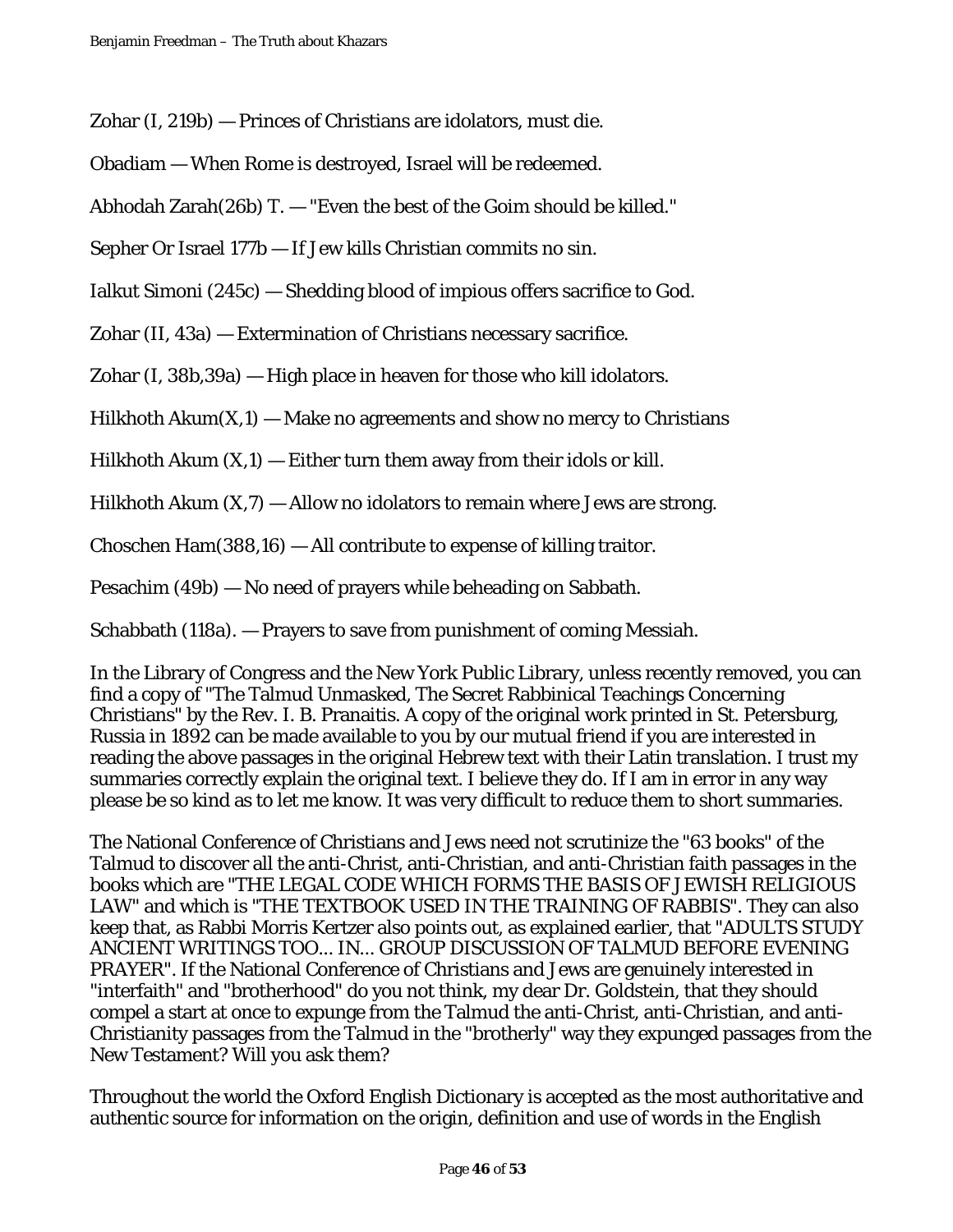Zohar (I, 219b) — Princes of Christians are idolators, must die.

Obadiam — When Rome is destroyed, Israel will be redeemed.

Abhodah Zarah(26b) T. — "Even the best of the Goim should be killed."

Sepher Or Israel 177b — If Jew kills Christian commits no sin.

Ialkut Simoni (245c) — Shedding blood of impious offers sacrifice to God.

Zohar (II, 43a) — Extermination of Christians necessary sacrifice.

Zohar (I, 38b,39a) — High place in heaven for those who kill idolators.

Hilkhoth Akum(X,1) — Make no agreements and show no mercy to Christians

Hilkhoth Akum (X,1) — Either turn them away from their idols or kill.

Hilkhoth Akum (X,7) — Allow no idolators to remain where Jews are strong.

Choschen Ham(388,16) — All contribute to expense of killing traitor.

Pesachim (49b) — No need of prayers while beheading on Sabbath.

Schabbath (118a). — Prayers to save from punishment of coming Messiah.

In the Library of Congress and the New York Public Library, unless recently removed, you can find a copy of "The Talmud Unmasked, The Secret Rabbinical Teachings Concerning Christians" by the Rev. I. B. Pranaitis. A copy of the original work printed in St. Petersburg, Russia in 1892 can be made available to you by our mutual friend if you are interested in reading the above passages in the original Hebrew text with their Latin translation. I trust my summaries correctly explain the original text. I believe they do. If I am in error in any way please be so kind as to let me know. It was very difficult to reduce them to short summaries.

The National Conference of Christians and Jews need not scrutinize the "63 books" of the Talmud to discover all the anti-Christ, anti-Christian, and anti-Christian faith passages in the books which are "THE LEGAL CODE WHICH FORMS THE BASIS OF JEWISH RELIGIOUS LAW" and which is "THE TEXTBOOK USED IN THE TRAINING OF RABBIS". They can also keep that, as Rabbi Morris Kertzer also points out, as explained earlier, that "ADULTS STUDY ANCIENT WRITINGS TOO... IN... GROUP DISCUSSION OF TALMUD BEFORE EVENING PRAYER". If the National Conference of Christians and Jews are genuinely interested in "interfaith" and "brotherhood" do you not think, my dear Dr. Goldstein, that they should compel a start at once to expunge from the Talmud the anti-Christ, anti-Christian, and anti-Christianity passages from the Talmud in the "brotherly" way they expunged passages from the New Testament? Will you ask them?

Throughout the world the Oxford English Dictionary is accepted as the most authoritative and authentic source for information on the origin, definition and use of words in the English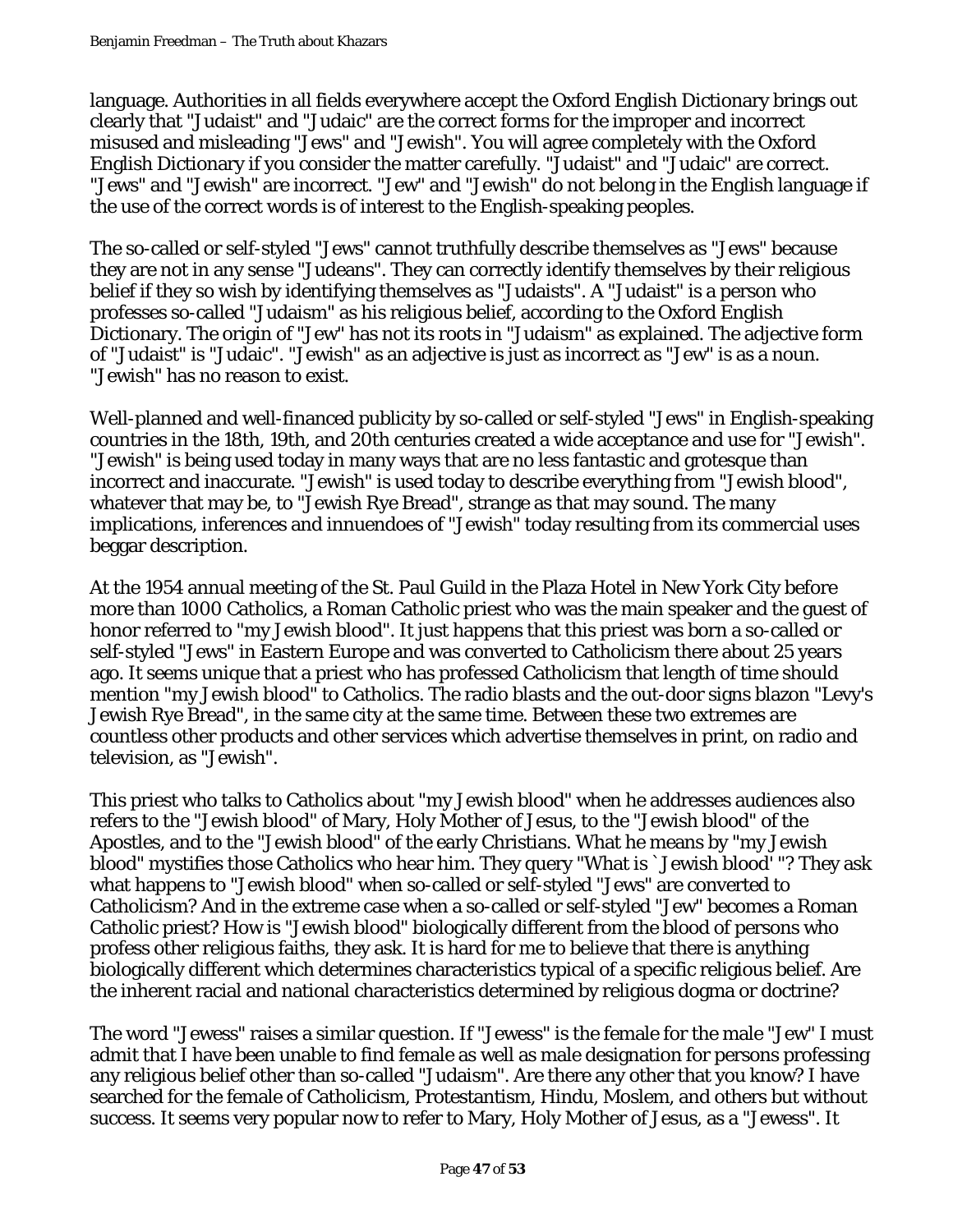language. Authorities in all fields everywhere accept the Oxford English Dictionary brings out clearly that "Judaist" and "Judaic" are the correct forms for the improper and incorrect misused and misleading "Jews" and "Jewish". You will agree completely with the Oxford English Dictionary if you consider the matter carefully. "Judaist" and "Judaic" are correct. "Jews" and "Jewish" are incorrect. "Jew" and "Jewish" do not belong in the English language if the use of the correct words is of interest to the English-speaking peoples.

The so-called or self-styled "Jews" cannot truthfully describe themselves as "Jews" because they are not in any sense "Judeans". They can correctly identify themselves by their religious belief if they so wish by identifying themselves as "Judaists". A "Judaist" is a person who professes so-called "Judaism" as his religious belief, according to the Oxford English Dictionary. The origin of "Jew" has not its roots in "Judaism" as explained. The adjective form of "Judaist" is "Judaic". "Jewish" as an adjective is just as incorrect as "Jew" is as a noun. "Jewish" has no reason to exist.

Well-planned and well-financed publicity by so-called or self-styled "Jews" in English-speaking countries in the 18th, 19th, and 20th centuries created a wide acceptance and use for "Jewish". "Jewish" is being used today in many ways that are no less fantastic and grotesque than incorrect and inaccurate. "Jewish" is used today to describe everything from "Jewish blood", whatever that may be, to "Jewish Rye Bread", strange as that may sound. The many implications, inferences and innuendoes of "Jewish" today resulting from its commercial uses beggar description.

At the 1954 annual meeting of the St. Paul Guild in the Plaza Hotel in New York City before more than 1000 Catholics, a Roman Catholic priest who was the main speaker and the guest of honor referred to "my Jewish blood". It just happens that this priest was born a so-called or self-styled "Jews" in Eastern Europe and was converted to Catholicism there about 25 years ago. It seems unique that a priest who has professed Catholicism that length of time should mention "my Jewish blood" to Catholics. The radio blasts and the out-door signs blazon "Levy's Jewish Rye Bread", in the same city at the same time. Between these two extremes are countless other products and other services which advertise themselves in print, on radio and television, as "Jewish".

This priest who talks to Catholics about "my Jewish blood" when he addresses audiences also refers to the "Jewish blood" of Mary, Holy Mother of Jesus, to the "Jewish blood" of the Apostles, and to the "Jewish blood" of the early Christians. What he means by "my Jewish blood" mystifies those Catholics who hear him. They query "What is `Jewish blood' "? They ask what happens to "Jewish blood" when so-called or self-styled "Jews" are converted to Catholicism? And in the extreme case when a so-called or self-styled "Jew" becomes a Roman Catholic priest? How is "Jewish blood" biologically different from the blood of persons who profess other religious faiths, they ask. It is hard for me to believe that there is anything biologically different which determines characteristics typical of a specific religious belief. Are the inherent racial and national characteristics determined by religious dogma or doctrine?

The word "Jewess" raises a similar question. If "Jewess" is the female for the male "Jew" I must admit that I have been unable to find female as well as male designation for persons professing any religious belief other than so-called "Judaism". Are there any other that you know? I have searched for the female of Catholicism, Protestantism, Hindu, Moslem, and others but without success. It seems very popular now to refer to Mary, Holy Mother of Jesus, as a "Jewess". It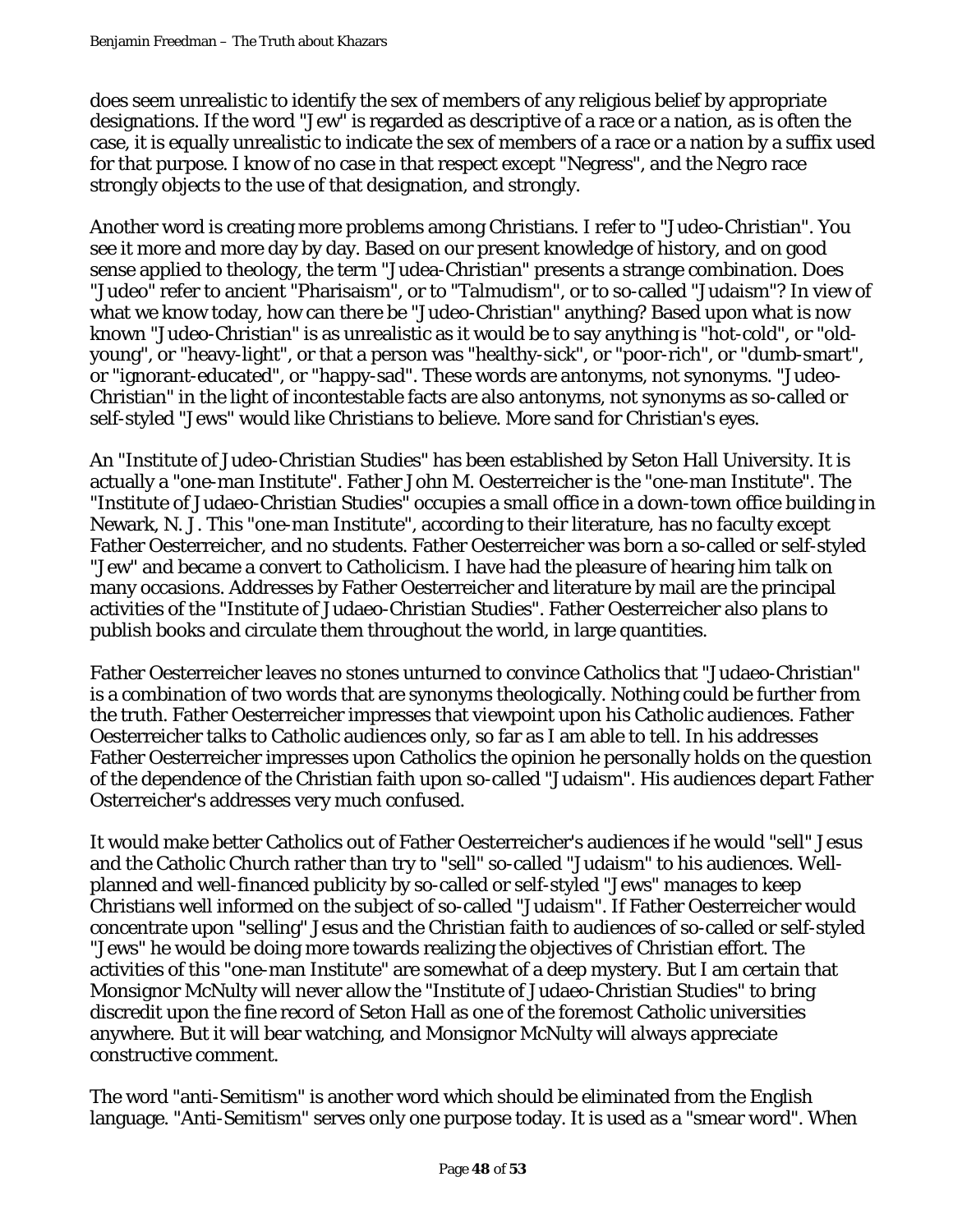does seem unrealistic to identify the sex of members of any religious belief by appropriate designations. If the word "Jew" is regarded as descriptive of a race or a nation, as is often the case, it is equally unrealistic to indicate the sex of members of a race or a nation by a suffix used for that purpose. I know of no case in that respect except "Negress", and the Negro race strongly objects to the use of that designation, and strongly.

Another word is creating more problems among Christians. I refer to "Judeo-Christian". You see it more and more day by day. Based on our present knowledge of history, and on good sense applied to theology, the term "Judea-Christian" presents a strange combination. Does "Judeo" refer to ancient "Pharisaism", or to "Talmudism", or to so-called "Judaism"? In view of what we know today, how can there be "Judeo-Christian" anything? Based upon what is now known "Judeo-Christian" is as unrealistic as it would be to say anything is "hot-cold", or "old-young", or "heavy-light", or that a person was "healthy-sick", or "poor-rich", or "dumb-smart", or "ignorant-educated", or "happy-sad". These words are antonyms, not synonyms. "Judeo-Christian" in the light of incontestable facts are also antonyms, not synonyms as so-called or self-styled "Jews" would like Christians to believe. More sand for Christian's eyes.

An "Institute of Judeo-Christian Studies" has been established by Seton Hall University. It is actually a "one-man Institute". Father John M. Oesterreicher is the "one-man Institute". The "Institute of Judaeo-Christian Studies" occupies a small office in a down-town office building in Newark, N. J. This "one-man Institute", according to their literature, has no faculty except Father Oesterreicher, and no students. Father Oesterreicher was born a so-called or self-styled "Jew" and became a convert to Catholicism. I have had the pleasure of hearing him talk on many occasions. Addresses by Father Oesterreicher and literature by mail are the principal activities of the "Institute of Judaeo-Christian Studies". Father Oesterreicher also plans to publish books and circulate them throughout the world, in large quantities.

Father Oesterreicher leaves no stones unturned to convince Catholics that "Judaeo-Christian" is a combination of two words that are synonyms theologically. Nothing could be further from the truth. Father Oesterreicher impresses that viewpoint upon his Catholic audiences. Father Oesterreicher talks to Catholic audiences only, so far as I am able to tell. In his addresses Father Oesterreicher impresses upon Catholics the opinion he personally holds on the question of the dependence of the Christian faith upon so-called "Judaism". His audiences depart Father Osterreicher's addresses very much confused.

It would make better Catholics out of Father Oesterreicher's audiences if he would "sell" Jesus and the Catholic Church rather than try to "sell" so-called "Judaism" to his audiences. Well-planned and well-financed publicity by so-called or self-styled "Jews" manages to keep Christians well informed on the subject of so-called "Judaism". If Father Oesterreicher would concentrate upon "selling" Jesus and the Christian faith to audiences of so-called or self-styled "Jews" he would be doing more towards realizing the objectives of Christian effort. The activities of this "one-man Institute" are somewhat of a deep mystery. But I am certain that Monsignor McNulty will never allow the "Institute of Judaeo-Christian Studies" to bring discredit upon the fine record of Seton Hall as one of the foremost Catholic universities anywhere. But it will bear watching, and Monsignor McNulty will always appreciate constructive comment.

The word "anti-Semitism" is another word which should be eliminated from the English language. "Anti-Semitism" serves only one purpose today. It is used as a "smear word". When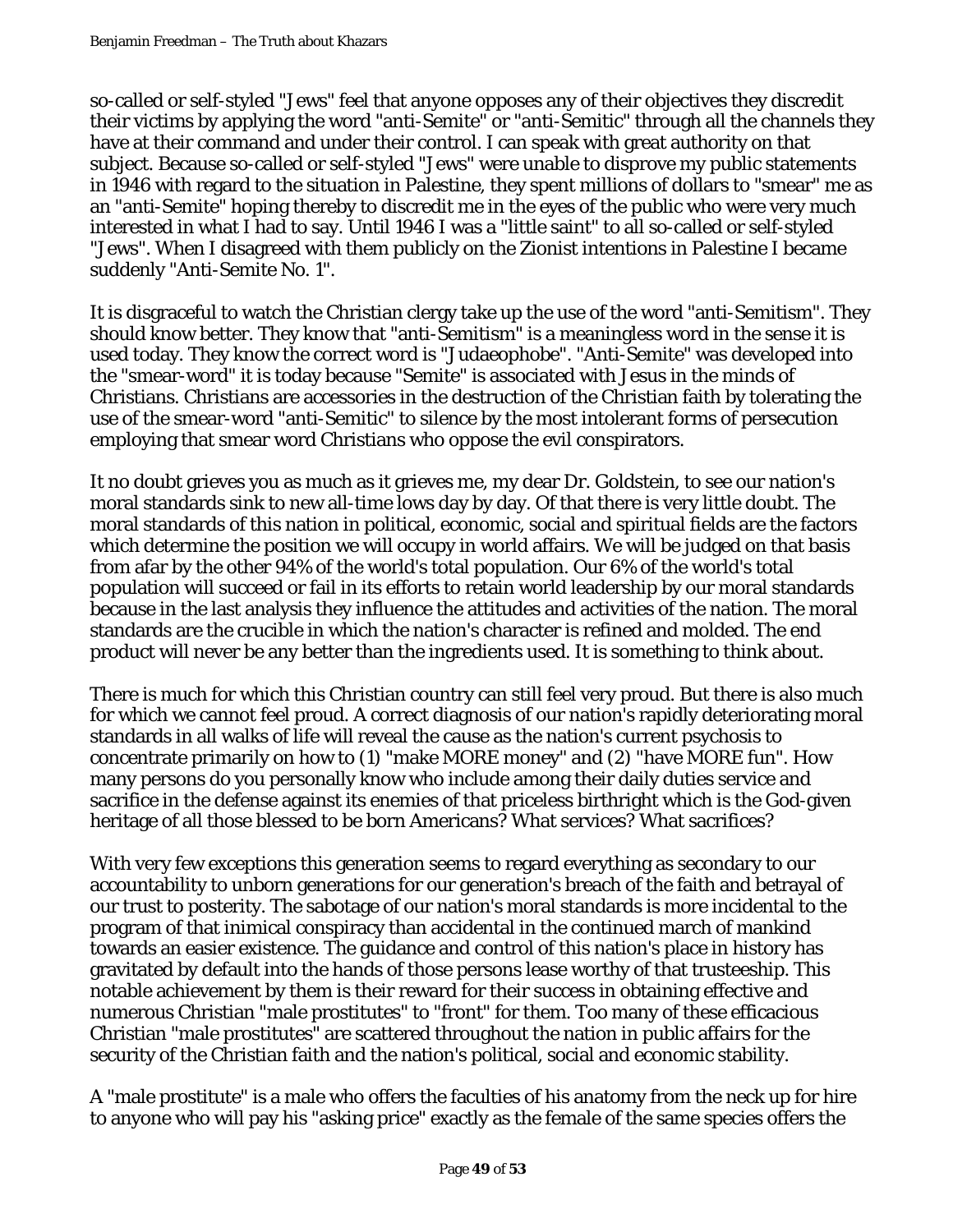so-called or self-styled "Jews" feel that anyone opposes any of their objectives they discredit their victims by applying the word "anti-Semite" or "anti-Semitic" through all the channels they have at their command and under their control. I can speak with great authority on that subject. Because so-called or self-styled "Jews" were unable to disprove my public statements in 1946 with regard to the situation in Palestine, they spent millions of dollars to "smear" me as an "anti-Semite" hoping thereby to discredit me in the eyes of the public who were very much interested in what I had to say. Until 1946 I was a "little saint" to all so-called or self-styled "Jews". When I disagreed with them publicly on the Zionist intentions in Palestine I became suddenly "Anti-Semite No. 1".

It is disgraceful to watch the Christian clergy take up the use of the word "anti-Semitism". They should know better. They know that "anti-Semitism" is a meaningless word in the sense it is used today. They know the correct word is "Judaeophobe". "Anti-Semite" was developed into the "smear-word" it is today because "Semite" is associated with Jesus in the minds of Christians. Christians are accessories in the destruction of the Christian faith by tolerating the use of the smear-word "anti-Semitic" to silence by the most intolerant forms of persecution employing that smear word Christians who oppose the evil conspirators.

It no doubt grieves you as much as it grieves me, my dear Dr. Goldstein, to see our nation's moral standards sink to new all-time lows day by day. Of that there is very little doubt. The moral standards of this nation in political, economic, social and spiritual fields are the factors which determine the position we will occupy in world affairs. We will be judged on that basis from afar by the other 94% of the world's total population. Our 6% of the world's total population will succeed or fail in its efforts to retain world leadership by our moral standards because in the last analysis they influence the attitudes and activities of the nation. The moral standards are the crucible in which the nation's character is refined and molded. The end product will never be any better than the ingredients used. It is something to think about.

There is much for which this Christian country can still feel very proud. But there is also much for which we cannot feel proud. A correct diagnosis of our nation's rapidly deteriorating moral standards in all walks of life will reveal the cause as the nation's current psychosis to concentrate primarily on how to (1) "make MORE money" and (2) "have MORE fun". How many persons do you personally know who include among their daily duties service and sacrifice in the defense against its enemies of that priceless birthright which is the God-given heritage of all those blessed to be born Americans? What services? What sacrifices?

With very few exceptions this generation seems to regard everything as secondary to our accountability to unborn generations for our generation's breach of the faith and betrayal of our trust to posterity. The sabotage of our nation's moral standards is more incidental to the program of that inimical conspiracy than accidental in the continued march of mankind towards an easier existence. The guidance and control of this nation's place in history has gravitated by default into the hands of those persons lease worthy of that trusteeship. This notable achievement by them is their reward for their success in obtaining effective and numerous Christian "male prostitutes" to "front" for them. Too many of these efficacious Christian "male prostitutes" are scattered throughout the nation in public affairs for the security of the Christian faith and the nation's political, social and economic stability.

A "male prostitute" is a male who offers the faculties of his anatomy from the neck up for hire to anyone who will pay his "asking price" exactly as the female of the same species offers the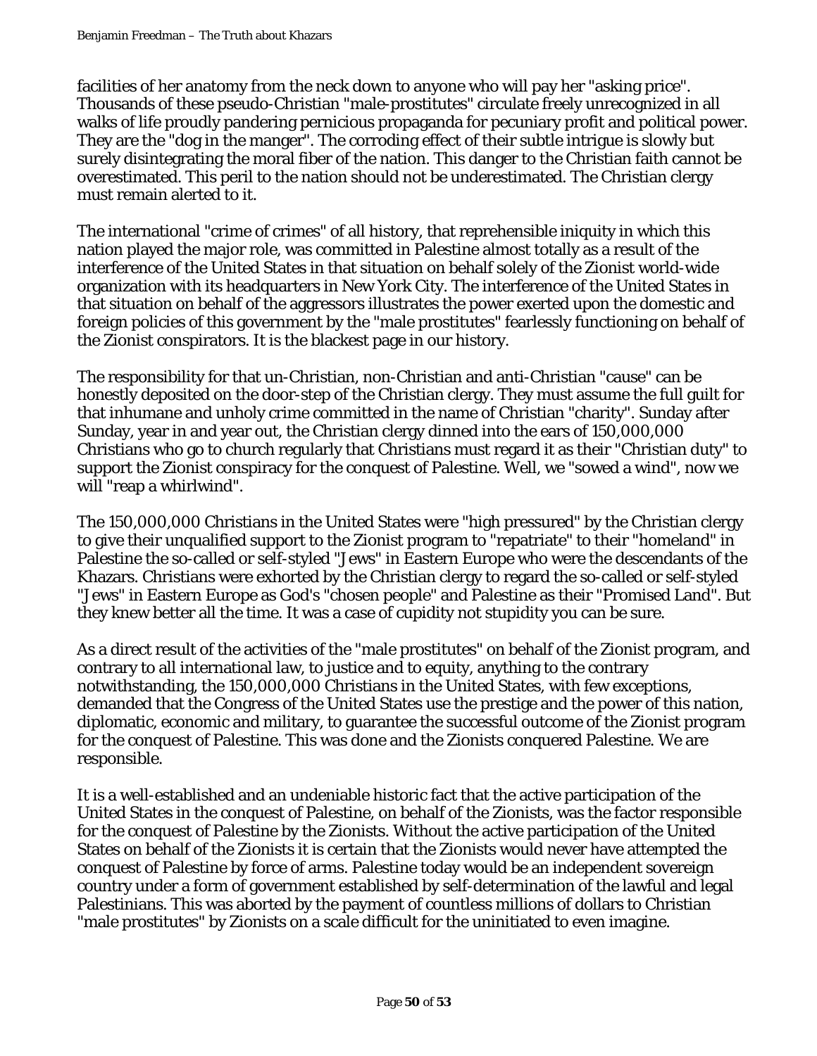facilities of her anatomy from the neck down to anyone who will pay her "asking price". Thousands of these pseudo-Christian "male-prostitutes" circulate freely unrecognized in all walks of life proudly pandering pernicious propaganda for pecuniary profit and political power. They are the "dog in the manger". The corroding effect of their subtle intrigue is slowly but surely disintegrating the moral fiber of the nation. This danger to the Christian faith cannot be overestimated. This peril to the nation should not be underestimated. The Christian clergy must remain alerted to it.

The international "crime of crimes" of all history, that reprehensible iniquity in which this nation played the major role, was committed in Palestine almost totally as a result of the interference of the United States in that situation on behalf solely of the Zionist world-wide organization with its headquarters in New York City. The interference of the United States in that situation on behalf of the aggressors illustrates the power exerted upon the domestic and foreign policies of this government by the "male prostitutes" fearlessly functioning on behalf of the Zionist conspirators. It is the blackest page in our history.

The responsibility for that un-Christian, non-Christian and anti-Christian "cause" can be honestly deposited on the door-step of the Christian clergy. They must assume the full guilt for that inhumane and unholy crime committed in the name of Christian "charity". Sunday after Sunday, year in and year out, the Christian clergy dinned into the ears of 150,000,000 Christians who go to church regularly that Christians must regard it as their "Christian duty" to support the Zionist conspiracy for the conquest of Palestine. Well, we "sowed a wind", now we will "reap a whirlwind".

The 150,000,000 Christians in the United States were "high pressured" by the Christian clergy to give their unqualified support to the Zionist program to "repatriate" to their "homeland" in Palestine the so-called or self-styled "Jews" in Eastern Europe who were the descendants of the Khazars. Christians were exhorted by the Christian clergy to regard the so-called or self-styled "Jews" in Eastern Europe as God's "chosen people" and Palestine as their "Promised Land". But they knew better all the time. It was a case of cupidity not stupidity you can be sure.

As a direct result of the activities of the "male prostitutes" on behalf of the Zionist program, and contrary to all international law, to justice and to equity, anything to the contrary notwithstanding, the 150,000,000 Christians in the United States, with few exceptions, demanded that the Congress of the United States use the prestige and the power of this nation, diplomatic, economic and military, to guarantee the successful outcome of the Zionist program for the conquest of Palestine. This was done and the Zionists conquered Palestine. We are responsible.

It is a well-established and an undeniable historic fact that the active participation of the United States in the conquest of Palestine, on behalf of the Zionists, was the factor responsible for the conquest of Palestine by the Zionists. Without the active participation of the United States on behalf of the Zionists it is certain that the Zionists would never have attempted the conquest of Palestine by force of arms. Palestine today would be an independent sovereign country under a form of government established by self-determination of the lawful and legal Palestinians. This was aborted by the payment of countless millions of dollars to Christian "male prostitutes" by Zionists on a scale difficult for the uninitiated to even imagine.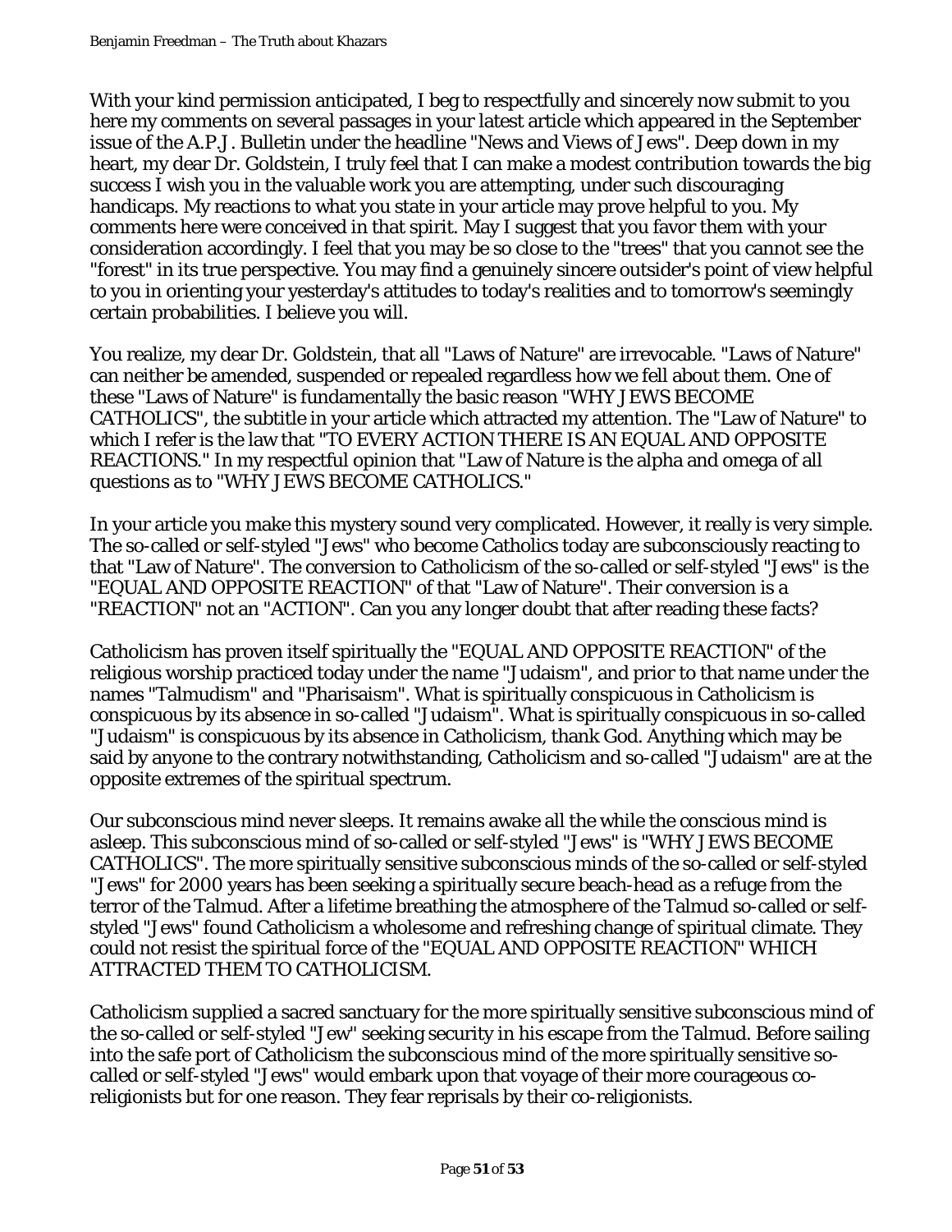With your kind permission anticipated, I beg to respectfully and sincerely now submit to you here my comments on several passages in your latest article which appeared in the September issue of the A.P.J. Bulletin under the headline "News and Views of Jews". Deep down in my heart, my dear Dr. Goldstein, I truly feel that I can make a modest contribution towards the big success I wish you in the valuable work you are attempting, under such discouraging handicaps. My reactions to what you state in your article may prove helpful to you. My comments here were conceived in that spirit. May I suggest that you favor them with your consideration accordingly. I feel that you may be so close to the "trees" that you cannot see the "forest" in its true perspective. You may find a genuinely sincere outsider's point of view helpful to you in orienting your yesterday's attitudes to today's realities and to tomorrow's seemingly certain probabilities. I believe you will.

You realize, my dear Dr. Goldstein, that all "Laws of Nature" are irrevocable. "Laws of Nature" can neither be amended, suspended or repealed regardless how we fell about them. One of these "Laws of Nature" is fundamentally the basic reason "WHY JEWS BECOME CATHOLICS", the subtitle in your article which attracted my attention. The "Law of Nature" to which I refer is the law that "TO EVERY ACTION THERE IS AN EQUAL AND OPPOSITE REACTIONS." In my respectful opinion that "Law of Nature is the alpha and omega of all questions as to "WHY JEWS BECOME CATHOLICS."

In your article you make this mystery sound very complicated. However, it really is very simple. The so-called or self-styled "Jews" who become Catholics today are subconsciously reacting to that "Law of Nature". The conversion to Catholicism of the so-called or self-styled "Jews" is the "EQUAL AND OPPOSITE REACTION" of that "Law of Nature". Their conversion is a "REACTION" not an "ACTION". Can you any longer doubt that after reading these facts?

Catholicism has proven itself spiritually the "EQUAL AND OPPOSITE REACTION" of the religious worship practiced today under the name "Judaism", and prior to that name under the names "Talmudism" and "Pharisaism". What is spiritually conspicuous in Catholicism is conspicuous by its absence in so-called "Judaism". What is spiritually conspicuous in so-called "Judaism" is conspicuous by its absence in Catholicism, thank God. Anything which may be said by anyone to the contrary notwithstanding, Catholicism and so-called "Judaism" are at the opposite extremes of the spiritual spectrum.

Our subconscious mind never sleeps. It remains awake all the while the conscious mind is asleep. This subconscious mind of so-called or self-styled "Jews" is "WHY JEWS BECOME CATHOLICS". The more spiritually sensitive subconscious minds of the so-called or self-styled "Jews" for 2000 years has been seeking a spiritually secure beach-head as a refuge from the terror of the Talmud. After a lifetime breathing the atmosphere of the Talmud so-called or self-styled "Jews" found Catholicism a wholesome and refreshing change of spiritual climate. They could not resist the spiritual force of the "EQUAL AND OPPOSITE REACTION" WHICH ATTRACTED THEM TO CATHOLICISM.

Catholicism supplied a sacred sanctuary for the more spiritually sensitive subconscious mind of the so-called or self-styled "Jew" seeking security in his escape from the Talmud. Before sailing into the safe port of Catholicism the subconscious mind of the more spiritually sensitive so-called or self-styled "Jews" would embark upon that voyage of their more courageous co-religionists but for one reason. They fear reprisals by their co-religionists.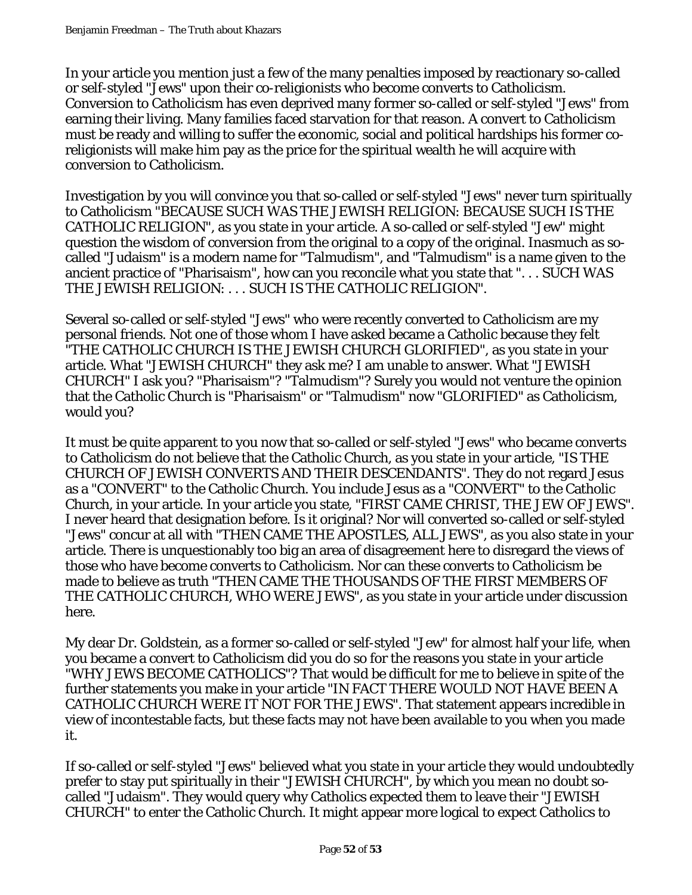In your article you mention just a few of the many penalties imposed by reactionary so-called or self-styled "Jews" upon their co-religionists who become converts to Catholicism. Conversion to Catholicism has even deprived many former so-called or self-styled "Jews" from earning their living. Many families faced starvation for that reason. A convert to Catholicism must be ready and willing to suffer the economic, social and political hardships his former co-religionists will make him pay as the price for the spiritual wealth he will acquire with conversion to Catholicism.

Investigation by you will convince you that so-called or self-styled "Jews" never turn spiritually to Catholicism "BECAUSE SUCH WAS THE JEWISH RELIGION: BECAUSE SUCH IS THE CATHOLIC RELIGION", as you state in your article. A so-called or self-styled "Jew" might question the wisdom of conversion from the original to a copy of the original. Inasmuch as so-called "Judaism" is a modern name for "Talmudism", and "Talmudism" is a name given to the ancient practice of "Pharisaism", how can you reconcile what you state that ". . . SUCH WAS THE JEWISH RELIGION: . . . SUCH IS THE CATHOLIC RELIGION".

Several so-called or self-styled "Jews" who were recently converted to Catholicism are my personal friends. Not one of those whom I have asked became a Catholic because they felt "THE CATHOLIC CHURCH IS THE JEWISH CHURCH GLORIFIED", as you state in your article. What "JEWISH CHURCH" they ask me? I am unable to answer. What "JEWISH CHURCH" I ask you? "Pharisaism"? "Talmudism"? Surely you would not venture the opinion that the Catholic Church is "Pharisaism" or "Talmudism" now "GLORIFIED" as Catholicism, would you?

It must be quite apparent to you now that so-called or self-styled "Jews" who became converts to Catholicism do not believe that the Catholic Church, as you state in your article, "IS THE CHURCH OF JEWISH CONVERTS AND THEIR DESCENDANTS". They do not regard Jesus as a "CONVERT" to the Catholic Church. You include Jesus as a "CONVERT" to the Catholic Church, in your article. In your article you state, "FIRST CAME CHRIST, THE JEW OF JEWS". I never heard that designation before. Is it original? Nor will converted so-called or self-styled "Jews" concur at all with "THEN CAME THE APOSTLES, ALL JEWS", as you also state in your article. There is unquestionably too big an area of disagreement here to disregard the views of those who have become converts to Catholicism. Nor can these converts to Catholicism be made to believe as truth "THEN CAME THE THOUSANDS OF THE FIRST MEMBERS OF THE CATHOLIC CHURCH, WHO WERE JEWS", as you state in your article under discussion here.

My dear Dr. Goldstein, as a former so-called or self-styled "Jew" for almost half your life, when you became a convert to Catholicism did you do so for the reasons you state in your article "WHY JEWS BECOME CATHOLICS"? That would be difficult for me to believe in spite of the further statements you make in your article "IN FACT THERE WOULD NOT HAVE BEEN A CATHOLIC CHURCH WERE IT NOT FOR THE JEWS". That statement appears incredible in view of incontestable facts, but these facts may not have been available to you when you made it.

If so-called or self-styled "Jews" believed what you state in your article they would undoubtedly prefer to stay put spiritually in their "JEWISH CHURCH", by which you mean no doubt so-called "Judaism". They would query why Catholics expected them to leave their "JEWISH CHURCH" to enter the Catholic Church. It might appear more logical to expect Catholics to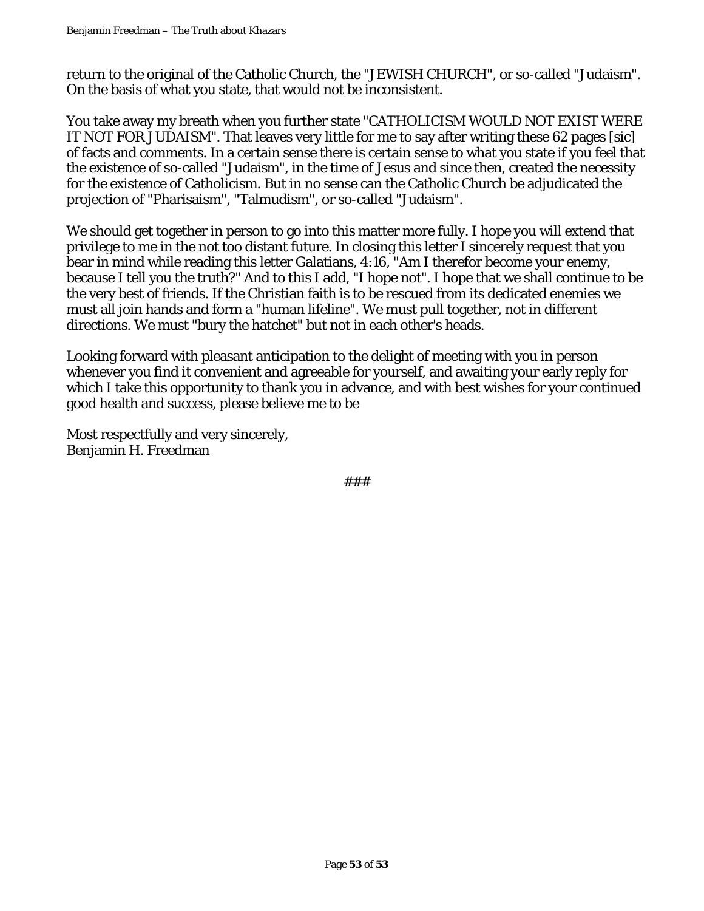return to the original of the Catholic Church, the "JEWISH CHURCH", or so-called "Judaism". On the basis of what you state, that would not be inconsistent.

You take away my breath when you further state "CATHOLICISM WOULD NOT EXIST WERE IT NOT FOR JUDAISM". That leaves very little for me to say after writing these 62 pages [sic] of facts and comments. In a certain sense there is certain sense to what you state if you feel that the existence of so-called "Judaism", in the time of Jesus and since then, created the necessity for the existence of Catholicism. But in no sense can the Catholic Church be adjudicated the projection of "Pharisaism", "Talmudism", or so-called "Judaism".

We should get together in person to go into this matter more fully. I hope you will extend that privilege to me in the not too distant future. In closing this letter I sincerely request that you bear in mind while reading this letter Galatians, 4:16, "Am I therefor become your enemy, because I tell you the truth?" And to this I add, "I hope not". I hope that we shall continue to be the very best of friends. If the Christian faith is to be rescued from its dedicated enemies we must all join hands and form a "human lifeline". We must pull together, not in different directions. We must "bury the hatchet" but not in each other's heads.

Looking forward with pleasant anticipation to the delight of meeting with you in person whenever you find it convenient and agreeable for yourself, and awaiting your early reply for which I take this opportunity to thank you in advance, and with best wishes for your continued good health and success, please believe me to be

Most respectfully and very sincerely,  
Benjamin H. Freedman

###